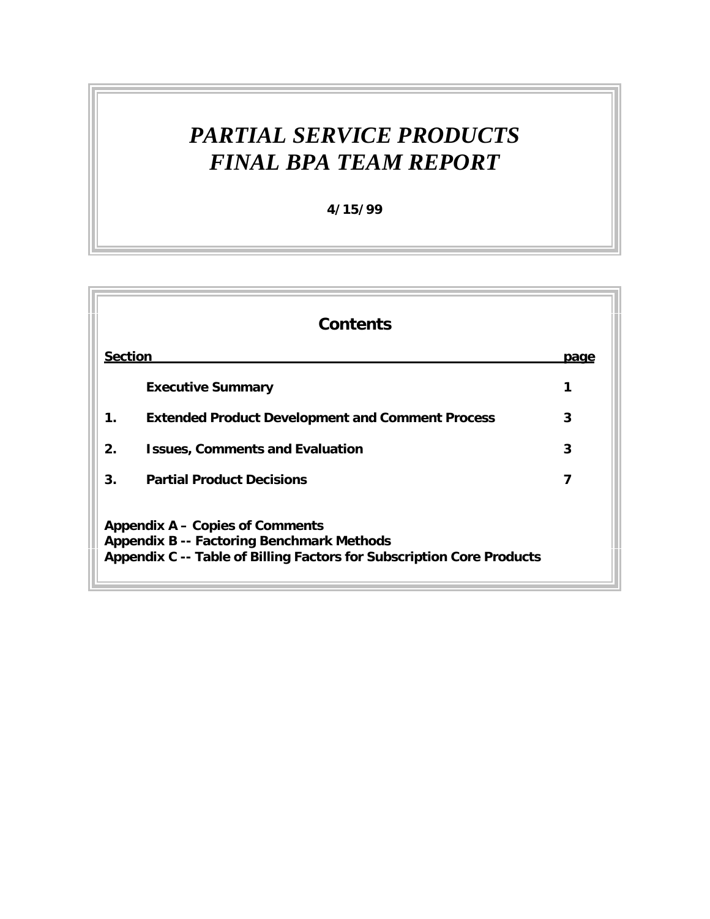# *PARTIAL SERVICE PRODUCTS*
# *FINAL BPA TEAM REPORT*

**4/15/99**

## Contents

| Section | | page |
|---|---|---|
| | **Executive Summary** | **1** |
| **1.** | **Extended Product Development and Comment Process** | **3** |
| **2.** | **Issues, Comments and Evaluation** | **3** |
| **3.** | **Partial Product Decisions** | **7** |

**Appendix A – Copies of Comments**
**Appendix B -- Factoring Benchmark Methods**
**Appendix C -- Table of Billing Factors for Subscription Core Products**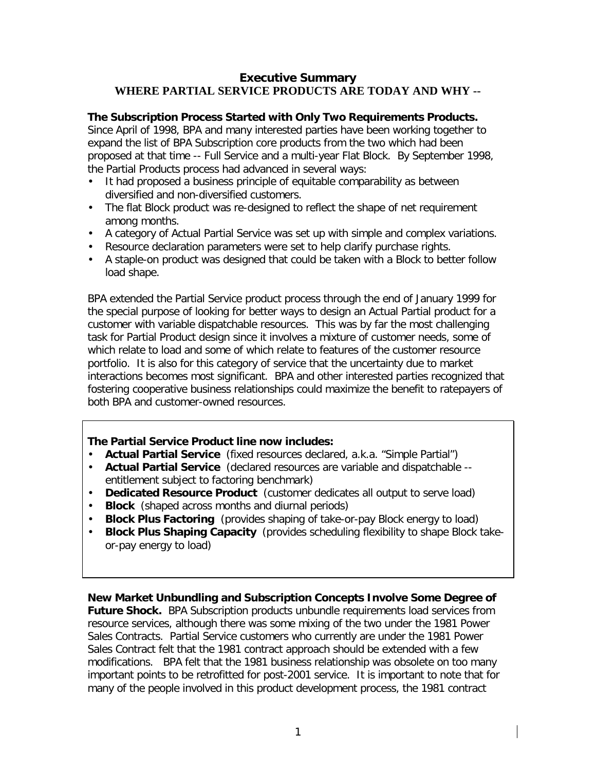# Executive Summary

## WHERE PARTIAL SERVICE PRODUCTS ARE TODAY AND WHY --

**The Subscription Process Started with Only Two Requirements Products.** Since April of 1998, BPA and many interested parties have been working together to expand the list of BPA Subscription core products from the two which had been proposed at that time -- Full Service and a multi-year Flat Block. By September 1998, the Partial Products process had advanced in several ways:

- It had proposed a business principle of equitable comparability as between diversified and non-diversified customers.
- The flat Block product was re-designed to reflect the shape of net requirement among months.
- A category of Actual Partial Service was set up with simple and complex variations.
- Resource declaration parameters were set to help clarify purchase rights.
- A staple-on product was designed that could be taken with a Block to better follow load shape.

BPA extended the Partial Service product process through the end of January 1999 for the special purpose of looking for better ways to design an Actual Partial product for a customer with variable dispatchable resources. This was by far the most challenging task for Partial Product design since it involves a mixture of customer needs, some of which relate to load and some of which relate to features of the customer resource portfolio. It is also for this category of service that the uncertainty due to market interactions becomes most significant. BPA and other interested parties recognized that fostering cooperative business relationships could maximize the benefit to ratepayers of both BPA and customer-owned resources.

**The Partial Service Product line now includes:**

- **Actual Partial Service** (fixed resources declared, a.k.a. "Simple Partial")
- **Actual Partial Service** (declared resources are variable and dispatchable -- entitlement subject to factoring benchmark)
- **Dedicated Resource Product** (customer dedicates all output to serve load)
- **Block** (shaped across months and diurnal periods)
- **Block Plus Factoring** (provides shaping of take-or-pay Block energy to load)
- **Block Plus Shaping Capacity** (provides scheduling flexibility to shape Block take-or-pay energy to load)

**New Market Unbundling and Subscription Concepts Involve Some Degree of Future Shock.** BPA Subscription products unbundle requirements load services from resource services, although there was some mixing of the two under the 1981 Power Sales Contracts. Partial Service customers who currently are under the 1981 Power Sales Contract felt that the 1981 contract approach should be extended with a few modifications. BPA felt that the 1981 business relationship was obsolete on too many important points to be retrofitted for post-2001 service. It is important to note that for many of the people involved in this product development process, the 1981 contract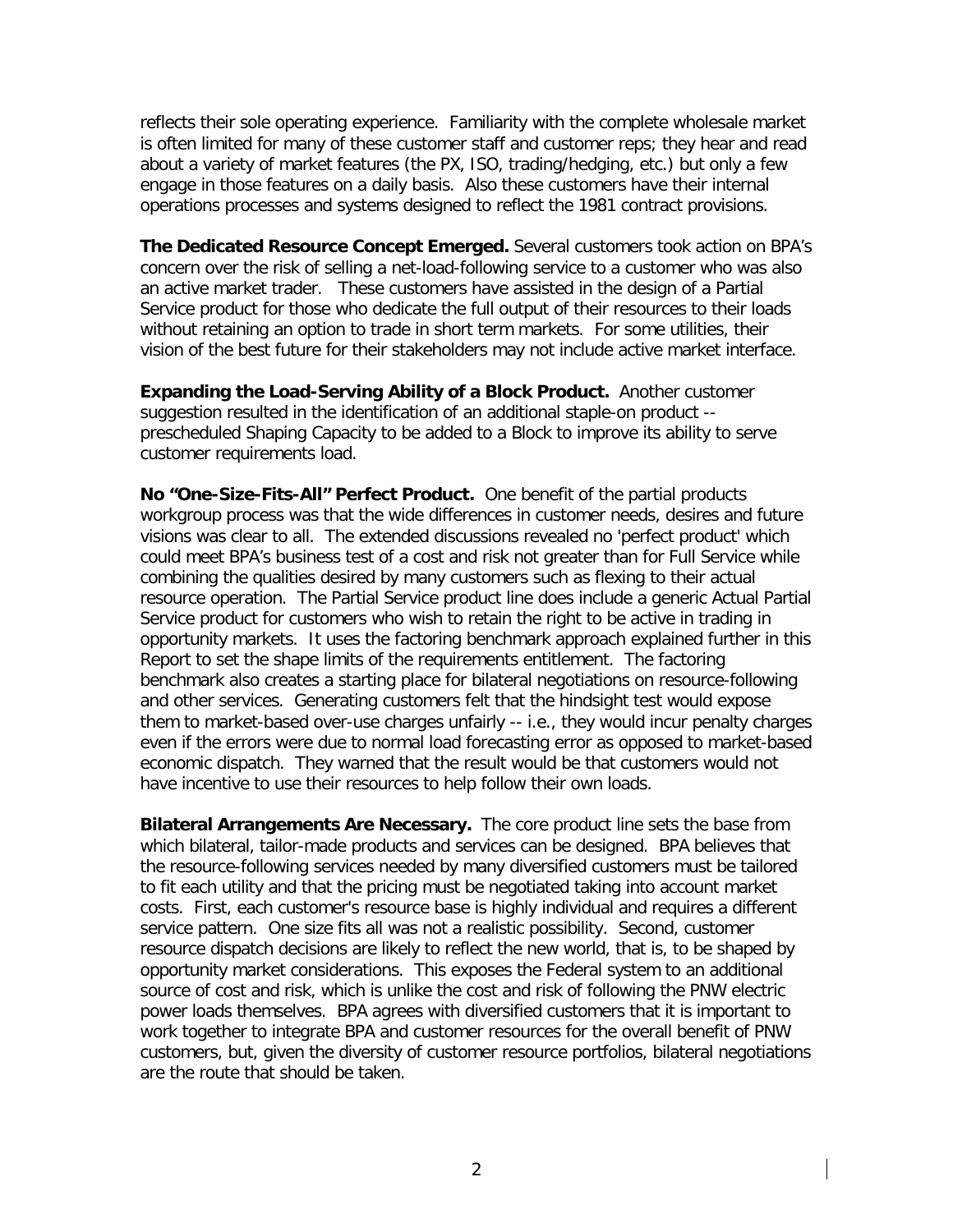reflects their sole operating experience. Familiarity with the complete wholesale market is often limited for many of these customer staff and customer reps; they hear and read about a variety of market features (the PX, ISO, trading/hedging, etc.) but only a few engage in those features on a daily basis. Also these customers have their internal operations processes and systems designed to reflect the 1981 contract provisions.

**The Dedicated Resource Concept Emerged.** Several customers took action on BPA's concern over the risk of selling a net-load-following service to a customer who was also an active market trader. These customers have assisted in the design of a Partial Service product for those who dedicate the full output of their resources to their loads without retaining an option to trade in short term markets. For some utilities, their vision of the best future for their stakeholders may not include active market interface.

**Expanding the Load-Serving Ability of a Block Product.** Another customer suggestion resulted in the identification of an additional staple-on product -- prescheduled Shaping Capacity to be added to a Block to improve its ability to serve customer requirements load.

**No "One-Size-Fits-All" Perfect Product.** One benefit of the partial products workgroup process was that the wide differences in customer needs, desires and future visions was clear to all. The extended discussions revealed no 'perfect product' which could meet BPA's business test of a cost and risk not greater than for Full Service while combining the qualities desired by many customers such as flexing to their actual resource operation. The Partial Service product line does include a generic Actual Partial Service product for customers who wish to retain the right to be active in trading in opportunity markets. It uses the factoring benchmark approach explained further in this Report to set the shape limits of the requirements entitlement. The factoring benchmark also creates a starting place for bilateral negotiations on resource-following and other services. Generating customers felt that the hindsight test would expose them to market-based over-use charges unfairly -- i.e., they would incur penalty charges even if the errors were due to normal load forecasting error as opposed to market-based economic dispatch. They warned that the result would be that customers would not have incentive to use their resources to help follow their own loads.

**Bilateral Arrangements Are Necessary.** The core product line sets the base from which bilateral, tailor-made products and services can be designed. BPA believes that the resource-following services needed by many diversified customers must be tailored to fit each utility and that the pricing must be negotiated taking into account market costs. First, each customer's resource base is highly individual and requires a different service pattern. One size fits all was not a realistic possibility. Second, customer resource dispatch decisions are likely to reflect the new world, that is, to be shaped by opportunity market considerations. This exposes the Federal system to an additional source of cost and risk, which is unlike the cost and risk of following the PNW electric power loads themselves. BPA agrees with diversified customers that it is important to work together to integrate BPA and customer resources for the overall benefit of PNW customers, but, given the diversity of customer resource portfolios, bilateral negotiations are the route that should be taken.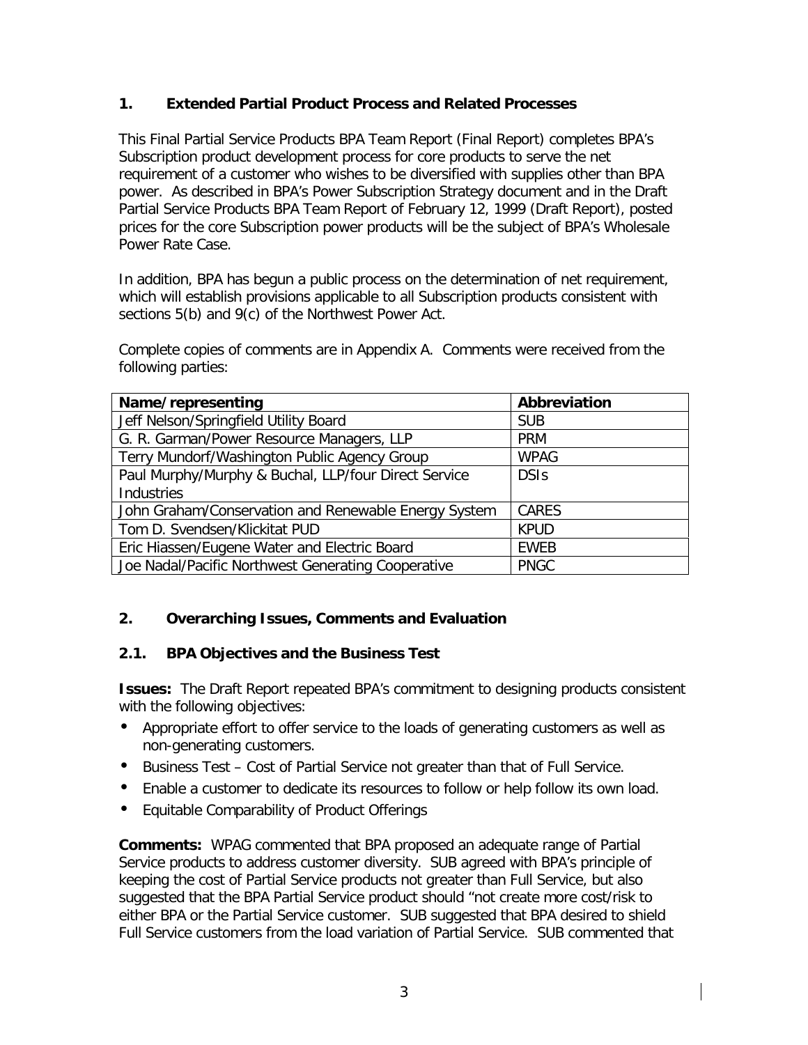## 1. Extended Partial Product Process and Related Processes

This Final Partial Service Products BPA Team Report (Final Report) completes BPA's Subscription product development process for core products to serve the net requirement of a customer who wishes to be diversified with supplies other than BPA power. As described in BPA's Power Subscription Strategy document and in the Draft Partial Service Products BPA Team Report of February 12, 1999 (Draft Report), posted prices for the core Subscription power products will be the subject of BPA's Wholesale Power Rate Case.

In addition, BPA has begun a public process on the determination of net requirement, which will establish provisions applicable to all Subscription products consistent with sections 5(b) and 9(c) of the Northwest Power Act.

Complete copies of comments are in Appendix A. Comments were received from the following parties:

| Name/representing | Abbreviation |
|---|---|
| Jeff Nelson/Springfield Utility Board | SUB |
| G. R. Garman/Power Resource Managers, LLP | PRM |
| Terry Mundorf/Washington Public Agency Group | WPAG |
| Paul Murphy/Murphy & Buchal, LLP/four Direct Service Industries | DSIs |
| John Graham/Conservation and Renewable Energy System | CARES |
| Tom D. Svendsen/Klickitat PUD | KPUD |
| Eric Hiassen/Eugene Water and Electric Board | EWEB |
| Joe Nadal/Pacific Northwest Generating Cooperative | PNGC |

## 2. Overarching Issues, Comments and Evaluation

### 2.1. BPA Objectives and the Business Test

**Issues:** The Draft Report repeated BPA's commitment to designing products consistent with the following objectives:

- Appropriate effort to offer service to the loads of generating customers as well as non-generating customers.
- Business Test – Cost of Partial Service not greater than that of Full Service.
- Enable a customer to dedicate its resources to follow or help follow its own load.
- Equitable Comparability of Product Offerings

**Comments:** WPAG commented that BPA proposed an adequate range of Partial Service products to address customer diversity. SUB agreed with BPA's principle of keeping the cost of Partial Service products not greater than Full Service, but also suggested that the BPA Partial Service product should "not create more cost/risk to either BPA or the Partial Service customer. SUB suggested that BPA desired to shield Full Service customers from the load variation of Partial Service. SUB commented that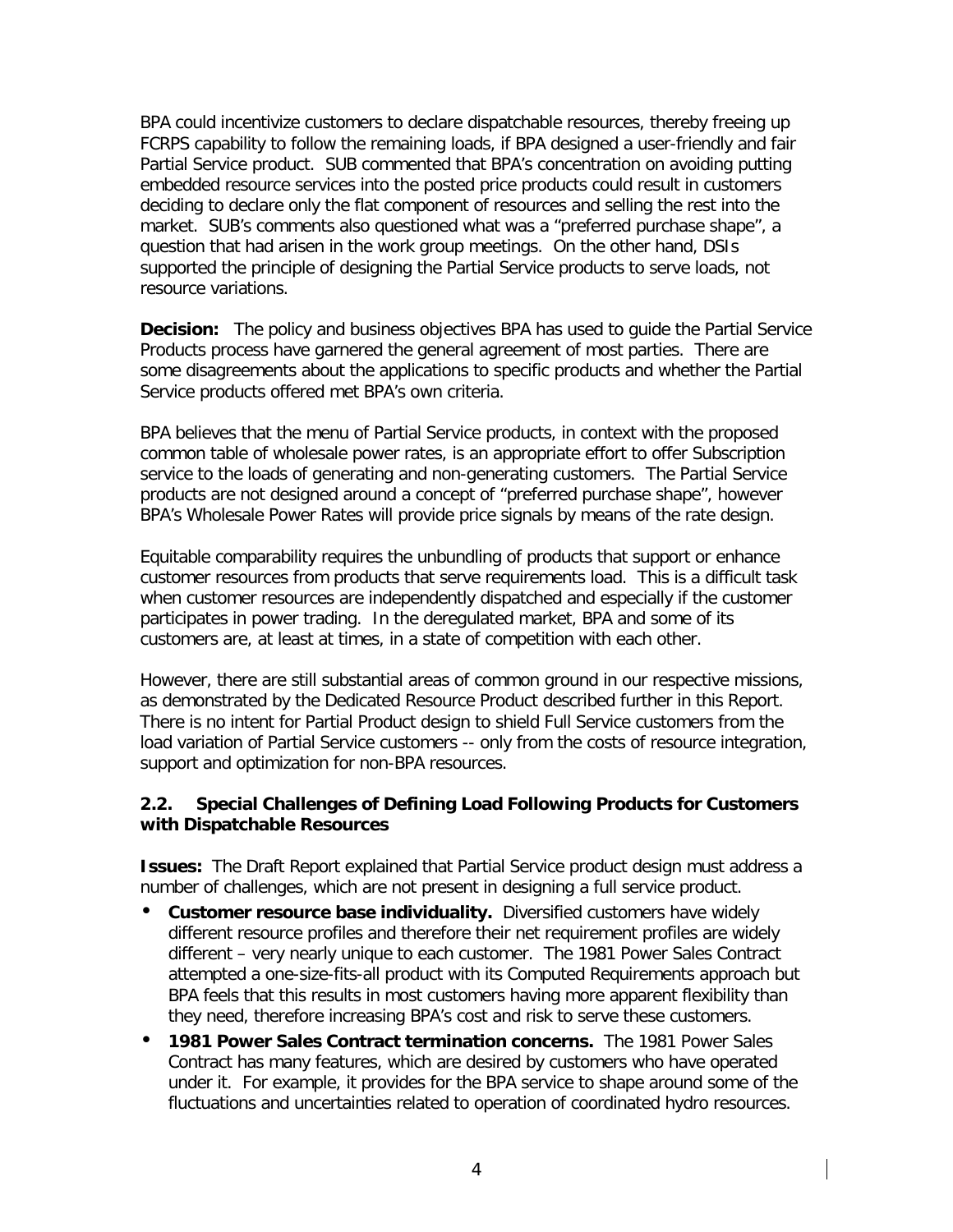BPA could incentivize customers to declare dispatchable resources, thereby freeing up FCRPS capability to follow the remaining loads, if BPA designed a user-friendly and fair Partial Service product. SUB commented that BPA's concentration on avoiding putting embedded resource services into the posted price products could result in customers deciding to declare only the flat component of resources and selling the rest into the market. SUB's comments also questioned what was a "preferred purchase shape", a question that had arisen in the work group meetings. On the other hand, DSIs supported the principle of designing the Partial Service products to serve loads, not resource variations.

**Decision:** The policy and business objectives BPA has used to guide the Partial Service Products process have garnered the general agreement of most parties. There are some disagreements about the applications to specific products and whether the Partial Service products offered met BPA's own criteria.

BPA believes that the menu of Partial Service products, in context with the proposed common table of wholesale power rates, is an appropriate effort to offer Subscription service to the loads of generating and non-generating customers. The Partial Service products are not designed around a concept of "preferred purchase shape", however BPA's Wholesale Power Rates will provide price signals by means of the rate design.

Equitable comparability requires the unbundling of products that support or enhance customer resources from products that serve requirements load. This is a difficult task when customer resources are independently dispatched and especially if the customer participates in power trading. In the deregulated market, BPA and some of its customers are, at least at times, in a state of competition with each other.

However, there are still substantial areas of common ground in our respective missions, as demonstrated by the Dedicated Resource Product described further in this Report. There is no intent for Partial Product design to shield Full Service customers from the load variation of Partial Service customers -- only from the costs of resource integration, support and optimization for non-BPA resources.

### 2.2. Special Challenges of Defining Load Following Products for Customers with Dispatchable Resources

**Issues:** The Draft Report explained that Partial Service product design must address a number of challenges, which are not present in designing a full service product.

- **Customer resource base individuality.** Diversified customers have widely different resource profiles and therefore their net requirement profiles are widely different – very nearly unique to each customer. The 1981 Power Sales Contract attempted a one-size-fits-all product with its Computed Requirements approach but BPA feels that this results in most customers having more apparent flexibility than they need, therefore increasing BPA's cost and risk to serve these customers.
- **1981 Power Sales Contract termination concerns.** The 1981 Power Sales Contract has many features, which are desired by customers who have operated under it. For example, it provides for the BPA service to shape around some of the fluctuations and uncertainties related to operation of coordinated hydro resources.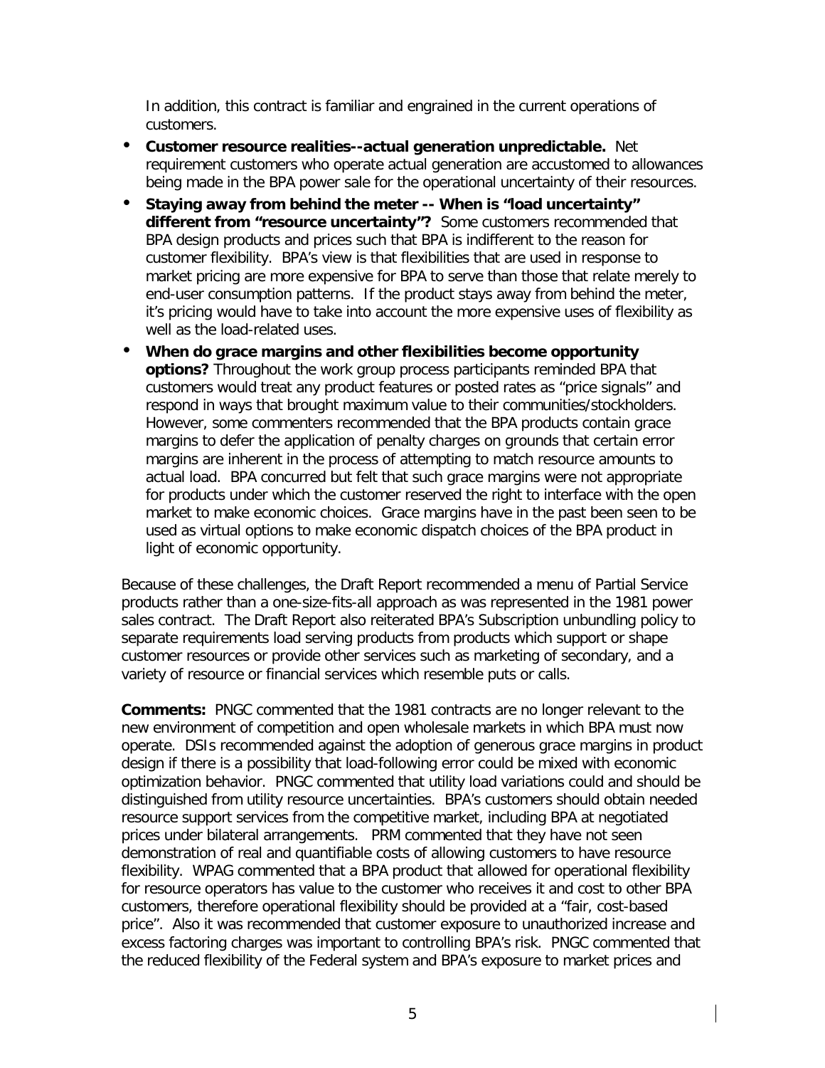In addition, this contract is familiar and engrained in the current operations of customers.

- **Customer resource realities--actual generation unpredictable.** Net requirement customers who operate actual generation are accustomed to allowances being made in the BPA power sale for the operational uncertainty of their resources.
- **Staying away from behind the meter -- When is "load uncertainty" different from "resource uncertainty"?** Some customers recommended that BPA design products and prices such that BPA is indifferent to the reason for customer flexibility. BPA's view is that flexibilities that are used in response to market pricing are more expensive for BPA to serve than those that relate merely to end-user consumption patterns. If the product stays away from behind the meter, it's pricing would have to take into account the more expensive uses of flexibility as well as the load-related uses.
- **When do grace margins and other flexibilities become opportunity options?** Throughout the work group process participants reminded BPA that customers would treat any product features or posted rates as "price signals" and respond in ways that brought maximum value to their communities/stockholders. However, some commenters recommended that the BPA products contain grace margins to defer the application of penalty charges on grounds that certain error margins are inherent in the process of attempting to match resource amounts to actual load. BPA concurred but felt that such grace margins were not appropriate for products under which the customer reserved the right to interface with the open market to make economic choices. Grace margins have in the past been seen to be used as virtual options to make economic dispatch choices of the BPA product in light of economic opportunity.

Because of these challenges, the Draft Report recommended a menu of Partial Service products rather than a one-size-fits-all approach as was represented in the 1981 power sales contract. The Draft Report also reiterated BPA's Subscription unbundling policy to separate requirements load serving products from products which support or shape customer resources or provide other services such as marketing of secondary, and a variety of resource or financial services which resemble puts or calls.

**Comments:** PNGC commented that the 1981 contracts are no longer relevant to the new environment of competition and open wholesale markets in which BPA must now operate. DSIs recommended against the adoption of generous grace margins in product design if there is a possibility that load-following error could be mixed with economic optimization behavior. PNGC commented that utility load variations could and should be distinguished from utility resource uncertainties. BPA's customers should obtain needed resource support services from the competitive market, including BPA at negotiated prices under bilateral arrangements. PRM commented that they have not seen demonstration of real and quantifiable costs of allowing customers to have resource flexibility. WPAG commented that a BPA product that allowed for operational flexibility for resource operators has value to the customer who receives it and cost to other BPA customers, therefore operational flexibility should be provided at a "fair, cost-based price". Also it was recommended that customer exposure to unauthorized increase and excess factoring charges was important to controlling BPA's risk. PNGC commented that the reduced flexibility of the Federal system and BPA's exposure to market prices and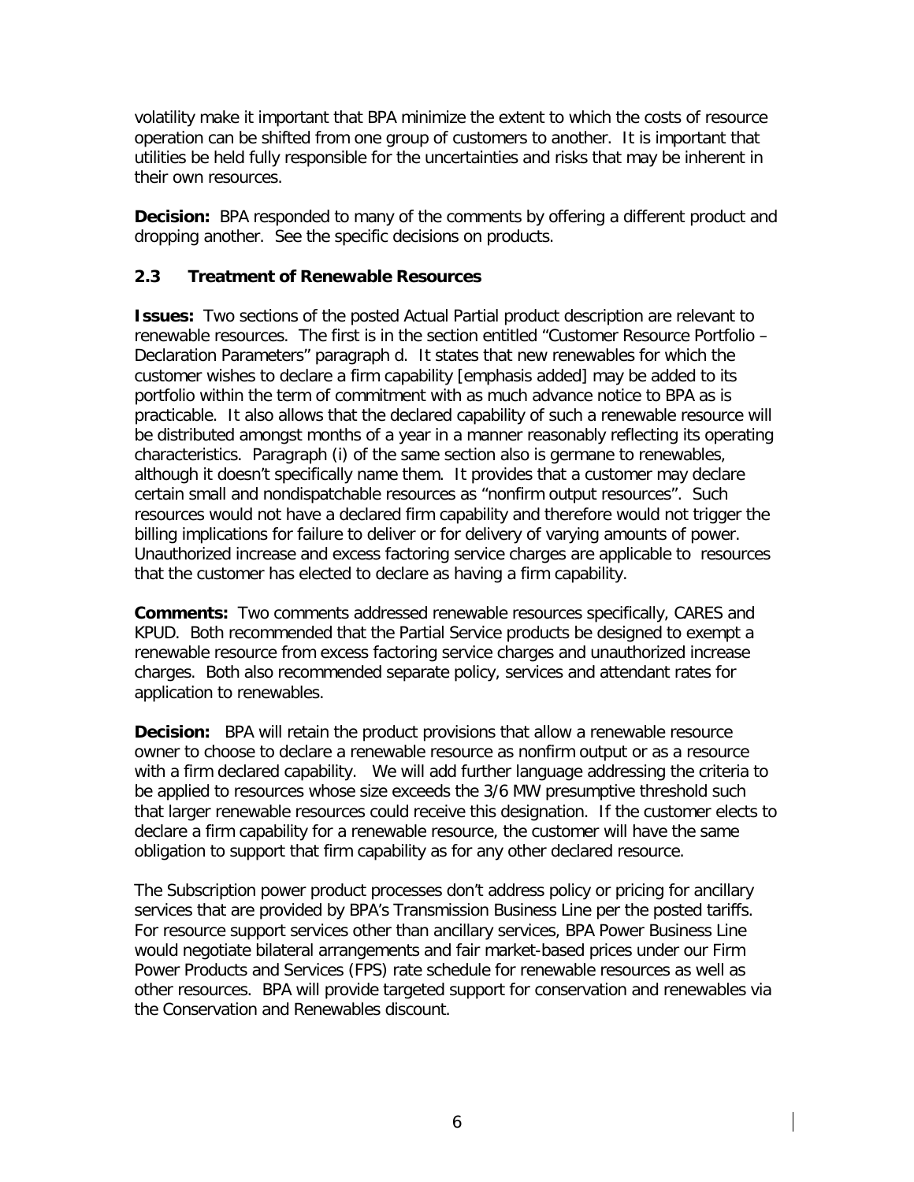volatility make it important that BPA minimize the extent to which the costs of resource operation can be shifted from one group of customers to another. It is important that utilities be held fully responsible for the uncertainties and risks that may be inherent in their own resources.

**Decision:** BPA responded to many of the comments by offering a different product and dropping another. See the specific decisions on products.

### 2.3 Treatment of Renewable Resources

**Issues:** Two sections of the posted Actual Partial product description are relevant to renewable resources. The first is in the section entitled "Customer Resource Portfolio – Declaration Parameters" paragraph d. It states that new renewables for which the customer wishes to declare a firm capability [emphasis added] may be added to its portfolio within the term of commitment with as much advance notice to BPA as is practicable. It also allows that the declared capability of such a renewable resource will be distributed amongst months of a year in a manner reasonably reflecting its operating characteristics. Paragraph (i) of the same section also is germane to renewables, although it doesn't specifically name them. It provides that a customer may declare certain small and nondispatchable resources as "nonfirm output resources". Such resources would not have a declared firm capability and therefore would not trigger the billing implications for failure to deliver or for delivery of varying amounts of power. Unauthorized increase and excess factoring service charges are applicable to resources that the customer has elected to declare as having a firm capability.

**Comments:** Two comments addressed renewable resources specifically, CARES and KPUD. Both recommended that the Partial Service products be designed to exempt a renewable resource from excess factoring service charges and unauthorized increase charges. Both also recommended separate policy, services and attendant rates for application to renewables.

**Decision:** BPA will retain the product provisions that allow a renewable resource owner to choose to declare a renewable resource as nonfirm output or as a resource with a firm declared capability. We will add further language addressing the criteria to be applied to resources whose size exceeds the 3/6 MW presumptive threshold such that larger renewable resources could receive this designation. If the customer elects to declare a firm capability for a renewable resource, the customer will have the same obligation to support that firm capability as for any other declared resource.

The Subscription power product processes don't address policy or pricing for ancillary services that are provided by BPA's Transmission Business Line per the posted tariffs. For resource support services other than ancillary services, BPA Power Business Line would negotiate bilateral arrangements and fair market-based prices under our Firm Power Products and Services (FPS) rate schedule for renewable resources as well as other resources. BPA will provide targeted support for conservation and renewables via the Conservation and Renewables discount.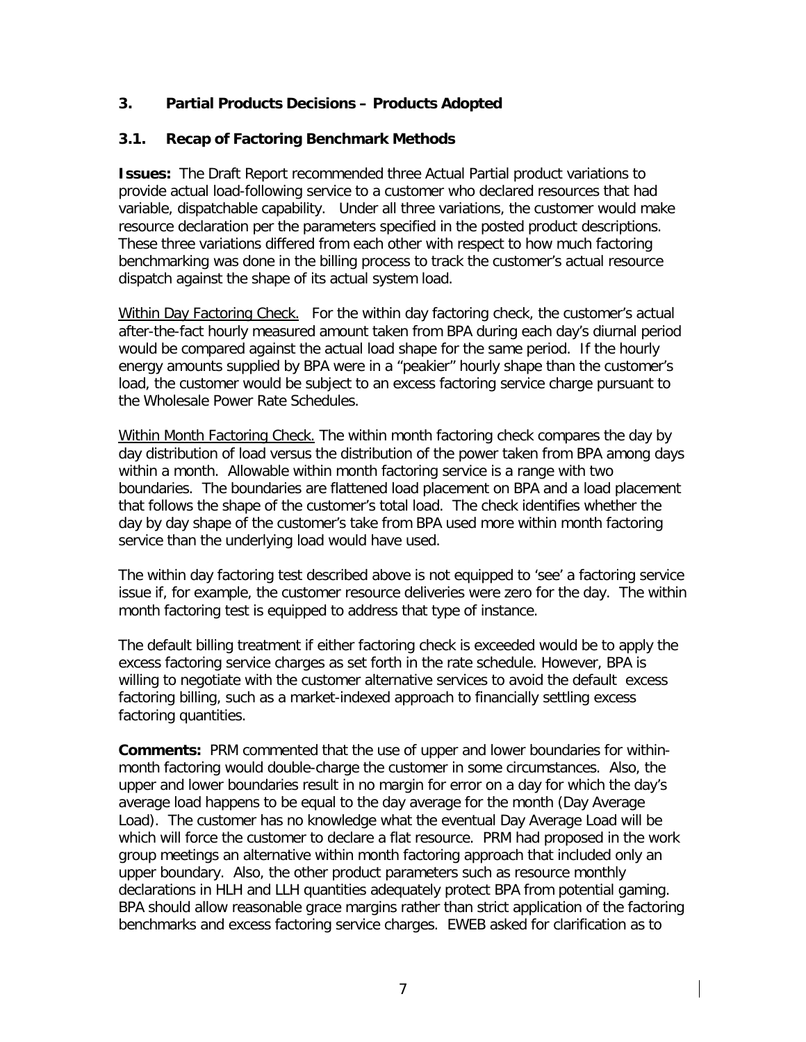## 3. Partial Products Decisions – Products Adopted

### 3.1. Recap of Factoring Benchmark Methods

**Issues:** The Draft Report recommended three Actual Partial product variations to provide actual load-following service to a customer who declared resources that had variable, dispatchable capability. Under all three variations, the customer would make resource declaration per the parameters specified in the posted product descriptions. These three variations differed from each other with respect to how much factoring benchmarking was done in the billing process to track the customer's actual resource dispatch against the shape of its actual system load.

Within Day Factoring Check. For the within day factoring check, the customer's actual after-the-fact hourly measured amount taken from BPA during each day's diurnal period would be compared against the actual load shape for the same period. If the hourly energy amounts supplied by BPA were in a "peakier" hourly shape than the customer's load, the customer would be subject to an excess factoring service charge pursuant to the Wholesale Power Rate Schedules.

Within Month Factoring Check. The within month factoring check compares the day by day distribution of load versus the distribution of the power taken from BPA among days within a month. Allowable within month factoring service is a range with two boundaries. The boundaries are flattened load placement on BPA and a load placement that follows the shape of the customer's total load. The check identifies whether the day by day shape of the customer's take from BPA used more within month factoring service than the underlying load would have used.

The within day factoring test described above is not equipped to 'see' a factoring service issue if, for example, the customer resource deliveries were zero for the day. The within month factoring test is equipped to address that type of instance.

The default billing treatment if either factoring check is exceeded would be to apply the excess factoring service charges as set forth in the rate schedule. However, BPA is willing to negotiate with the customer alternative services to avoid the default excess factoring billing, such as a market-indexed approach to financially settling excess factoring quantities.

**Comments:** PRM commented that the use of upper and lower boundaries for within-month factoring would double-charge the customer in some circumstances. Also, the upper and lower boundaries result in no margin for error on a day for which the day's average load happens to be equal to the day average for the month (Day Average Load). The customer has no knowledge what the eventual Day Average Load will be which will force the customer to declare a flat resource. PRM had proposed in the work group meetings an alternative within month factoring approach that included only an upper boundary. Also, the other product parameters such as resource monthly declarations in HLH and LLH quantities adequately protect BPA from potential gaming. BPA should allow reasonable grace margins rather than strict application of the factoring benchmarks and excess factoring service charges. EWEB asked for clarification as to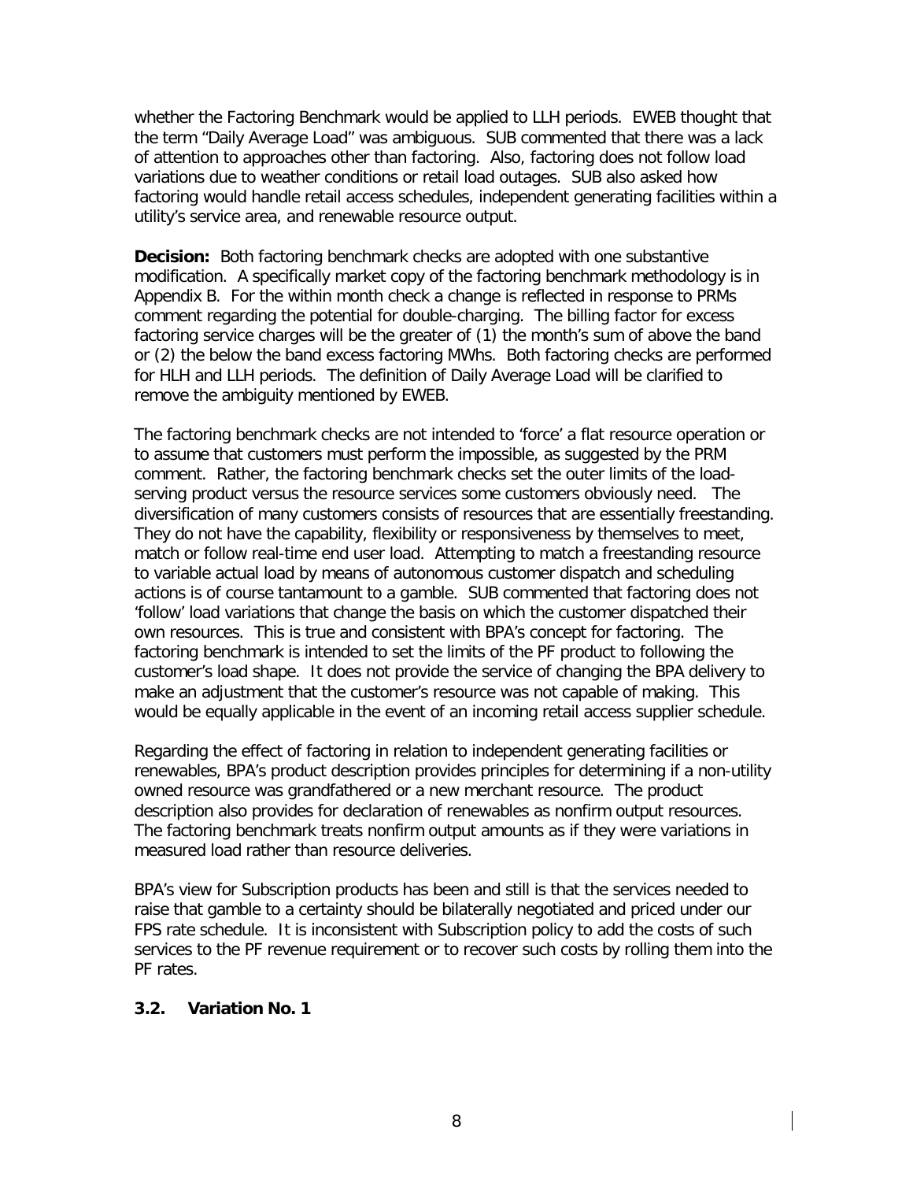whether the Factoring Benchmark would be applied to LLH periods. EWEB thought that the term “Daily Average Load” was ambiguous. SUB commented that there was a lack of attention to approaches other than factoring. Also, factoring does not follow load variations due to weather conditions or retail load outages. SUB also asked how factoring would handle retail access schedules, independent generating facilities within a utility's service area, and renewable resource output.

**Decision:** Both factoring benchmark checks are adopted with one substantive modification. A specifically market copy of the factoring benchmark methodology is in Appendix B. For the within month check a change is reflected in response to PRMs comment regarding the potential for double-charging. The billing factor for excess factoring service charges will be the greater of (1) the month's sum of above the band or (2) the below the band excess factoring MWhs. Both factoring checks are performed for HLH and LLH periods. The definition of Daily Average Load will be clarified to remove the ambiguity mentioned by EWEB.

The factoring benchmark checks are not intended to ‘force’ a flat resource operation or to assume that customers must perform the impossible, as suggested by the PRM comment. Rather, the factoring benchmark checks set the outer limits of the load-serving product versus the resource services some customers obviously need. The diversification of many customers consists of resources that are essentially freestanding. They do not have the capability, flexibility or responsiveness by themselves to meet, match or follow real-time end user load. Attempting to match a freestanding resource to variable actual load by means of autonomous customer dispatch and scheduling actions is of course tantamount to a gamble. SUB commented that factoring does not ‘follow’ load variations that change the basis on which the customer dispatched their own resources. This is true and consistent with BPA's concept for factoring. The factoring benchmark is intended to set the limits of the PF product to following the customer's load shape. It does not provide the service of changing the BPA delivery to make an adjustment that the customer's resource was not capable of making. This would be equally applicable in the event of an incoming retail access supplier schedule.

Regarding the effect of factoring in relation to independent generating facilities or renewables, BPA's product description provides principles for determining if a non-utility owned resource was grandfathered or a new merchant resource. The product description also provides for declaration of renewables as nonfirm output resources. The factoring benchmark treats nonfirm output amounts as if they were variations in measured load rather than resource deliveries.

BPA's view for Subscription products has been and still is that the services needed to raise that gamble to a certainty should be bilaterally negotiated and priced under our FPS rate schedule. It is inconsistent with Subscription policy to add the costs of such services to the PF revenue requirement or to recover such costs by rolling them into the PF rates.

### 3.2. Variation No. 1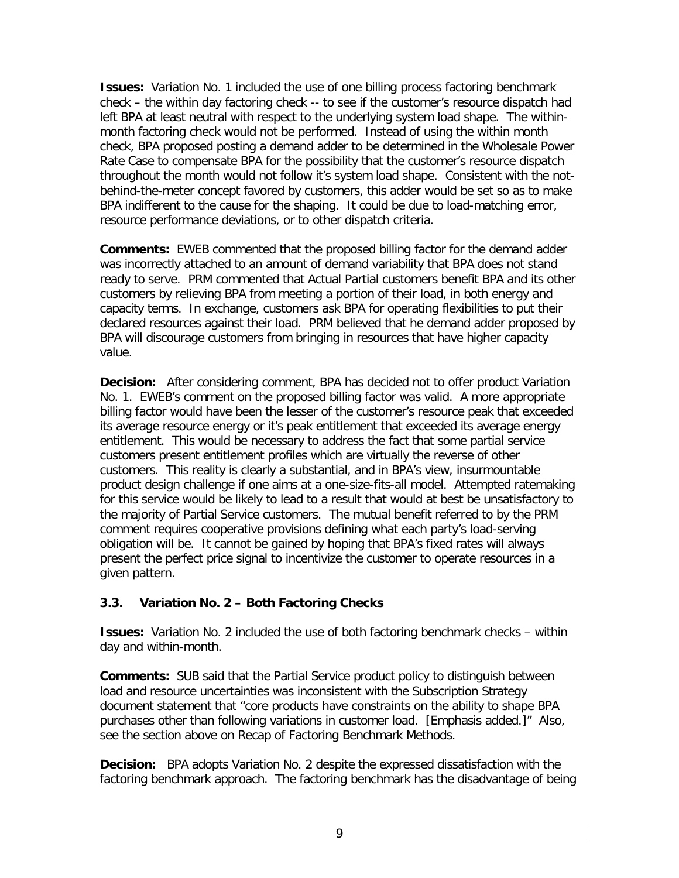**Issues:** Variation No. 1 included the use of one billing process factoring benchmark check – the within day factoring check -- to see if the customer's resource dispatch had left BPA at least neutral with respect to the underlying system load shape. The within-month factoring check would not be performed. Instead of using the within month check, BPA proposed posting a demand adder to be determined in the Wholesale Power Rate Case to compensate BPA for the possibility that the customer's resource dispatch throughout the month would not follow it's system load shape. Consistent with the not-behind-the-meter concept favored by customers, this adder would be set so as to make BPA indifferent to the cause for the shaping. It could be due to load-matching error, resource performance deviations, or to other dispatch criteria.

**Comments:** EWEB commented that the proposed billing factor for the demand adder was incorrectly attached to an amount of demand variability that BPA does not stand ready to serve. PRM commented that Actual Partial customers benefit BPA and its other customers by relieving BPA from meeting a portion of their load, in both energy and capacity terms. In exchange, customers ask BPA for operating flexibilities to put their declared resources against their load. PRM believed that he demand adder proposed by BPA will discourage customers from bringing in resources that have higher capacity value.

**Decision:** After considering comment, BPA has decided not to offer product Variation No. 1. EWEB's comment on the proposed billing factor was valid. A more appropriate billing factor would have been the lesser of the customer's resource peak that exceeded its average resource energy or it's peak entitlement that exceeded its average energy entitlement. This would be necessary to address the fact that some partial service customers present entitlement profiles which are virtually the reverse of other customers. This reality is clearly a substantial, and in BPA's view, insurmountable product design challenge if one aims at a one-size-fits-all model. Attempted ratemaking for this service would be likely to lead to a result that would at best be unsatisfactory to the majority of Partial Service customers. The mutual benefit referred to by the PRM comment requires cooperative provisions defining what each party's load-serving obligation will be. It cannot be gained by hoping that BPA's fixed rates will always present the perfect price signal to incentivize the customer to operate resources in a given pattern.

### 3.3. Variation No. 2 – Both Factoring Checks

**Issues:** Variation No. 2 included the use of both factoring benchmark checks – within day and within-month.

**Comments:** SUB said that the Partial Service product policy to distinguish between load and resource uncertainties was inconsistent with the Subscription Strategy document statement that "core products have constraints on the ability to shape BPA purchases other than following variations in customer load. [Emphasis added.]" Also, see the section above on Recap of Factoring Benchmark Methods.

**Decision:** BPA adopts Variation No. 2 despite the expressed dissatisfaction with the factoring benchmark approach. The factoring benchmark has the disadvantage of being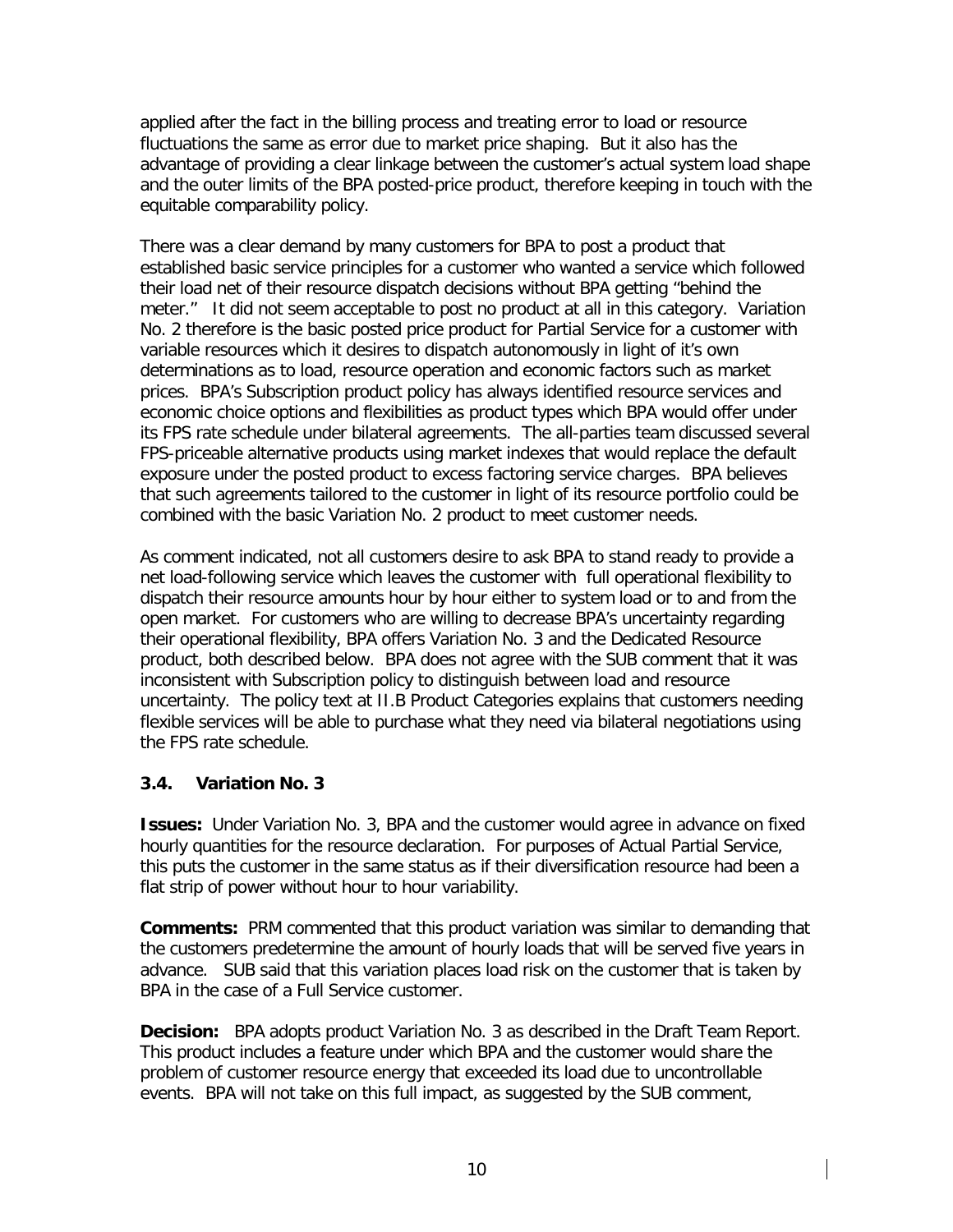applied after the fact in the billing process and treating error to load or resource fluctuations the same as error due to market price shaping. But it also has the advantage of providing a clear linkage between the customer's actual system load shape and the outer limits of the BPA posted-price product, therefore keeping in touch with the equitable comparability policy.

There was a clear demand by many customers for BPA to post a product that established basic service principles for a customer who wanted a service which followed their load net of their resource dispatch decisions without BPA getting "behind the meter." It did not seem acceptable to post no product at all in this category. Variation No. 2 therefore is the basic posted price product for Partial Service for a customer with variable resources which it desires to dispatch autonomously in light of it's own determinations as to load, resource operation and economic factors such as market prices. BPA's Subscription product policy has always identified resource services and economic choice options and flexibilities as product types which BPA would offer under its FPS rate schedule under bilateral agreements. The all-parties team discussed several FPS-priceable alternative products using market indexes that would replace the default exposure under the posted product to excess factoring service charges. BPA believes that such agreements tailored to the customer in light of its resource portfolio could be combined with the basic Variation No. 2 product to meet customer needs.

As comment indicated, not all customers desire to ask BPA to stand ready to provide a net load-following service which leaves the customer with full operational flexibility to dispatch their resource amounts hour by hour either to system load or to and from the open market. For customers who are willing to decrease BPA's uncertainty regarding their operational flexibility, BPA offers Variation No. 3 and the Dedicated Resource product, both described below. BPA does not agree with the SUB comment that it was inconsistent with Subscription policy to distinguish between load and resource uncertainty. The policy text at II.B Product Categories explains that customers needing flexible services will be able to purchase what they need via bilateral negotiations using the FPS rate schedule.

### 3.4. Variation No. 3

**Issues:** Under Variation No. 3, BPA and the customer would agree in advance on fixed hourly quantities for the resource declaration. For purposes of Actual Partial Service, this puts the customer in the same status as if their diversification resource had been a flat strip of power without hour to hour variability.

**Comments:** PRM commented that this product variation was similar to demanding that the customers predetermine the amount of hourly loads that will be served five years in advance. SUB said that this variation places load risk on the customer that is taken by BPA in the case of a Full Service customer.

**Decision:** BPA adopts product Variation No. 3 as described in the Draft Team Report. This product includes a feature under which BPA and the customer would share the problem of customer resource energy that exceeded its load due to uncontrollable events. BPA will not take on this full impact, as suggested by the SUB comment,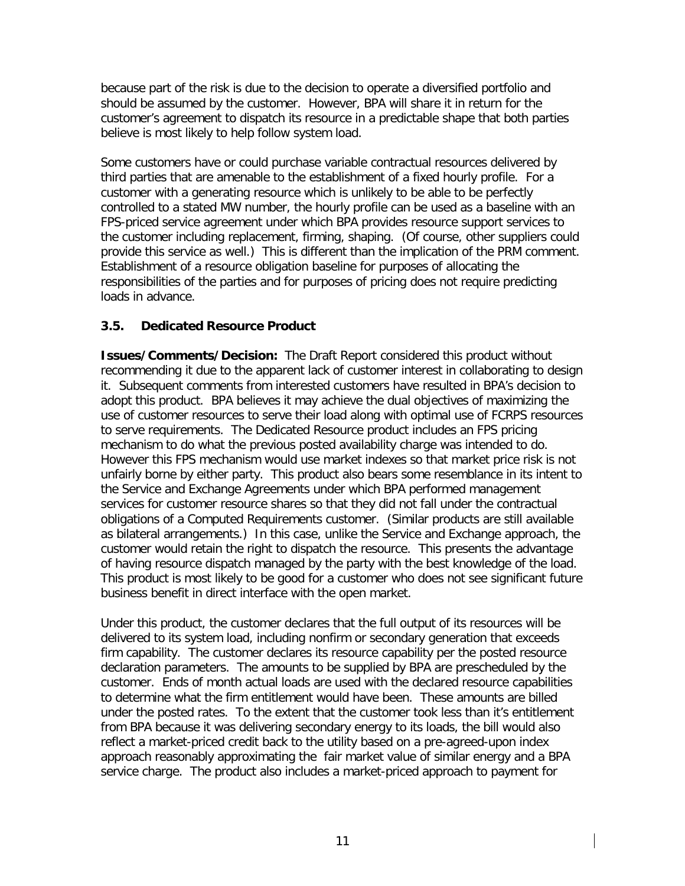because part of the risk is due to the decision to operate a diversified portfolio and should be assumed by the customer. However, BPA will share it in return for the customer's agreement to dispatch its resource in a predictable shape that both parties believe is most likely to help follow system load.

Some customers have or could purchase variable contractual resources delivered by third parties that are amenable to the establishment of a fixed hourly profile. For a customer with a generating resource which is unlikely to be able to be perfectly controlled to a stated MW number, the hourly profile can be used as a baseline with an FPS-priced service agreement under which BPA provides resource support services to the customer including replacement, firming, shaping. (Of course, other suppliers could provide this service as well.) This is different than the implication of the PRM comment. Establishment of a resource obligation baseline for purposes of allocating the responsibilities of the parties and for purposes of pricing does not require predicting loads in advance.

### 3.5. Dedicated Resource Product

**Issues/Comments/Decision:** The Draft Report considered this product without recommending it due to the apparent lack of customer interest in collaborating to design it. Subsequent comments from interested customers have resulted in BPA's decision to adopt this product. BPA believes it may achieve the dual objectives of maximizing the use of customer resources to serve their load along with optimal use of FCRPS resources to serve requirements. The Dedicated Resource product includes an FPS pricing mechanism to do what the previous posted availability charge was intended to do. However this FPS mechanism would use market indexes so that market price risk is not unfairly borne by either party. This product also bears some resemblance in its intent to the Service and Exchange Agreements under which BPA performed management services for customer resource shares so that they did not fall under the contractual obligations of a Computed Requirements customer. (Similar products are still available as bilateral arrangements.) In this case, unlike the Service and Exchange approach, the customer would retain the right to dispatch the resource. This presents the advantage of having resource dispatch managed by the party with the best knowledge of the load. This product is most likely to be good for a customer who does not see significant future business benefit in direct interface with the open market.

Under this product, the customer declares that the full output of its resources will be delivered to its system load, including nonfirm or secondary generation that exceeds firm capability. The customer declares its resource capability per the posted resource declaration parameters. The amounts to be supplied by BPA are prescheduled by the customer. Ends of month actual loads are used with the declared resource capabilities to determine what the firm entitlement would have been. These amounts are billed under the posted rates. To the extent that the customer took less than it's entitlement from BPA because it was delivering secondary energy to its loads, the bill would also reflect a market-priced credit back to the utility based on a pre-agreed-upon index approach reasonably approximating the fair market value of similar energy and a BPA service charge. The product also includes a market-priced approach to payment for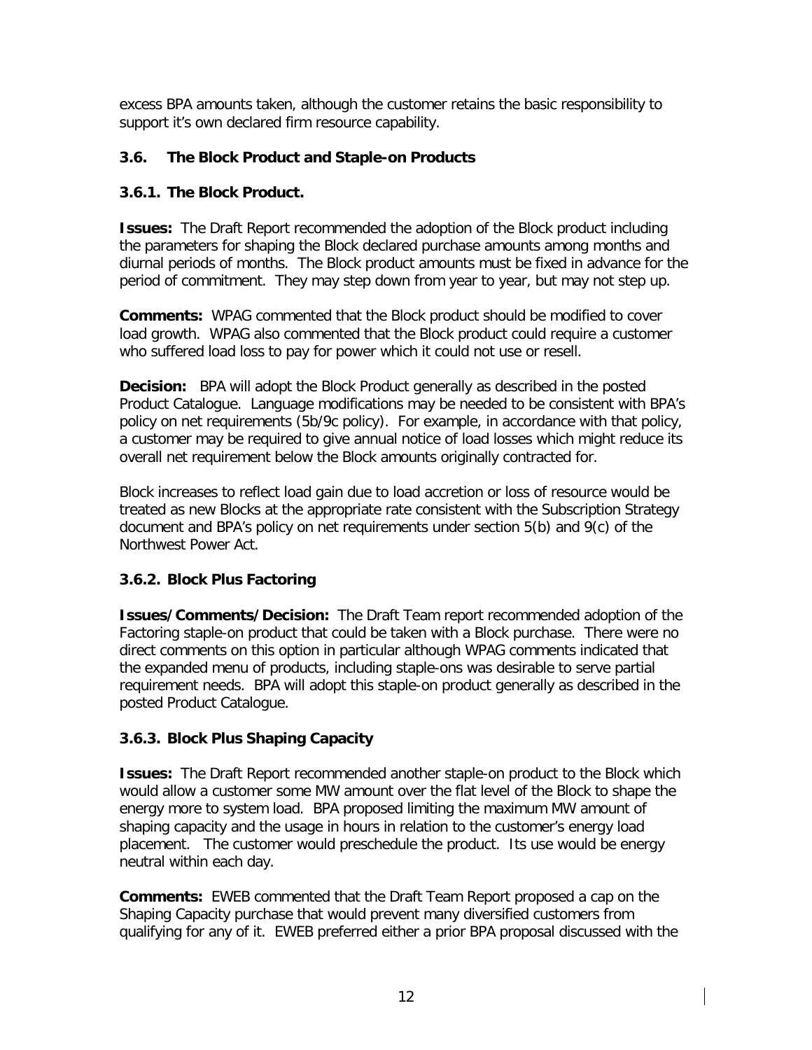excess BPA amounts taken, although the customer retains the basic responsibility to support it's own declared firm resource capability.

### 3.6. The Block Product and Staple-on Products

#### 3.6.1. The Block Product.

**Issues:** The Draft Report recommended the adoption of the Block product including the parameters for shaping the Block declared purchase amounts among months and diurnal periods of months. The Block product amounts must be fixed in advance for the period of commitment. They may step down from year to year, but may not step up.

**Comments:** WPAG commented that the Block product should be modified to cover load growth. WPAG also commented that the Block product could require a customer who suffered load loss to pay for power which it could not use or resell.

**Decision:** BPA will adopt the Block Product generally as described in the posted Product Catalogue. Language modifications may be needed to be consistent with BPA's policy on net requirements (5b/9c policy). For example, in accordance with that policy, a customer may be required to give annual notice of load losses which might reduce its overall net requirement below the Block amounts originally contracted for.

Block increases to reflect load gain due to load accretion or loss of resource would be treated as new Blocks at the appropriate rate consistent with the Subscription Strategy document and BPA's policy on net requirements under section 5(b) and 9(c) of the Northwest Power Act.

#### 3.6.2. Block Plus Factoring

**Issues/Comments/Decision:** The Draft Team report recommended adoption of the Factoring staple-on product that could be taken with a Block purchase. There were no direct comments on this option in particular although WPAG comments indicated that the expanded menu of products, including staple-ons was desirable to serve partial requirement needs. BPA will adopt this staple-on product generally as described in the posted Product Catalogue.

#### 3.6.3. Block Plus Shaping Capacity

**Issues:** The Draft Report recommended another staple-on product to the Block which would allow a customer some MW amount over the flat level of the Block to shape the energy more to system load. BPA proposed limiting the maximum MW amount of shaping capacity and the usage in hours in relation to the customer's energy load placement. The customer would preschedule the product. Its use would be energy neutral within each day.

**Comments:** EWEB commented that the Draft Team Report proposed a cap on the Shaping Capacity purchase that would prevent many diversified customers from qualifying for any of it. EWEB preferred either a prior BPA proposal discussed with the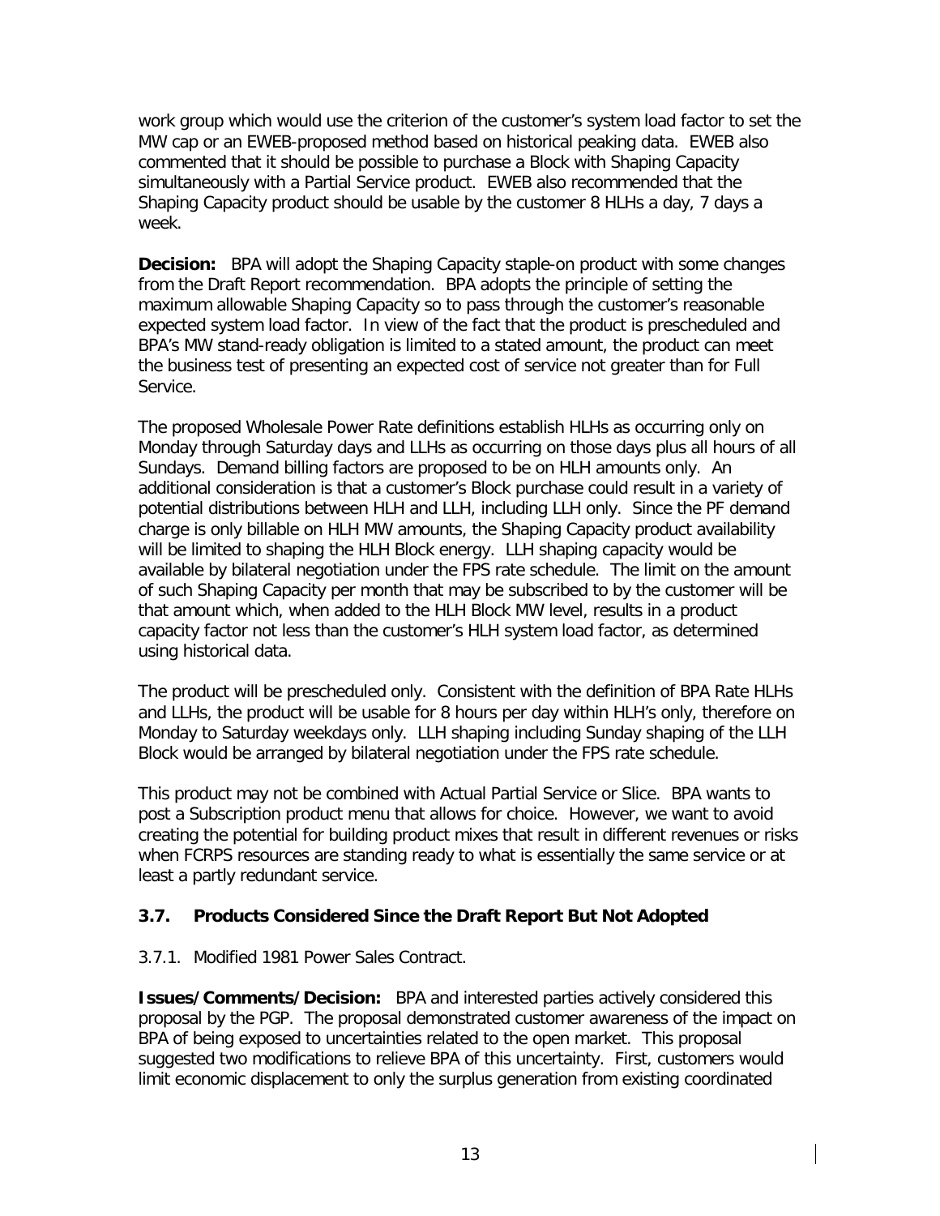work group which would use the criterion of the customer's system load factor to set the MW cap or an EWEB-proposed method based on historical peaking data. EWEB also commented that it should be possible to purchase a Block with Shaping Capacity simultaneously with a Partial Service product. EWEB also recommended that the Shaping Capacity product should be usable by the customer 8 HLHs a day, 7 days a week.

**Decision:** BPA will adopt the Shaping Capacity staple-on product with some changes from the Draft Report recommendation. BPA adopts the principle of setting the maximum allowable Shaping Capacity so to pass through the customer's reasonable expected system load factor. In view of the fact that the product is prescheduled and BPA's MW stand-ready obligation is limited to a stated amount, the product can meet the business test of presenting an expected cost of service not greater than for Full Service.

The proposed Wholesale Power Rate definitions establish HLHs as occurring only on Monday through Saturday days and LLHs as occurring on those days plus all hours of all Sundays. Demand billing factors are proposed to be on HLH amounts only. An additional consideration is that a customer's Block purchase could result in a variety of potential distributions between HLH and LLH, including LLH only. Since the PF demand charge is only billable on HLH MW amounts, the Shaping Capacity product availability will be limited to shaping the HLH Block energy. LLH shaping capacity would be available by bilateral negotiation under the FPS rate schedule. The limit on the amount of such Shaping Capacity per month that may be subscribed to by the customer will be that amount which, when added to the HLH Block MW level, results in a product capacity factor not less than the customer's HLH system load factor, as determined using historical data.

The product will be prescheduled only. Consistent with the definition of BPA Rate HLHs and LLHs, the product will be usable for 8 hours per day within HLH's only, therefore on Monday to Saturday weekdays only. LLH shaping including Sunday shaping of the LLH Block would be arranged by bilateral negotiation under the FPS rate schedule.

This product may not be combined with Actual Partial Service or Slice. BPA wants to post a Subscription product menu that allows for choice. However, we want to avoid creating the potential for building product mixes that result in different revenues or risks when FCRPS resources are standing ready to what is essentially the same service or at least a partly redundant service.

### 3.7. Products Considered Since the Draft Report But Not Adopted

3.7.1. Modified 1981 Power Sales Contract.

**Issues/Comments/Decision:** BPA and interested parties actively considered this proposal by the PGP. The proposal demonstrated customer awareness of the impact on BPA of being exposed to uncertainties related to the open market. This proposal suggested two modifications to relieve BPA of this uncertainty. First, customers would limit economic displacement to only the surplus generation from existing coordinated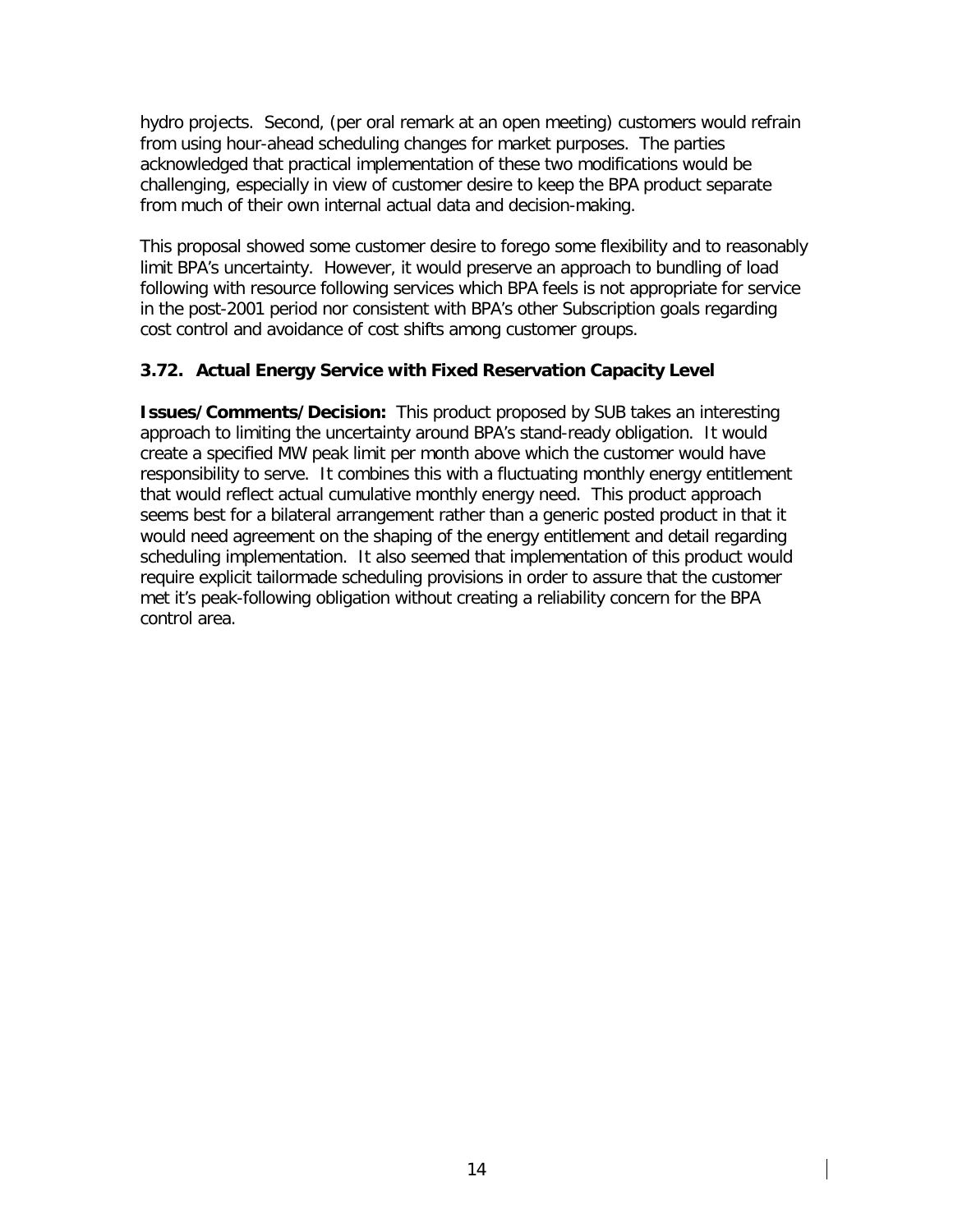hydro projects. Second, (per oral remark at an open meeting) customers would refrain from using hour-ahead scheduling changes for market purposes. The parties acknowledged that practical implementation of these two modifications would be challenging, especially in view of customer desire to keep the BPA product separate from much of their own internal actual data and decision-making.

This proposal showed some customer desire to forego some flexibility and to reasonably limit BPA's uncertainty. However, it would preserve an approach to bundling of load following with resource following services which BPA feels is not appropriate for service in the post-2001 period nor consistent with BPA's other Subscription goals regarding cost control and avoidance of cost shifts among customer groups.

### 3.72. Actual Energy Service with Fixed Reservation Capacity Level

**Issues/Comments/Decision:** This product proposed by SUB takes an interesting approach to limiting the uncertainty around BPA's stand-ready obligation. It would create a specified MW peak limit per month above which the customer would have responsibility to serve. It combines this with a fluctuating monthly energy entitlement that would reflect actual cumulative monthly energy need. This product approach seems best for a bilateral arrangement rather than a generic posted product in that it would need agreement on the shaping of the energy entitlement and detail regarding scheduling implementation. It also seemed that implementation of this product would require explicit tailormade scheduling provisions in order to assure that the customer met it's peak-following obligation without creating a reliability concern for the BPA control area.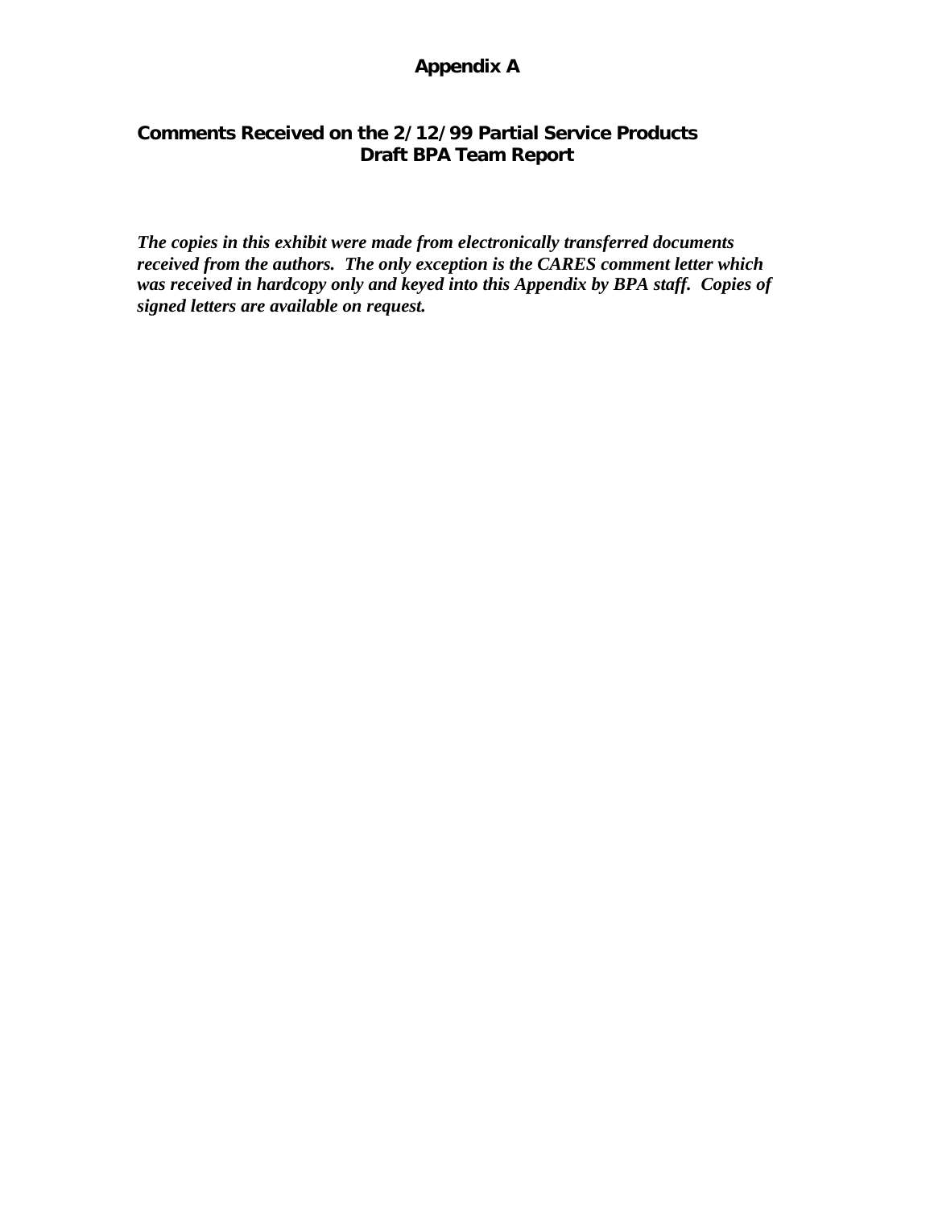# Appendix A

## Comments Received on the 2/12/99 Partial Service Products Draft BPA Team Report

***The copies in this exhibit were made from electronically transferred documents received from the authors. The only exception is the CARES comment letter which was received in hardcopy only and keyed into this Appendix by BPA staff. Copies of signed letters are available on request.***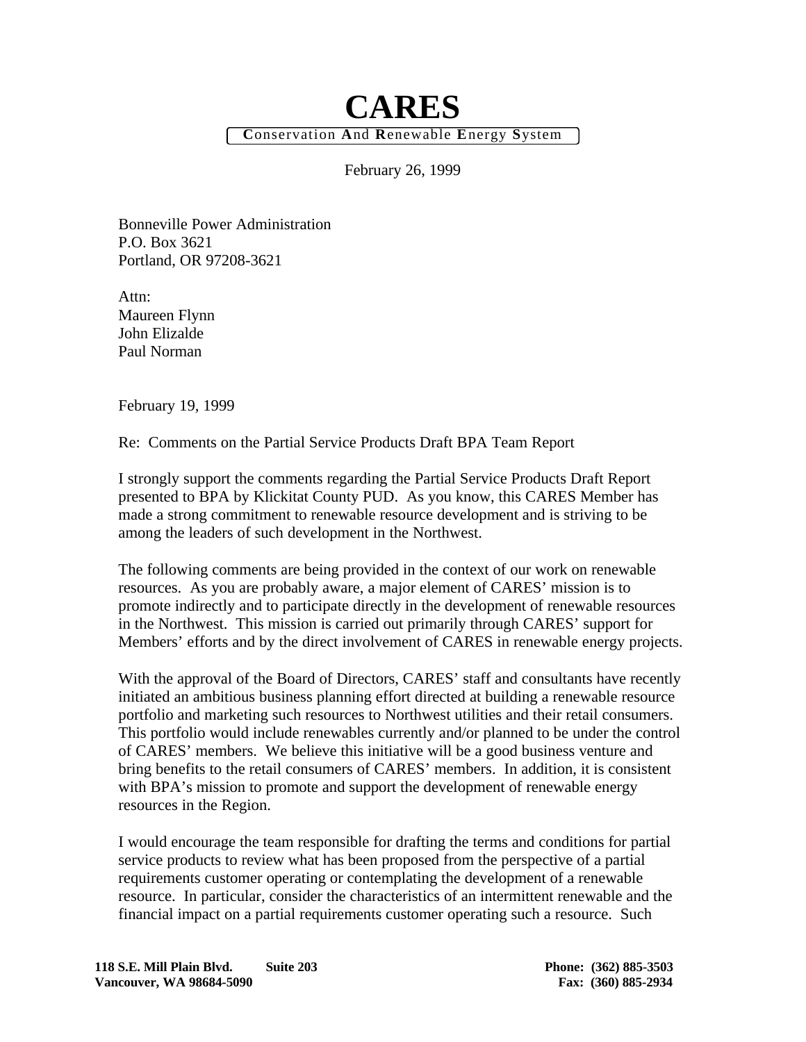# CARES

**C**onservation **A**nd **R**enewable **E**nergy **S**ystem

February 26, 1999

Bonneville Power Administration
P.O. Box 3621
Portland, OR 97208-3621

Attn:
Maureen Flynn
John Elizalde
Paul Norman

February 19, 1999

Re: Comments on the Partial Service Products Draft BPA Team Report

I strongly support the comments regarding the Partial Service Products Draft Report presented to BPA by Klickitat County PUD. As you know, this CARES Member has made a strong commitment to renewable resource development and is striving to be among the leaders of such development in the Northwest.

The following comments are being provided in the context of our work on renewable resources. As you are probably aware, a major element of CARES' mission is to promote indirectly and to participate directly in the development of renewable resources in the Northwest. This mission is carried out primarily through CARES' support for Members' efforts and by the direct involvement of CARES in renewable energy projects.

With the approval of the Board of Directors, CARES' staff and consultants have recently initiated an ambitious business planning effort directed at building a renewable resource portfolio and marketing such resources to Northwest utilities and their retail consumers. This portfolio would include renewables currently and/or planned to be under the control of CARES' members. We believe this initiative will be a good business venture and bring benefits to the retail consumers of CARES' members. In addition, it is consistent with BPA's mission to promote and support the development of renewable energy resources in the Region.

I would encourage the team responsible for drafting the terms and conditions for partial service products to review what has been proposed from the perspective of a partial requirements customer operating or contemplating the development of a renewable resource. In particular, consider the characteristics of an intermittent renewable and the financial impact on a partial requirements customer operating such a resource. Such

**118 S.E. Mill Plain Blvd. Suite 203** **Phone: (362) 885-3503**
**Vancouver, WA 98684-5090** **Fax: (360) 885-2934**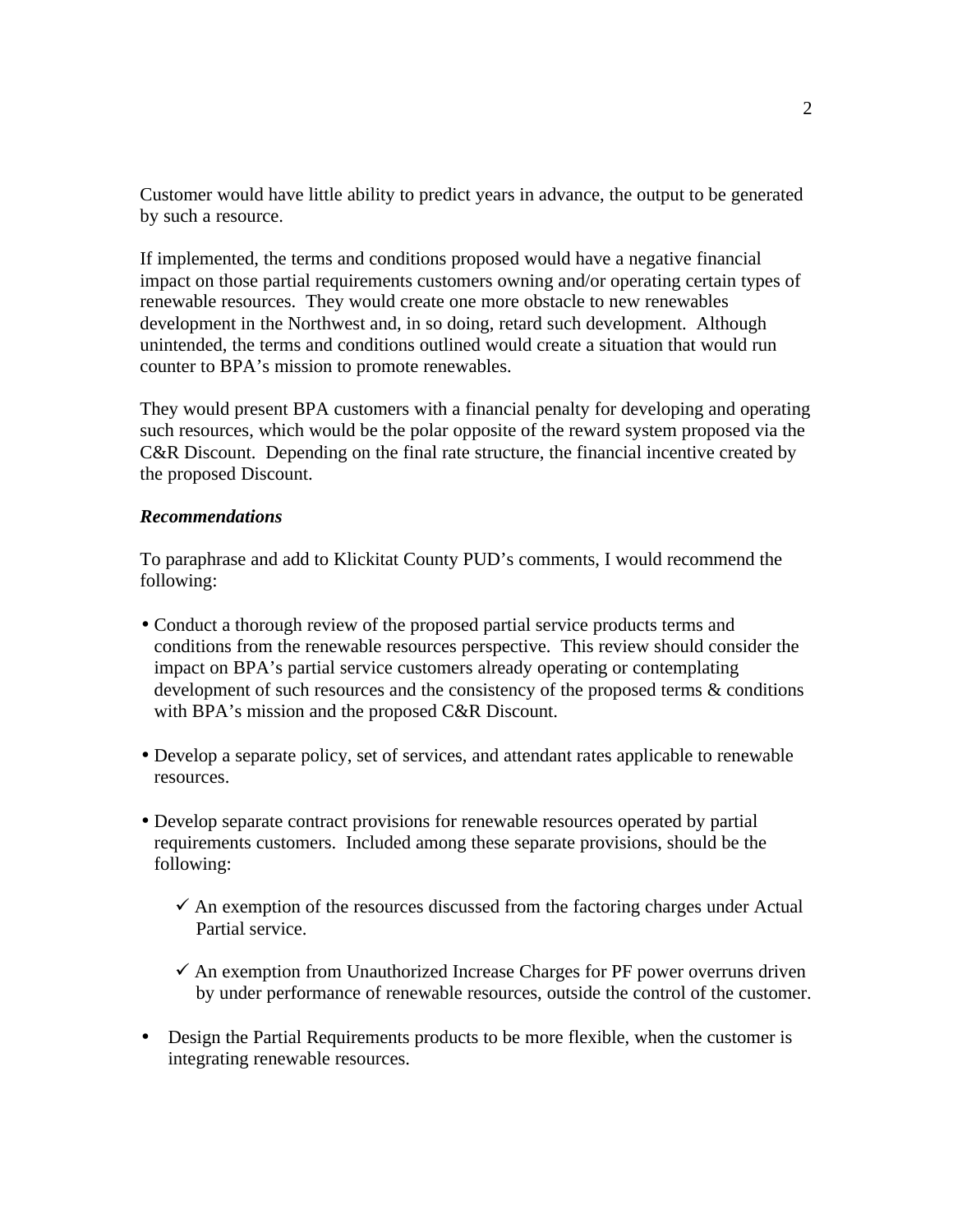Customer would have little ability to predict years in advance, the output to be generated by such a resource.

If implemented, the terms and conditions proposed would have a negative financial impact on those partial requirements customers owning and/or operating certain types of renewable resources. They would create one more obstacle to new renewables development in the Northwest and, in so doing, retard such development. Although unintended, the terms and conditions outlined would create a situation that would run counter to BPA's mission to promote renewables.

They would present BPA customers with a financial penalty for developing and operating such resources, which would be the polar opposite of the reward system proposed via the C&R Discount. Depending on the final rate structure, the financial incentive created by the proposed Discount.

***Recommendations***

To paraphrase and add to Klickitat County PUD's comments, I would recommend the following:

- Conduct a thorough review of the proposed partial service products terms and conditions from the renewable resources perspective. This review should consider the impact on BPA's partial service customers already operating or contemplating development of such resources and the consistency of the proposed terms & conditions with BPA's mission and the proposed C&R Discount.

- Develop a separate policy, set of services, and attendant rates applicable to renewable resources.

- Develop separate contract provisions for renewable resources operated by partial requirements customers. Included among these separate provisions, should be the following:

  - ✓ An exemption of the resources discussed from the factoring charges under Actual Partial service.

  - ✓ An exemption from Unauthorized Increase Charges for PF power overruns driven by under performance of renewable resources, outside the control of the customer.

- Design the Partial Requirements products to be more flexible, when the customer is integrating renewable resources.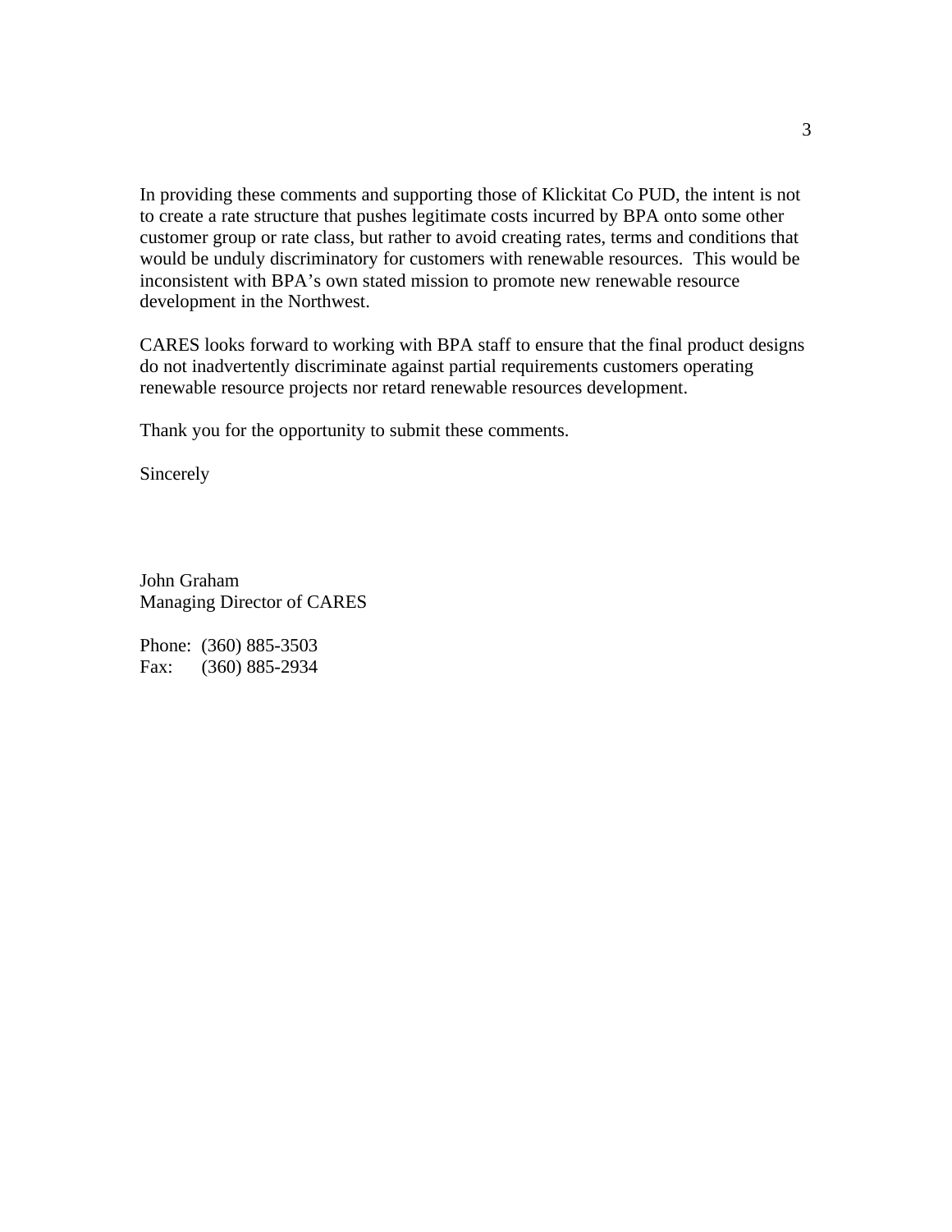In providing these comments and supporting those of Klickitat Co PUD, the intent is not to create a rate structure that pushes legitimate costs incurred by BPA onto some other customer group or rate class, but rather to avoid creating rates, terms and conditions that would be unduly discriminatory for customers with renewable resources. This would be inconsistent with BPA's own stated mission to promote new renewable resource development in the Northwest.

CARES looks forward to working with BPA staff to ensure that the final product designs do not inadvertently discriminate against partial requirements customers operating renewable resource projects nor retard renewable resources development.

Thank you for the opportunity to submit these comments.

Sincerely

John Graham
Managing Director of CARES

Phone: (360) 885-3503
Fax: (360) 885-2934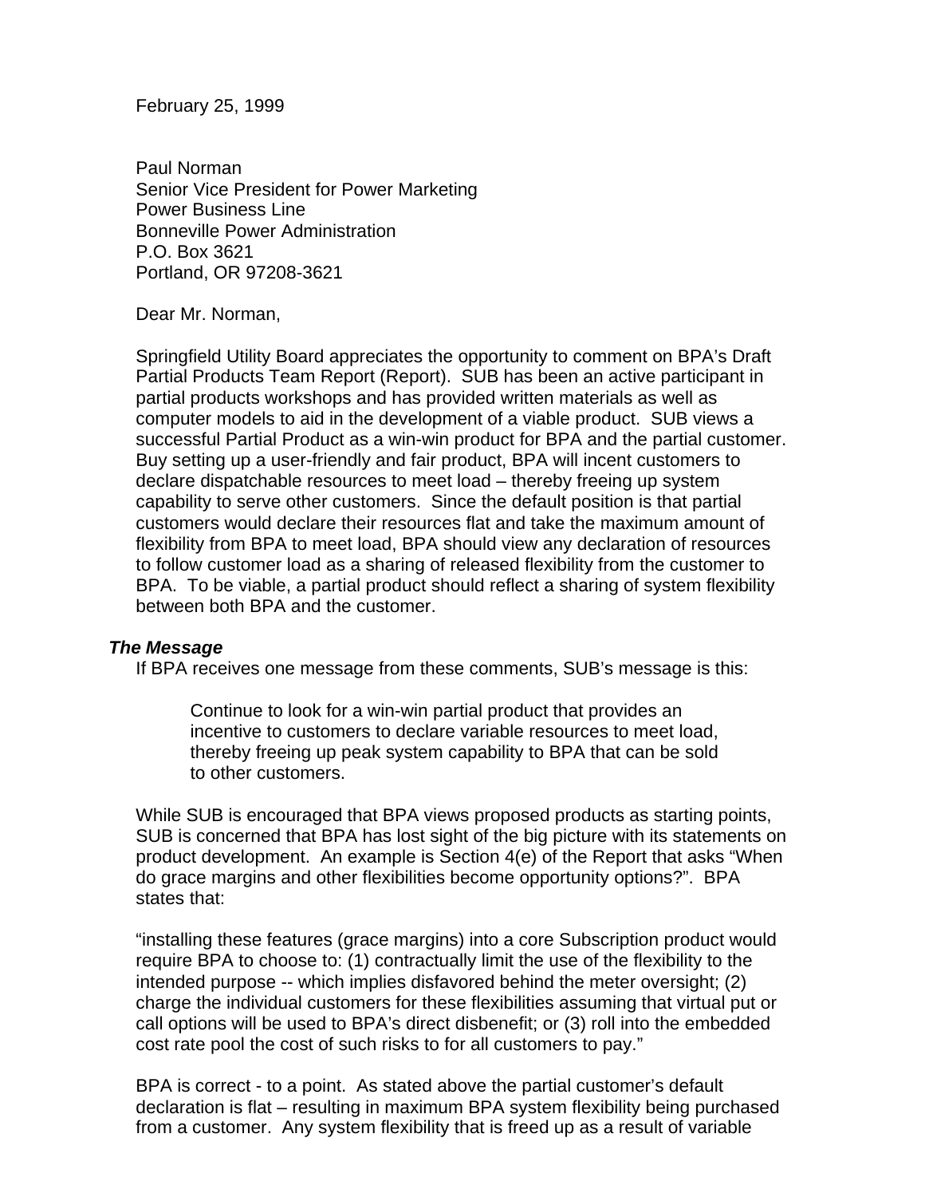February 25, 1999

Paul Norman
Senior Vice President for Power Marketing
Power Business Line
Bonneville Power Administration
P.O. Box 3621
Portland, OR 97208-3621

Dear Mr. Norman,

Springfield Utility Board appreciates the opportunity to comment on BPA's Draft Partial Products Team Report (Report). SUB has been an active participant in partial products workshops and has provided written materials as well as computer models to aid in the development of a viable product. SUB views a successful Partial Product as a win-win product for BPA and the partial customer. Buy setting up a user-friendly and fair product, BPA will incent customers to declare dispatchable resources to meet load – thereby freeing up system capability to serve other customers. Since the default position is that partial customers would declare their resources flat and take the maximum amount of flexibility from BPA to meet load, BPA should view any declaration of resources to follow customer load as a sharing of released flexibility from the customer to BPA. To be viable, a partial product should reflect a sharing of system flexibility between both BPA and the customer.

### *The Message*

If BPA receives one message from these comments, SUB's message is this:

> Continue to look for a win-win partial product that provides an incentive to customers to declare variable resources to meet load, thereby freeing up peak system capability to BPA that can be sold to other customers.

While SUB is encouraged that BPA views proposed products as starting points, SUB is concerned that BPA has lost sight of the big picture with its statements on product development. An example is Section 4(e) of the Report that asks "When do grace margins and other flexibilities become opportunity options?". BPA states that:

"installing these features (grace margins) into a core Subscription product would require BPA to choose to: (1) contractually limit the use of the flexibility to the intended purpose -- which implies disfavored behind the meter oversight; (2) charge the individual customers for these flexibilities assuming that virtual put or call options will be used to BPA's direct disbenefit; or (3) roll into the embedded cost rate pool the cost of such risks to for all customers to pay."

BPA is correct - to a point. As stated above the partial customer's default declaration is flat – resulting in maximum BPA system flexibility being purchased from a customer. Any system flexibility that is freed up as a result of variable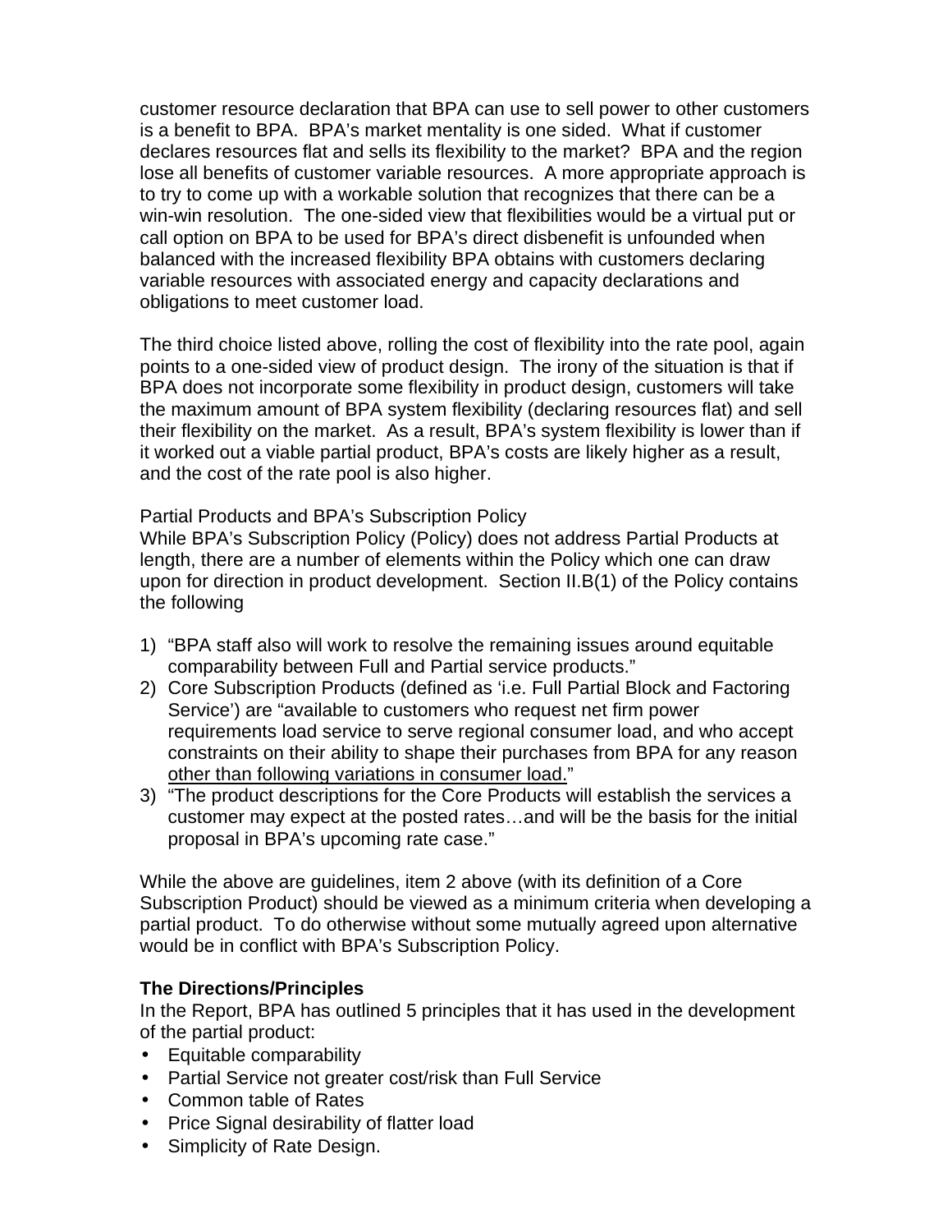customer resource declaration that BPA can use to sell power to other customers is a benefit to BPA. BPA's market mentality is one sided. What if customer declares resources flat and sells its flexibility to the market? BPA and the region lose all benefits of customer variable resources. A more appropriate approach is to try to come up with a workable solution that recognizes that there can be a win-win resolution. The one-sided view that flexibilities would be a virtual put or call option on BPA to be used for BPA's direct disbenefit is unfounded when balanced with the increased flexibility BPA obtains with customers declaring variable resources with associated energy and capacity declarations and obligations to meet customer load.

The third choice listed above, rolling the cost of flexibility into the rate pool, again points to a one-sided view of product design. The irony of the situation is that if BPA does not incorporate some flexibility in product design, customers will take the maximum amount of BPA system flexibility (declaring resources flat) and sell their flexibility on the market. As a result, BPA's system flexibility is lower than if it worked out a viable partial product, BPA's costs are likely higher as a result, and the cost of the rate pool is also higher.

Partial Products and BPA's Subscription Policy

While BPA's Subscription Policy (Policy) does not address Partial Products at length, there are a number of elements within the Policy which one can draw upon for direction in product development. Section II.B(1) of the Policy contains the following

1) "BPA staff also will work to resolve the remaining issues around equitable comparability between Full and Partial service products."
2) Core Subscription Products (defined as 'i.e. Full Partial Block and Factoring Service') are "available to customers who request net firm power requirements load service to serve regional consumer load, and who accept constraints on their ability to shape their purchases from BPA for any reason <u>other than following variations in consumer load.</u>"
3) "The product descriptions for the Core Products will establish the services a customer may expect at the posted rates…and will be the basis for the initial proposal in BPA's upcoming rate case."

While the above are guidelines, item 2 above (with its definition of a Core Subscription Product) should be viewed as a minimum criteria when developing a partial product. To do otherwise without some mutually agreed upon alternative would be in conflict with BPA's Subscription Policy.

**The Directions/Principles**

In the Report, BPA has outlined 5 principles that it has used in the development of the partial product:

- Equitable comparability
- Partial Service not greater cost/risk than Full Service
- Common table of Rates
- Price Signal desirability of flatter load
- Simplicity of Rate Design.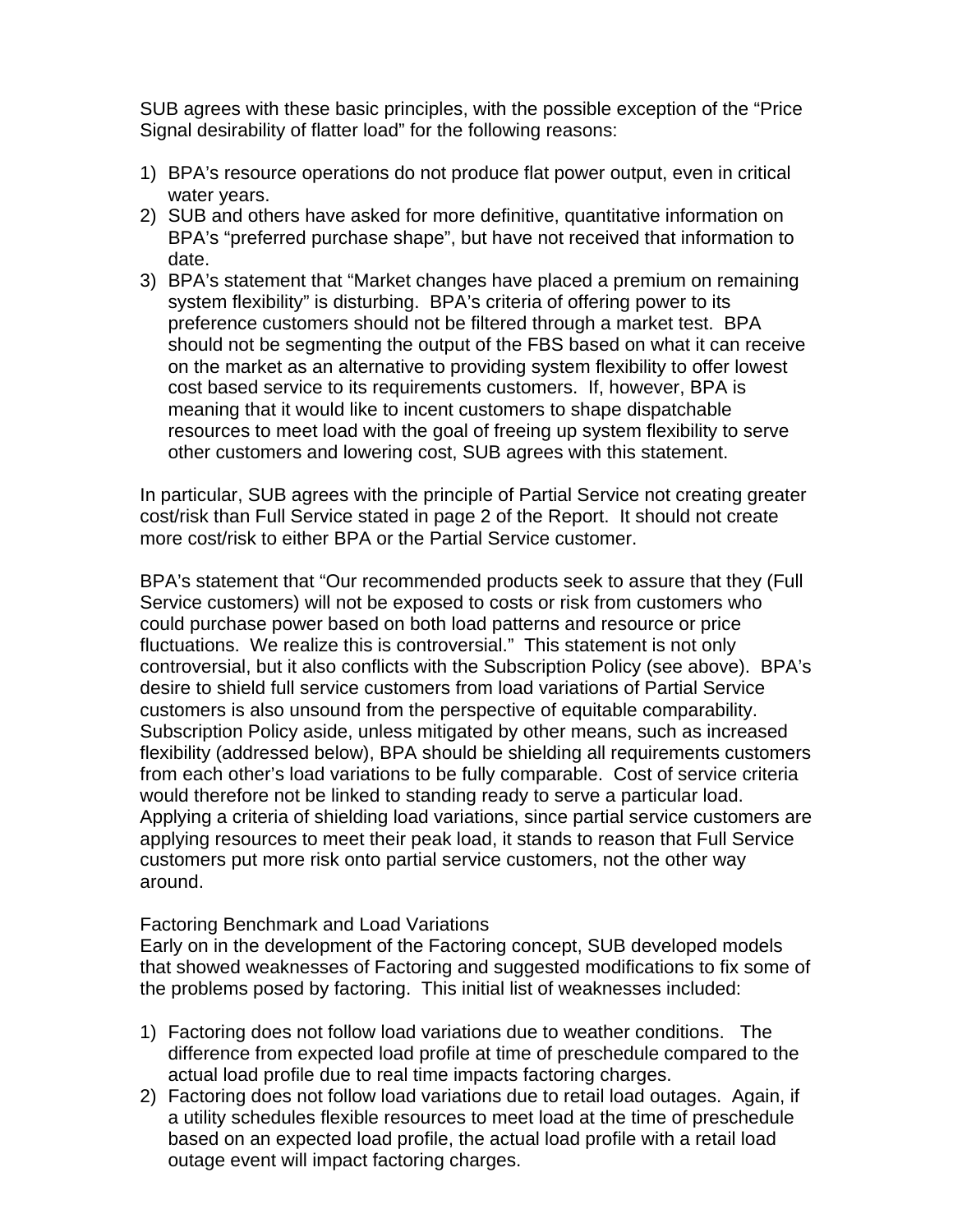SUB agrees with these basic principles, with the possible exception of the "Price Signal desirability of flatter load" for the following reasons:

1) BPA's resource operations do not produce flat power output, even in critical water years.
2) SUB and others have asked for more definitive, quantitative information on BPA's "preferred purchase shape", but have not received that information to date.
3) BPA's statement that "Market changes have placed a premium on remaining system flexibility" is disturbing. BPA's criteria of offering power to its preference customers should not be filtered through a market test. BPA should not be segmenting the output of the FBS based on what it can receive on the market as an alternative to providing system flexibility to offer lowest cost based service to its requirements customers. If, however, BPA is meaning that it would like to incent customers to shape dispatchable resources to meet load with the goal of freeing up system flexibility to serve other customers and lowering cost, SUB agrees with this statement.

In particular, SUB agrees with the principle of Partial Service not creating greater cost/risk than Full Service stated in page 2 of the Report. It should not create more cost/risk to either BPA or the Partial Service customer.

BPA's statement that "Our recommended products seek to assure that they (Full Service customers) will not be exposed to costs or risk from customers who could purchase power based on both load patterns and resource or price fluctuations. We realize this is controversial." This statement is not only controversial, but it also conflicts with the Subscription Policy (see above). BPA's desire to shield full service customers from load variations of Partial Service customers is also unsound from the perspective of equitable comparability. Subscription Policy aside, unless mitigated by other means, such as increased flexibility (addressed below), BPA should be shielding all requirements customers from each other's load variations to be fully comparable. Cost of service criteria would therefore not be linked to standing ready to serve a particular load. Applying a criteria of shielding load variations, since partial service customers are applying resources to meet their peak load, it stands to reason that Full Service customers put more risk onto partial service customers, not the other way around.

Factoring Benchmark and Load Variations

Early on in the development of the Factoring concept, SUB developed models that showed weaknesses of Factoring and suggested modifications to fix some of the problems posed by factoring. This initial list of weaknesses included:

1) Factoring does not follow load variations due to weather conditions. The difference from expected load profile at time of preschedule compared to the actual load profile due to real time impacts factoring charges.
2) Factoring does not follow load variations due to retail load outages. Again, if a utility schedules flexible resources to meet load at the time of preschedule based on an expected load profile, the actual load profile with a retail load outage event will impact factoring charges.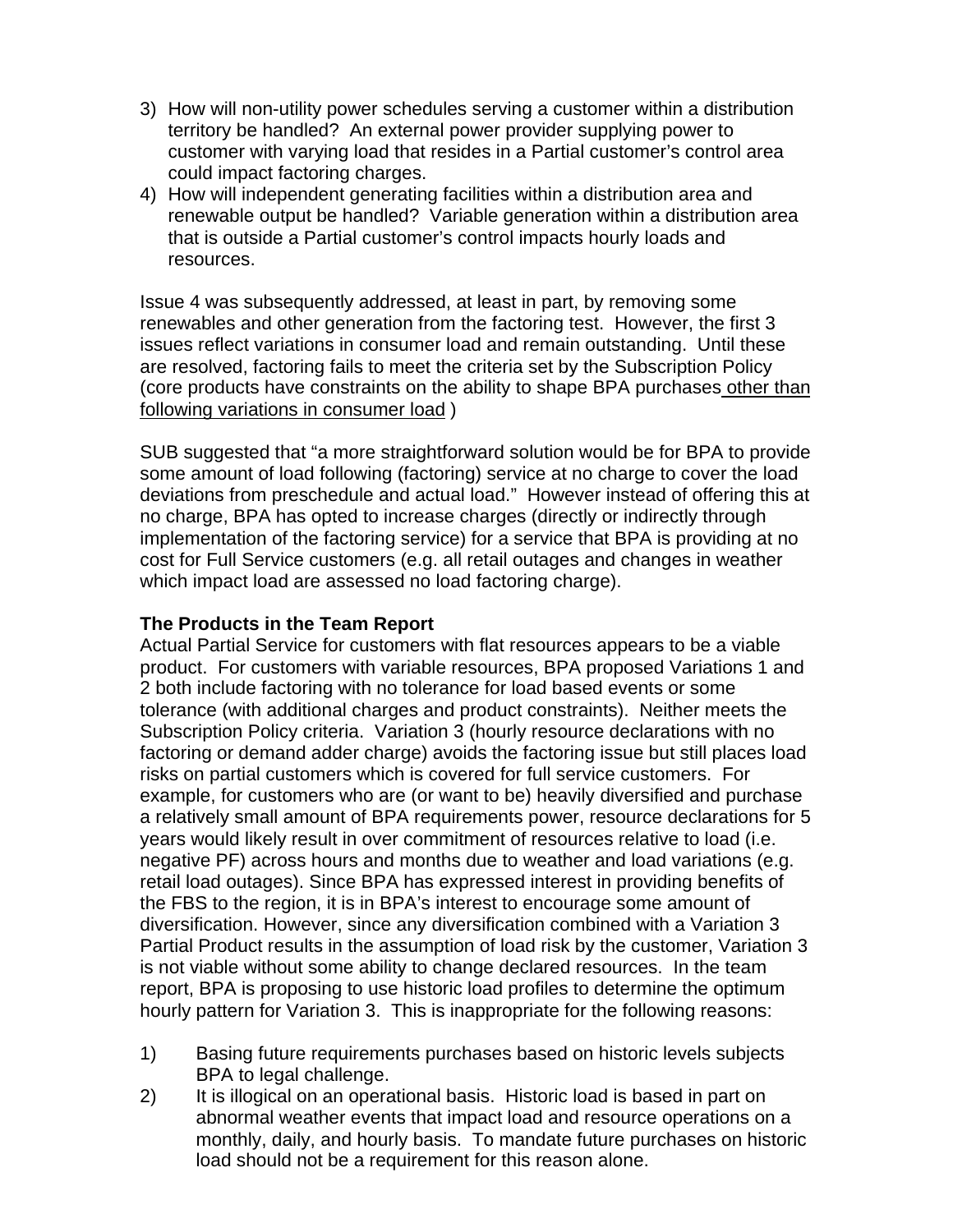3) How will non-utility power schedules serving a customer within a distribution territory be handled? An external power provider supplying power to customer with varying load that resides in a Partial customer's control area could impact factoring charges.
4) How will independent generating facilities within a distribution area and renewable output be handled? Variable generation within a distribution area that is outside a Partial customer's control impacts hourly loads and resources.

Issue 4 was subsequently addressed, at least in part, by removing some renewables and other generation from the factoring test. However, the first 3 issues reflect variations in consumer load and remain outstanding. Until these are resolved, factoring fails to meet the criteria set by the Subscription Policy (core products have constraints on the ability to shape BPA purchases <u>other than following variations in consumer load</u> )

SUB suggested that "a more straightforward solution would be for BPA to provide some amount of load following (factoring) service at no charge to cover the load deviations from preschedule and actual load." However instead of offering this at no charge, BPA has opted to increase charges (directly or indirectly through implementation of the factoring service) for a service that BPA is providing at no cost for Full Service customers (e.g. all retail outages and changes in weather which impact load are assessed no load factoring charge).

**The Products in the Team Report**

Actual Partial Service for customers with flat resources appears to be a viable product. For customers with variable resources, BPA proposed Variations 1 and 2 both include factoring with no tolerance for load based events or some tolerance (with additional charges and product constraints). Neither meets the Subscription Policy criteria. Variation 3 (hourly resource declarations with no factoring or demand adder charge) avoids the factoring issue but still places load risks on partial customers which is covered for full service customers. For example, for customers who are (or want to be) heavily diversified and purchase a relatively small amount of BPA requirements power, resource declarations for 5 years would likely result in over commitment of resources relative to load (i.e. negative PF) across hours and months due to weather and load variations (e.g. retail load outages). Since BPA has expressed interest in providing benefits of the FBS to the region, it is in BPA's interest to encourage some amount of diversification. However, since any diversification combined with a Variation 3 Partial Product results in the assumption of load risk by the customer, Variation 3 is not viable without some ability to change declared resources. In the team report, BPA is proposing to use historic load profiles to determine the optimum hourly pattern for Variation 3. This is inappropriate for the following reasons:

1) Basing future requirements purchases based on historic levels subjects BPA to legal challenge.
2) It is illogical on an operational basis. Historic load is based in part on abnormal weather events that impact load and resource operations on a monthly, daily, and hourly basis. To mandate future purchases on historic load should not be a requirement for this reason alone.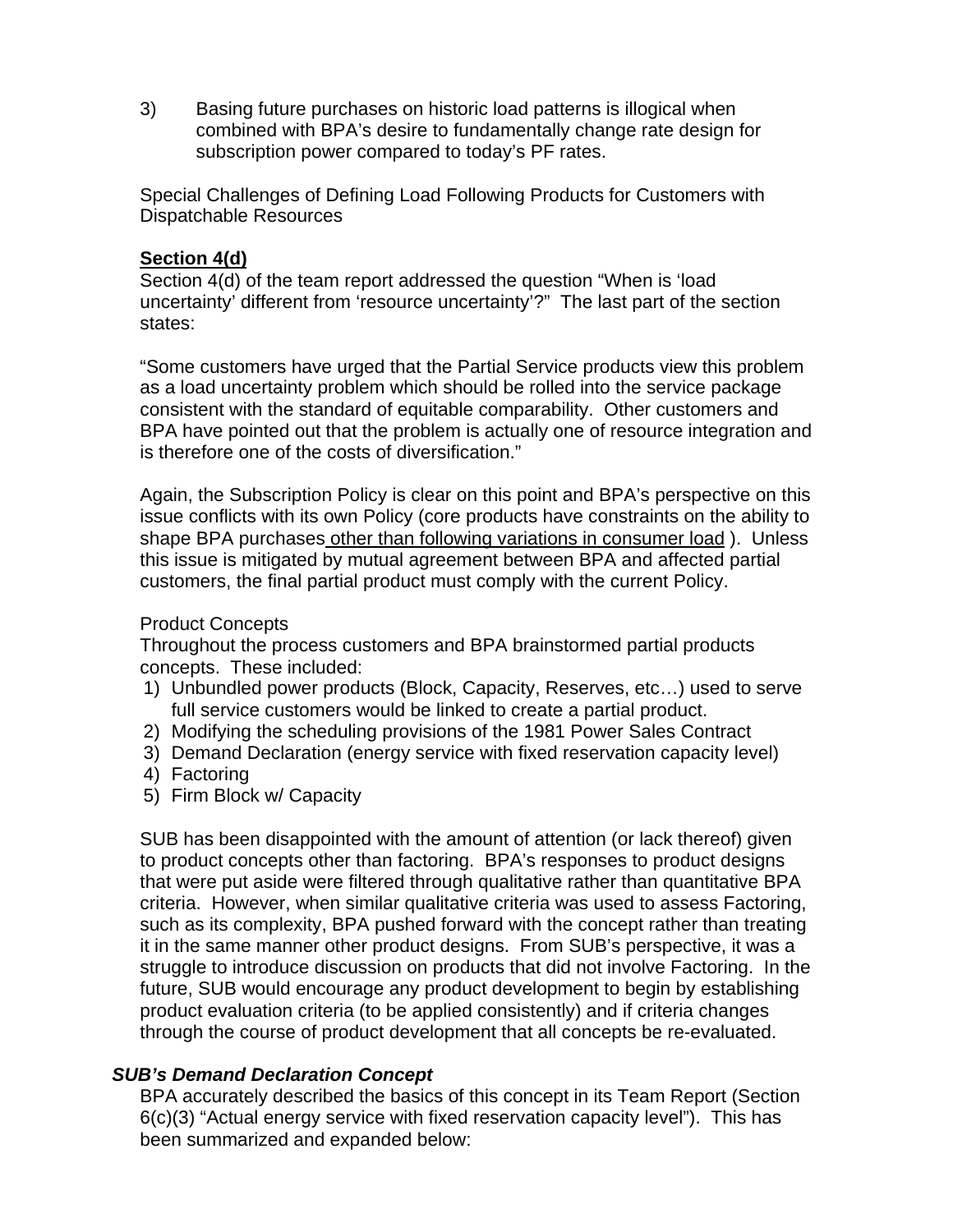3) Basing future purchases on historic load patterns is illogical when combined with BPA's desire to fundamentally change rate design for subscription power compared to today's PF rates.

Special Challenges of Defining Load Following Products for Customers with Dispatchable Resources

**<u>Section 4(d)</u>**

Section 4(d) of the team report addressed the question "When is 'load uncertainty' different from 'resource uncertainty'?" The last part of the section states:

"Some customers have urged that the Partial Service products view this problem as a load uncertainty problem which should be rolled into the service package consistent with the standard of equitable comparability. Other customers and BPA have pointed out that the problem is actually one of resource integration and is therefore one of the costs of diversification."

Again, the Subscription Policy is clear on this point and BPA's perspective on this issue conflicts with its own Policy (core products have constraints on the ability to shape BPA purchases <u>other than following variations in consumer load</u> ). Unless this issue is mitigated by mutual agreement between BPA and affected partial customers, the final partial product must comply with the current Policy.

Product Concepts

Throughout the process customers and BPA brainstormed partial products concepts. These included:

1) Unbundled power products (Block, Capacity, Reserves, etc…) used to serve full service customers would be linked to create a partial product.
2) Modifying the scheduling provisions of the 1981 Power Sales Contract
3) Demand Declaration (energy service with fixed reservation capacity level)
4) Factoring
5) Firm Block w/ Capacity

SUB has been disappointed with the amount of attention (or lack thereof) given to product concepts other than factoring. BPA's responses to product designs that were put aside were filtered through qualitative rather than quantitative BPA criteria. However, when similar qualitative criteria was used to assess Factoring, such as its complexity, BPA pushed forward with the concept rather than treating it in the same manner other product designs. From SUB's perspective, it was a struggle to introduce discussion on products that did not involve Factoring. In the future, SUB would encourage any product development to begin by establishing product evaluation criteria (to be applied consistently) and if criteria changes through the course of product development that all concepts be re-evaluated.

***SUB's Demand Declaration Concept***

BPA accurately described the basics of this concept in its Team Report (Section 6(c)(3) "Actual energy service with fixed reservation capacity level"). This has been summarized and expanded below: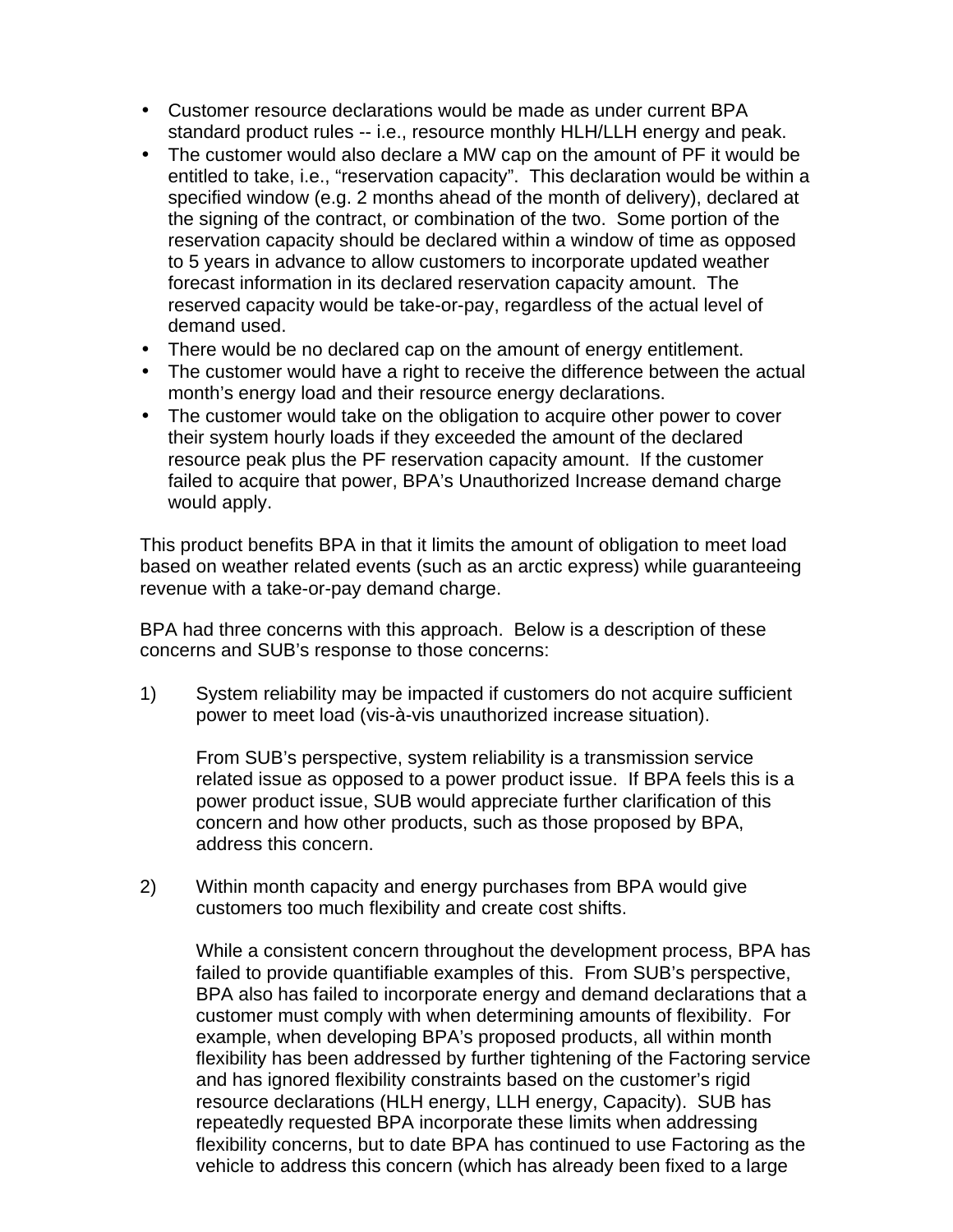- Customer resource declarations would be made as under current BPA standard product rules -- i.e., resource monthly HLH/LLH energy and peak.
- The customer would also declare a MW cap on the amount of PF it would be entitled to take, i.e., "reservation capacity". This declaration would be within a specified window (e.g. 2 months ahead of the month of delivery), declared at the signing of the contract, or combination of the two. Some portion of the reservation capacity should be declared within a window of time as opposed to 5 years in advance to allow customers to incorporate updated weather forecast information in its declared reservation capacity amount. The reserved capacity would be take-or-pay, regardless of the actual level of demand used.
- There would be no declared cap on the amount of energy entitlement.
- The customer would have a right to receive the difference between the actual month's energy load and their resource energy declarations.
- The customer would take on the obligation to acquire other power to cover their system hourly loads if they exceeded the amount of the declared resource peak plus the PF reservation capacity amount. If the customer failed to acquire that power, BPA's Unauthorized Increase demand charge would apply.

This product benefits BPA in that it limits the amount of obligation to meet load based on weather related events (such as an arctic express) while guaranteeing revenue with a take-or-pay demand charge.

BPA had three concerns with this approach. Below is a description of these concerns and SUB's response to those concerns:

1) System reliability may be impacted if customers do not acquire sufficient power to meet load (vis-à-vis unauthorized increase situation).

   From SUB's perspective, system reliability is a transmission service related issue as opposed to a power product issue. If BPA feels this is a power product issue, SUB would appreciate further clarification of this concern and how other products, such as those proposed by BPA, address this concern.

2) Within month capacity and energy purchases from BPA would give customers too much flexibility and create cost shifts.

   While a consistent concern throughout the development process, BPA has failed to provide quantifiable examples of this. From SUB's perspective, BPA also has failed to incorporate energy and demand declarations that a customer must comply with when determining amounts of flexibility. For example, when developing BPA's proposed products, all within month flexibility has been addressed by further tightening of the Factoring service and has ignored flexibility constraints based on the customer's rigid resource declarations (HLH energy, LLH energy, Capacity). SUB has repeatedly requested BPA incorporate these limits when addressing flexibility concerns, but to date BPA has continued to use Factoring as the vehicle to address this concern (which has already been fixed to a large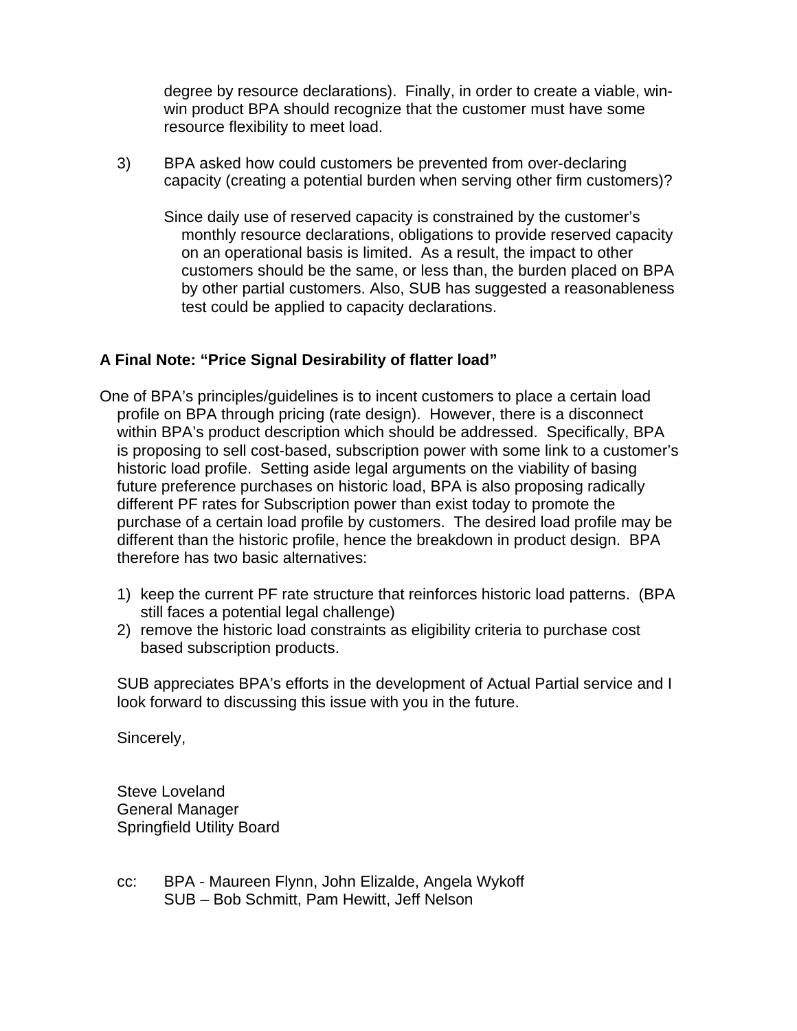degree by resource declarations). Finally, in order to create a viable, win-win product BPA should recognize that the customer must have some resource flexibility to meet load.

3) BPA asked how could customers be prevented from over-declaring capacity (creating a potential burden when serving other firm customers)?

   Since daily use of reserved capacity is constrained by the customer's monthly resource declarations, obligations to provide reserved capacity on an operational basis is limited. As a result, the impact to other customers should be the same, or less than, the burden placed on BPA by other partial customers. Also, SUB has suggested a reasonableness test could be applied to capacity declarations.

**A Final Note: "Price Signal Desirability of flatter load"**

One of BPA's principles/guidelines is to incent customers to place a certain load profile on BPA through pricing (rate design). However, there is a disconnect within BPA's product description which should be addressed. Specifically, BPA is proposing to sell cost-based, subscription power with some link to a customer's historic load profile. Setting aside legal arguments on the viability of basing future preference purchases on historic load, BPA is also proposing radically different PF rates for Subscription power than exist today to promote the purchase of a certain load profile by customers. The desired load profile may be different than the historic profile, hence the breakdown in product design. BPA therefore has two basic alternatives:

1) keep the current PF rate structure that reinforces historic load patterns. (BPA still faces a potential legal challenge)
2) remove the historic load constraints as eligibility criteria to purchase cost based subscription products.

SUB appreciates BPA's efforts in the development of Actual Partial service and I look forward to discussing this issue with you in the future.

Sincerely,

Steve Loveland
General Manager
Springfield Utility Board

cc: BPA - Maureen Flynn, John Elizalde, Angela Wykoff
SUB – Bob Schmitt, Pam Hewitt, Jeff Nelson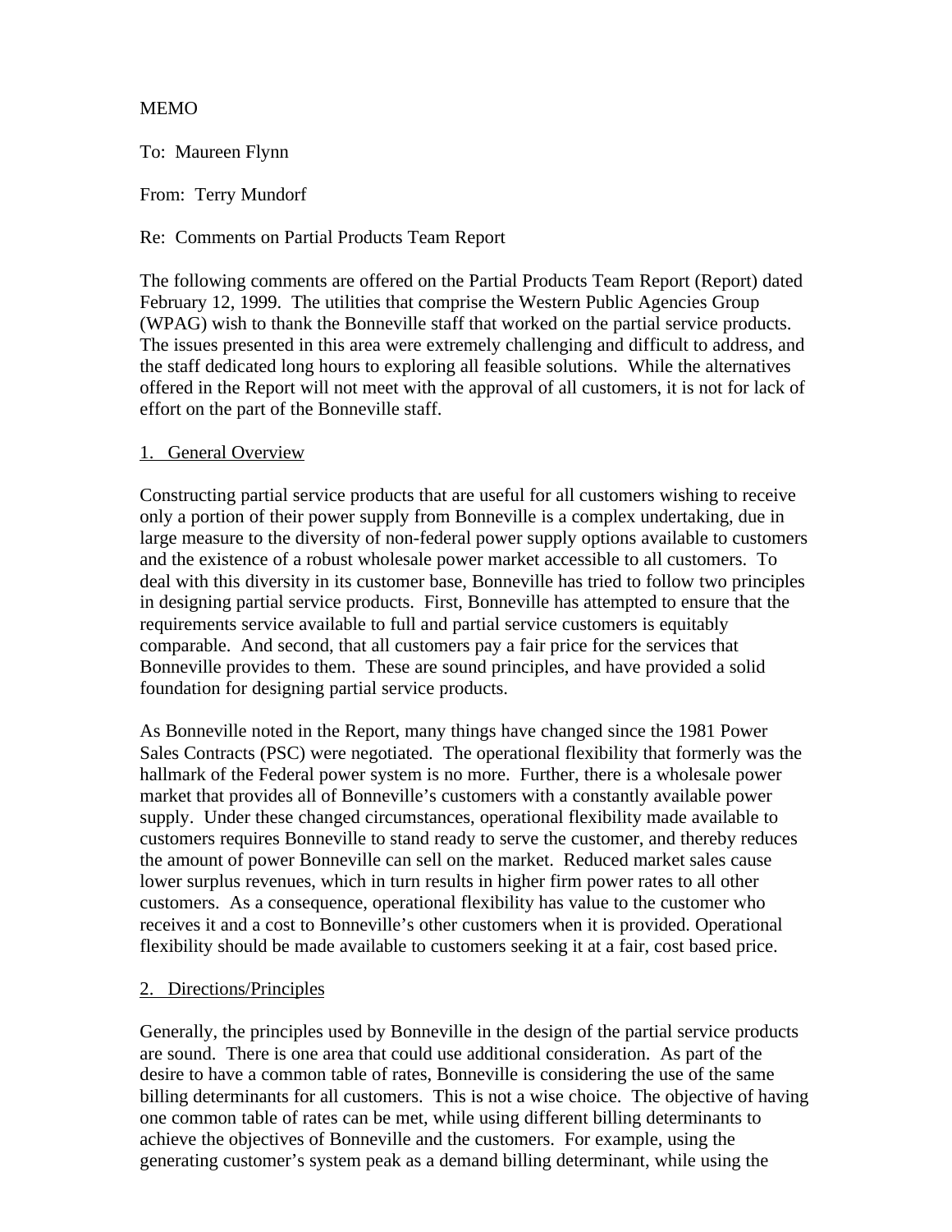MEMO

To: Maureen Flynn

From: Terry Mundorf

Re: Comments on Partial Products Team Report

The following comments are offered on the Partial Products Team Report (Report) dated February 12, 1999. The utilities that comprise the Western Public Agencies Group (WPAG) wish to thank the Bonneville staff that worked on the partial service products. The issues presented in this area were extremely challenging and difficult to address, and the staff dedicated long hours to exploring all feasible solutions. While the alternatives offered in the Report will not meet with the approval of all customers, it is not for lack of effort on the part of the Bonneville staff.

## 1. General Overview

Constructing partial service products that are useful for all customers wishing to receive only a portion of their power supply from Bonneville is a complex undertaking, due in large measure to the diversity of non-federal power supply options available to customers and the existence of a robust wholesale power market accessible to all customers. To deal with this diversity in its customer base, Bonneville has tried to follow two principles in designing partial service products. First, Bonneville has attempted to ensure that the requirements service available to full and partial service customers is equitably comparable. And second, that all customers pay a fair price for the services that Bonneville provides to them. These are sound principles, and have provided a solid foundation for designing partial service products.

As Bonneville noted in the Report, many things have changed since the 1981 Power Sales Contracts (PSC) were negotiated. The operational flexibility that formerly was the hallmark of the Federal power system is no more. Further, there is a wholesale power market that provides all of Bonneville's customers with a constantly available power supply. Under these changed circumstances, operational flexibility made available to customers requires Bonneville to stand ready to serve the customer, and thereby reduces the amount of power Bonneville can sell on the market. Reduced market sales cause lower surplus revenues, which in turn results in higher firm power rates to all other customers. As a consequence, operational flexibility has value to the customer who receives it and a cost to Bonneville's other customers when it is provided. Operational flexibility should be made available to customers seeking it at a fair, cost based price.

## 2. Directions/Principles

Generally, the principles used by Bonneville in the design of the partial service products are sound. There is one area that could use additional consideration. As part of the desire to have a common table of rates, Bonneville is considering the use of the same billing determinants for all customers. This is not a wise choice. The objective of having one common table of rates can be met, while using different billing determinants to achieve the objectives of Bonneville and the customers. For example, using the generating customer's system peak as a demand billing determinant, while using the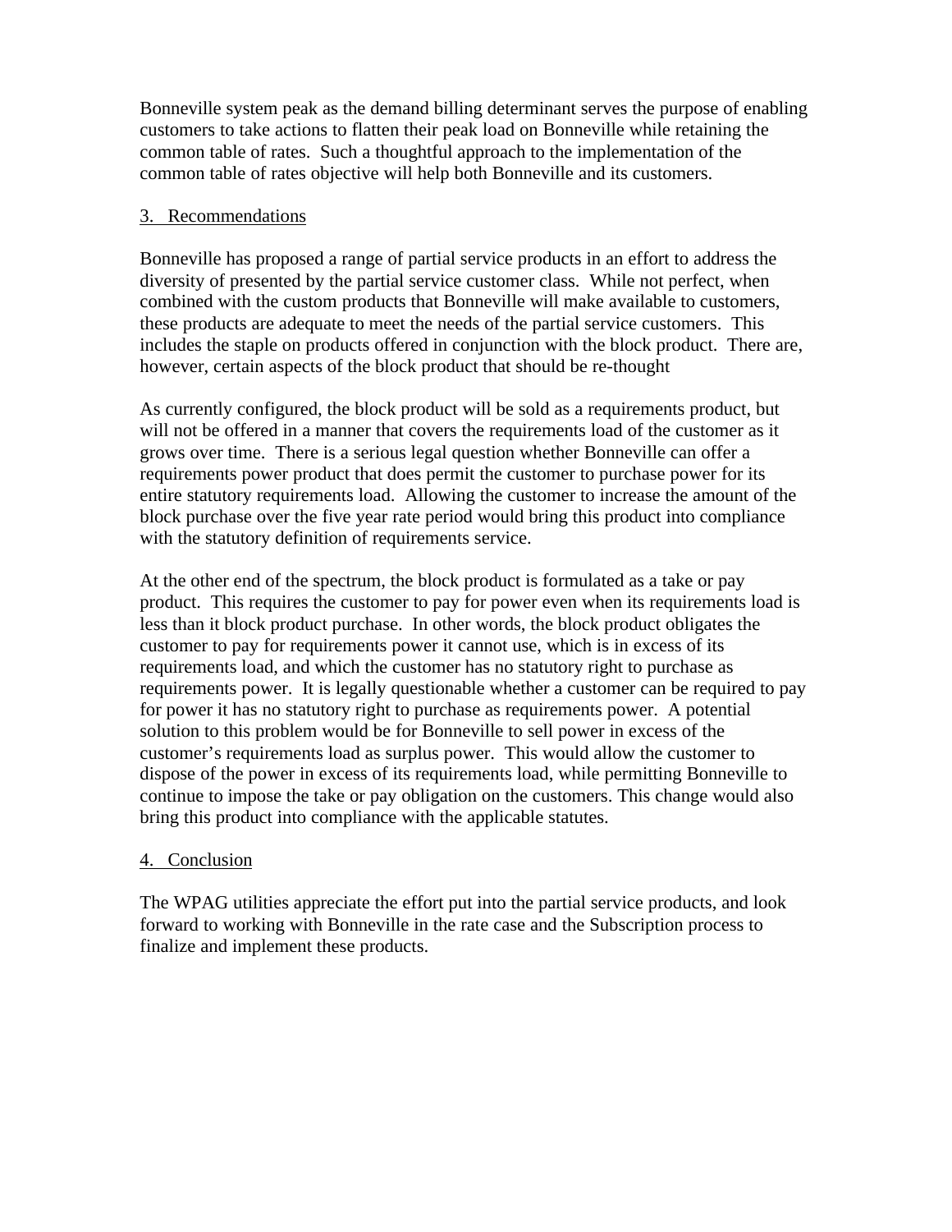Bonneville system peak as the demand billing determinant serves the purpose of enabling customers to take actions to flatten their peak load on Bonneville while retaining the common table of rates. Such a thoughtful approach to the implementation of the common table of rates objective will help both Bonneville and its customers.

3. Recommendations

Bonneville has proposed a range of partial service products in an effort to address the diversity of presented by the partial service customer class. While not perfect, when combined with the custom products that Bonneville will make available to customers, these products are adequate to meet the needs of the partial service customers. This includes the staple on products offered in conjunction with the block product. There are, however, certain aspects of the block product that should be re-thought

As currently configured, the block product will be sold as a requirements product, but will not be offered in a manner that covers the requirements load of the customer as it grows over time. There is a serious legal question whether Bonneville can offer a requirements power product that does permit the customer to purchase power for its entire statutory requirements load. Allowing the customer to increase the amount of the block purchase over the five year rate period would bring this product into compliance with the statutory definition of requirements service.

At the other end of the spectrum, the block product is formulated as a take or pay product. This requires the customer to pay for power even when its requirements load is less than it block product purchase. In other words, the block product obligates the customer to pay for requirements power it cannot use, which is in excess of its requirements load, and which the customer has no statutory right to purchase as requirements power. It is legally questionable whether a customer can be required to pay for power it has no statutory right to purchase as requirements power. A potential solution to this problem would be for Bonneville to sell power in excess of the customer's requirements load as surplus power. This would allow the customer to dispose of the power in excess of its requirements load, while permitting Bonneville to continue to impose the take or pay obligation on the customers. This change would also bring this product into compliance with the applicable statutes.

4. Conclusion

The WPAG utilities appreciate the effort put into the partial service products, and look forward to working with Bonneville in the rate case and the Subscription process to finalize and implement these products.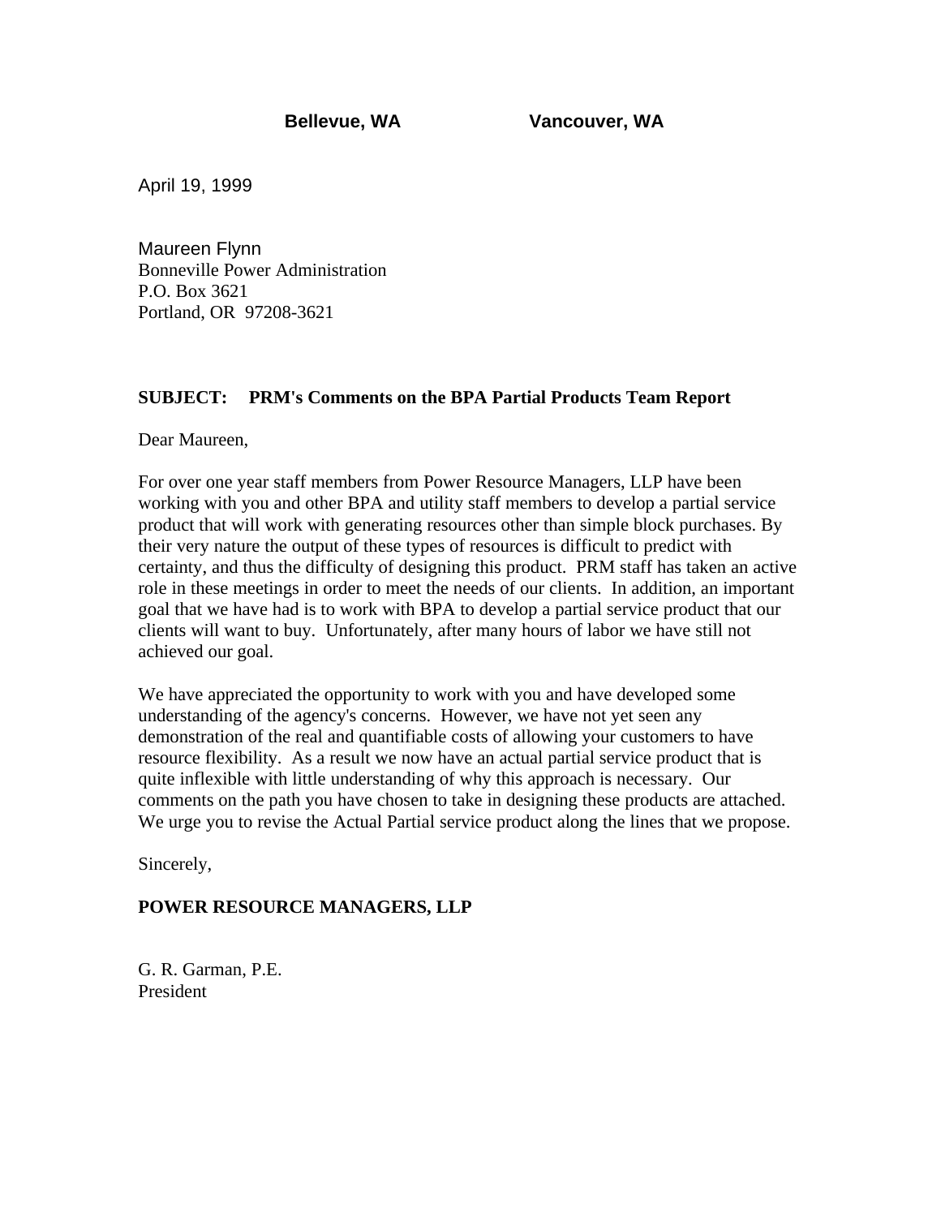**Bellevue, WA                    Vancouver, WA**

April 19, 1999

Maureen Flynn
Bonneville Power Administration
P.O. Box 3621
Portland, OR  97208-3621

**SUBJECT:    PRM's Comments on the BPA Partial Products Team Report**

Dear Maureen,

For over one year staff members from Power Resource Managers, LLP have been working with you and other BPA and utility staff members to develop a partial service product that will work with generating resources other than simple block purchases. By their very nature the output of these types of resources is difficult to predict with certainty, and thus the difficulty of designing this product. PRM staff has taken an active role in these meetings in order to meet the needs of our clients. In addition, an important goal that we have had is to work with BPA to develop a partial service product that our clients will want to buy. Unfortunately, after many hours of labor we have still not achieved our goal.

We have appreciated the opportunity to work with you and have developed some understanding of the agency's concerns. However, we have not yet seen any demonstration of the real and quantifiable costs of allowing your customers to have resource flexibility. As a result we now have an actual partial service product that is quite inflexible with little understanding of why this approach is necessary. Our comments on the path you have chosen to take in designing these products are attached. We urge you to revise the Actual Partial service product along the lines that we propose.

Sincerely,

**POWER RESOURCE MANAGERS, LLP**

G. R. Garman, P.E.
President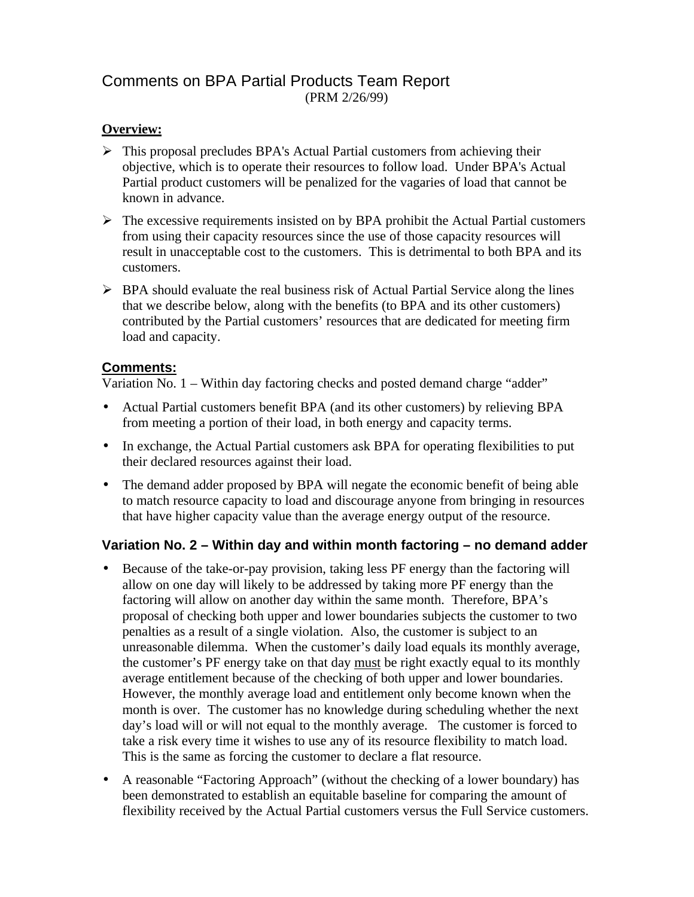# Comments on BPA Partial Products Team Report

(PRM 2/26/99)

**Overview:**

- This proposal precludes BPA's Actual Partial customers from achieving their objective, which is to operate their resources to follow load. Under BPA's Actual Partial product customers will be penalized for the vagaries of load that cannot be known in advance.
- The excessive requirements insisted on by BPA prohibit the Actual Partial customers from using their capacity resources since the use of those capacity resources will result in unacceptable cost to the customers. This is detrimental to both BPA and its customers.
- BPA should evaluate the real business risk of Actual Partial Service along the lines that we describe below, along with the benefits (to BPA and its other customers) contributed by the Partial customers' resources that are dedicated for meeting firm load and capacity.

## Comments:

Variation No. 1 – Within day factoring checks and posted demand charge "adder"

- Actual Partial customers benefit BPA (and its other customers) by relieving BPA from meeting a portion of their load, in both energy and capacity terms.
- In exchange, the Actual Partial customers ask BPA for operating flexibilities to put their declared resources against their load.
- The demand adder proposed by BPA will negate the economic benefit of being able to match resource capacity to load and discourage anyone from bringing in resources that have higher capacity value than the average energy output of the resource.

### Variation No. 2 – Within day and within month factoring – no demand adder

- Because of the take-or-pay provision, taking less PF energy than the factoring will allow on one day will likely to be addressed by taking more PF energy than the factoring will allow on another day within the same month. Therefore, BPA's proposal of checking both upper and lower boundaries subjects the customer to two penalties as a result of a single violation. Also, the customer is subject to an unreasonable dilemma. When the customer's daily load equals its monthly average, the customer's PF energy take on that day must be right exactly equal to its monthly average entitlement because of the checking of both upper and lower boundaries. However, the monthly average load and entitlement only become known when the month is over. The customer has no knowledge during scheduling whether the next day's load will or will not equal to the monthly average. The customer is forced to take a risk every time it wishes to use any of its resource flexibility to match load. This is the same as forcing the customer to declare a flat resource.
- A reasonable "Factoring Approach" (without the checking of a lower boundary) has been demonstrated to establish an equitable baseline for comparing the amount of flexibility received by the Actual Partial customers versus the Full Service customers.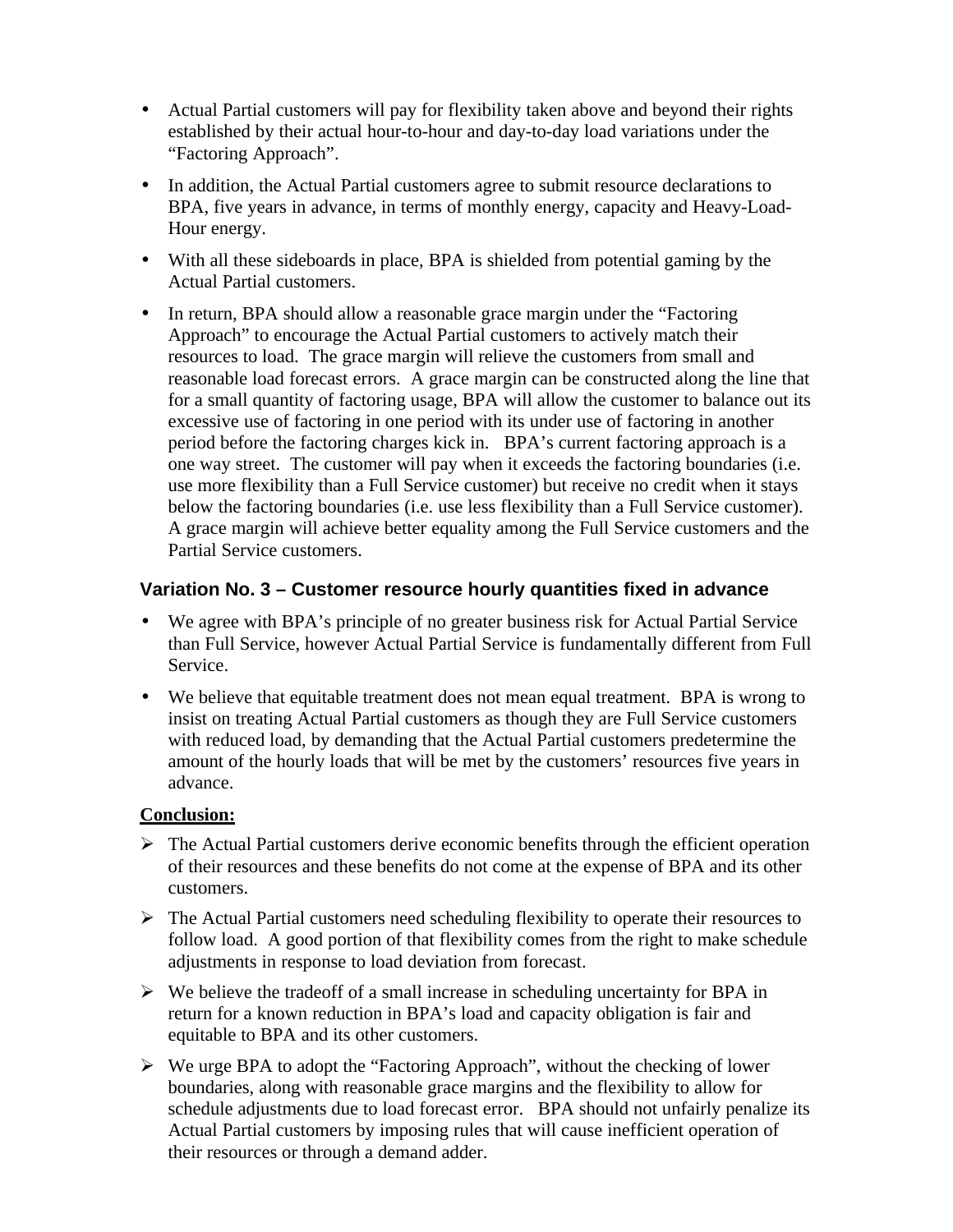- Actual Partial customers will pay for flexibility taken above and beyond their rights established by their actual hour-to-hour and day-to-day load variations under the "Factoring Approach".
- In addition, the Actual Partial customers agree to submit resource declarations to BPA, five years in advance, in terms of monthly energy, capacity and Heavy-Load-Hour energy.
- With all these sideboards in place, BPA is shielded from potential gaming by the Actual Partial customers.
- In return, BPA should allow a reasonable grace margin under the "Factoring Approach" to encourage the Actual Partial customers to actively match their resources to load. The grace margin will relieve the customers from small and reasonable load forecast errors. A grace margin can be constructed along the line that for a small quantity of factoring usage, BPA will allow the customer to balance out its excessive use of factoring in one period with its under use of factoring in another period before the factoring charges kick in. BPA's current factoring approach is a one way street. The customer will pay when it exceeds the factoring boundaries (i.e. use more flexibility than a Full Service customer) but receive no credit when it stays below the factoring boundaries (i.e. use less flexibility than a Full Service customer). A grace margin will achieve better equality among the Full Service customers and the Partial Service customers.

### Variation No. 3 – Customer resource hourly quantities fixed in advance

- We agree with BPA's principle of no greater business risk for Actual Partial Service than Full Service, however Actual Partial Service is fundamentally different from Full Service.
- We believe that equitable treatment does not mean equal treatment. BPA is wrong to insist on treating Actual Partial customers as though they are Full Service customers with reduced load, by demanding that the Actual Partial customers predetermine the amount of the hourly loads that will be met by the customers' resources five years in advance.

**Conclusion:**

- The Actual Partial customers derive economic benefits through the efficient operation of their resources and these benefits do not come at the expense of BPA and its other customers.
- The Actual Partial customers need scheduling flexibility to operate their resources to follow load. A good portion of that flexibility comes from the right to make schedule adjustments in response to load deviation from forecast.
- We believe the tradeoff of a small increase in scheduling uncertainty for BPA in return for a known reduction in BPA's load and capacity obligation is fair and equitable to BPA and its other customers.
- We urge BPA to adopt the "Factoring Approach", without the checking of lower boundaries, along with reasonable grace margins and the flexibility to allow for schedule adjustments due to load forecast error. BPA should not unfairly penalize its Actual Partial customers by imposing rules that will cause inefficient operation of their resources or through a demand adder.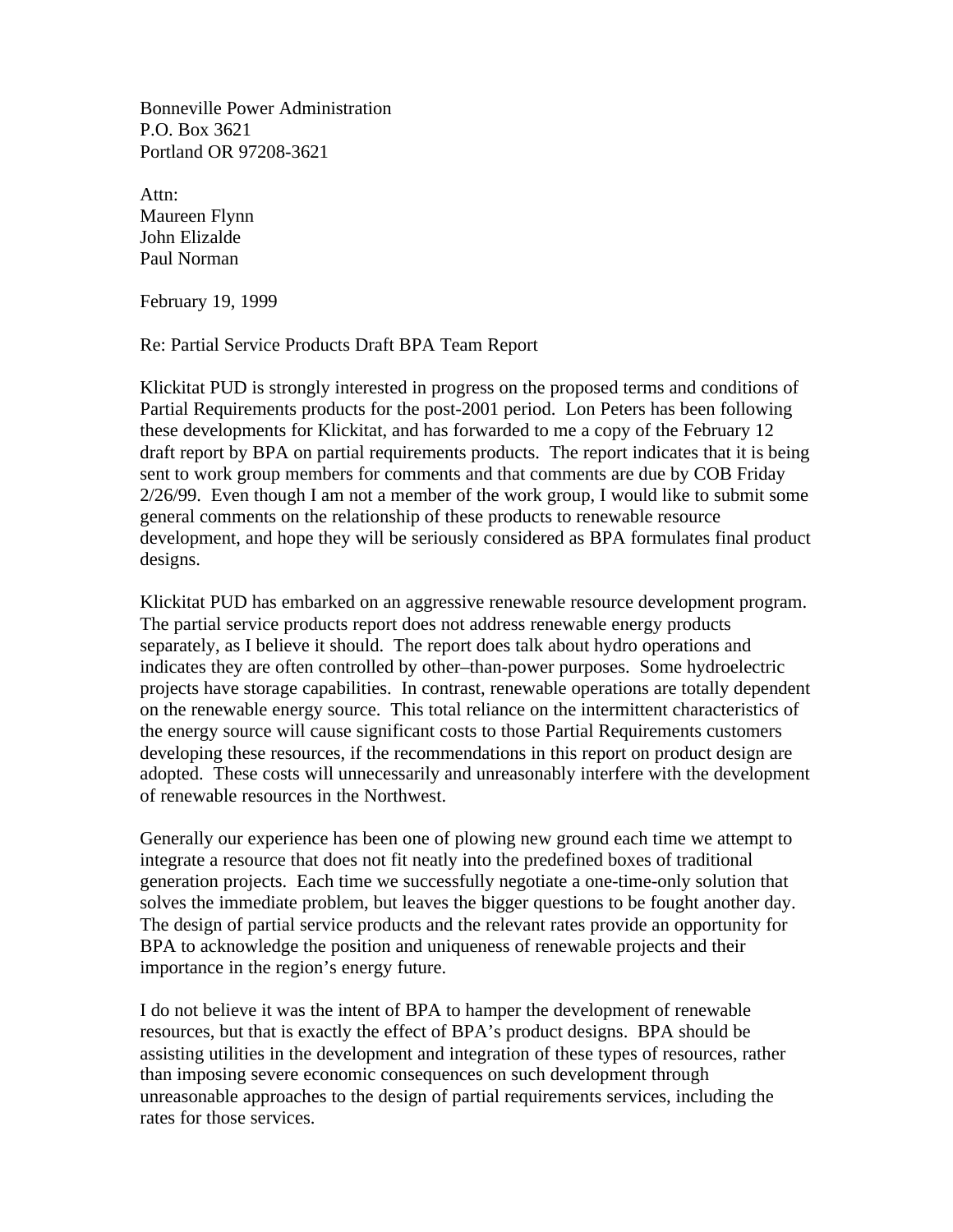Bonneville Power Administration
P.O. Box 3621
Portland OR 97208-3621

Attn:
Maureen Flynn
John Elizalde
Paul Norman

February 19, 1999

Re: Partial Service Products Draft BPA Team Report

Klickitat PUD is strongly interested in progress on the proposed terms and conditions of Partial Requirements products for the post-2001 period. Lon Peters has been following these developments for Klickitat, and has forwarded to me a copy of the February 12 draft report by BPA on partial requirements products. The report indicates that it is being sent to work group members for comments and that comments are due by COB Friday 2/26/99. Even though I am not a member of the work group, I would like to submit some general comments on the relationship of these products to renewable resource development, and hope they will be seriously considered as BPA formulates final product designs.

Klickitat PUD has embarked on an aggressive renewable resource development program. The partial service products report does not address renewable energy products separately, as I believe it should. The report does talk about hydro operations and indicates they are often controlled by other–than-power purposes. Some hydroelectric projects have storage capabilities. In contrast, renewable operations are totally dependent on the renewable energy source. This total reliance on the intermittent characteristics of the energy source will cause significant costs to those Partial Requirements customers developing these resources, if the recommendations in this report on product design are adopted. These costs will unnecessarily and unreasonably interfere with the development of renewable resources in the Northwest.

Generally our experience has been one of plowing new ground each time we attempt to integrate a resource that does not fit neatly into the predefined boxes of traditional generation projects. Each time we successfully negotiate a one-time-only solution that solves the immediate problem, but leaves the bigger questions to be fought another day. The design of partial service products and the relevant rates provide an opportunity for BPA to acknowledge the position and uniqueness of renewable projects and their importance in the region's energy future.

I do not believe it was the intent of BPA to hamper the development of renewable resources, but that is exactly the effect of BPA's product designs. BPA should be assisting utilities in the development and integration of these types of resources, rather than imposing severe economic consequences on such development through unreasonable approaches to the design of partial requirements services, including the rates for those services.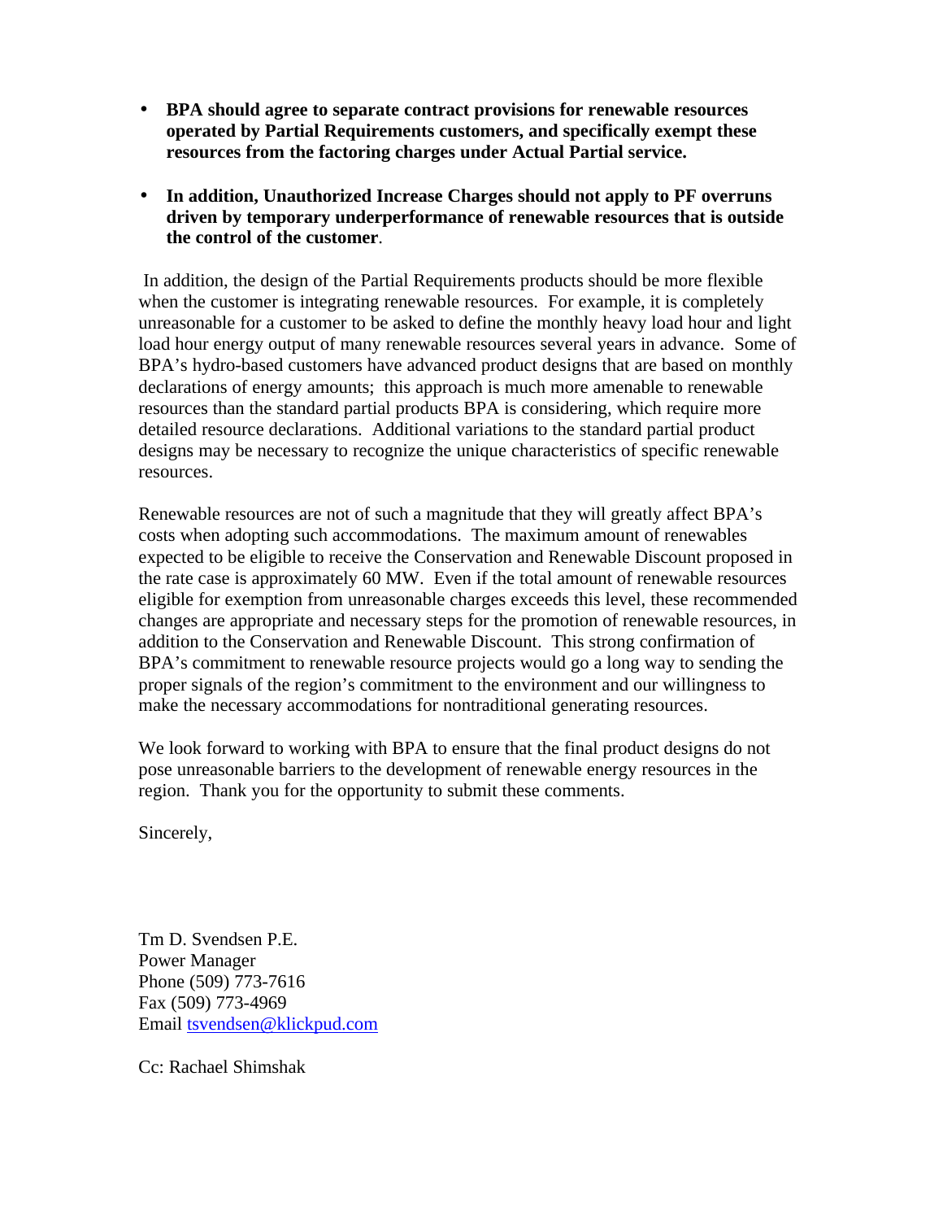- **BPA should agree to separate contract provisions for renewable resources operated by Partial Requirements customers, and specifically exempt these resources from the factoring charges under Actual Partial service.**

- **In addition, Unauthorized Increase Charges should not apply to PF overruns driven by temporary underperformance of renewable resources that is outside the control of the customer**.

In addition, the design of the Partial Requirements products should be more flexible when the customer is integrating renewable resources. For example, it is completely unreasonable for a customer to be asked to define the monthly heavy load hour and light load hour energy output of many renewable resources several years in advance. Some of BPA's hydro-based customers have advanced product designs that are based on monthly declarations of energy amounts; this approach is much more amenable to renewable resources than the standard partial products BPA is considering, which require more detailed resource declarations. Additional variations to the standard partial product designs may be necessary to recognize the unique characteristics of specific renewable resources.

Renewable resources are not of such a magnitude that they will greatly affect BPA's costs when adopting such accommodations. The maximum amount of renewables expected to be eligible to receive the Conservation and Renewable Discount proposed in the rate case is approximately 60 MW. Even if the total amount of renewable resources eligible for exemption from unreasonable charges exceeds this level, these recommended changes are appropriate and necessary steps for the promotion of renewable resources, in addition to the Conservation and Renewable Discount. This strong confirmation of BPA's commitment to renewable resource projects would go a long way to sending the proper signals of the region's commitment to the environment and our willingness to make the necessary accommodations for nontraditional generating resources.

We look forward to working with BPA to ensure that the final product designs do not pose unreasonable barriers to the development of renewable energy resources in the region. Thank you for the opportunity to submit these comments.

Sincerely,

Tm D. Svendsen P.E.
Power Manager
Phone (509) 773-7616
Fax (509) 773-4969
Email tsvendsen@klickpud.com

Cc: Rachael Shimshak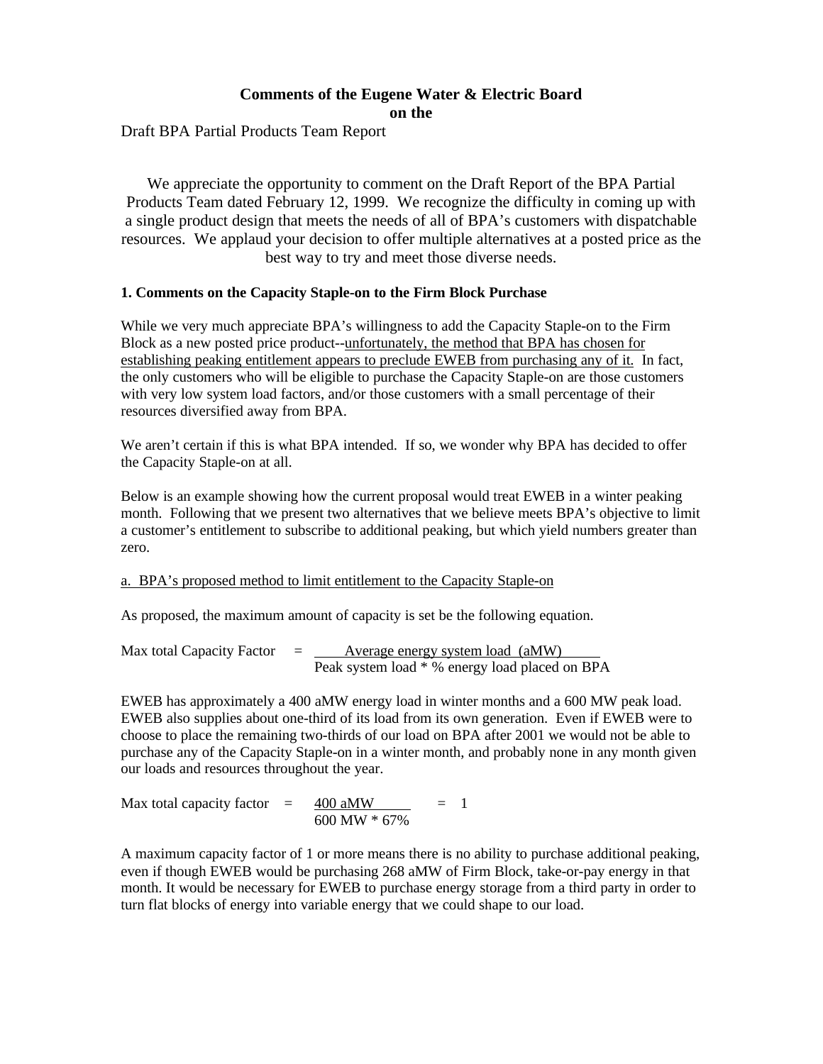# Comments of the Eugene Water & Electric Board on the

Draft BPA Partial Products Team Report

We appreciate the opportunity to comment on the Draft Report of the BPA Partial Products Team dated February 12, 1999. We recognize the difficulty in coming up with a single product design that meets the needs of all of BPA's customers with dispatchable resources. We applaud your decision to offer multiple alternatives at a posted price as the best way to try and meet those diverse needs.

### 1. Comments on the Capacity Staple-on to the Firm Block Purchase

While we very much appreciate BPA's willingness to add the Capacity Staple-on to the Firm Block as a new posted price product--unfortunately, the method that BPA has chosen for establishing peaking entitlement appears to preclude EWEB from purchasing any of it. In fact, the only customers who will be eligible to purchase the Capacity Staple-on are those customers with very low system load factors, and/or those customers with a small percentage of their resources diversified away from BPA.

We aren't certain if this is what BPA intended. If so, we wonder why BPA has decided to offer the Capacity Staple-on at all.

Below is an example showing how the current proposal would treat EWEB in a winter peaking month. Following that we present two alternatives that we believe meets BPA's objective to limit a customer's entitlement to subscribe to additional peaking, but which yield numbers greater than zero.

a. BPA's proposed method to limit entitlement to the Capacity Staple-on

As proposed, the maximum amount of capacity is set be the following equation.

$$\text{Max total Capacity Factor} = \frac{\text{Average energy system load (aMW)}}{\text{Peak system load * \% energy load placed on BPA}}$$

EWEB has approximately a 400 aMW energy load in winter months and a 600 MW peak load. EWEB also supplies about one-third of its load from its own generation. Even if EWEB were to choose to place the remaining two-thirds of our load on BPA after 2001 we would not be able to purchase any of the Capacity Staple-on in a winter month, and probably none in any month given our loads and resources throughout the year.

$$\text{Max total capacity factor} = \frac{400 \text{ aMW}}{600 \text{ MW * } 67\%} = 1$$

A maximum capacity factor of 1 or more means there is no ability to purchase additional peaking, even if though EWEB would be purchasing 268 aMW of Firm Block, take-or-pay energy in that month. It would be necessary for EWEB to purchase energy storage from a third party in order to turn flat blocks of energy into variable energy that we could shape to our load.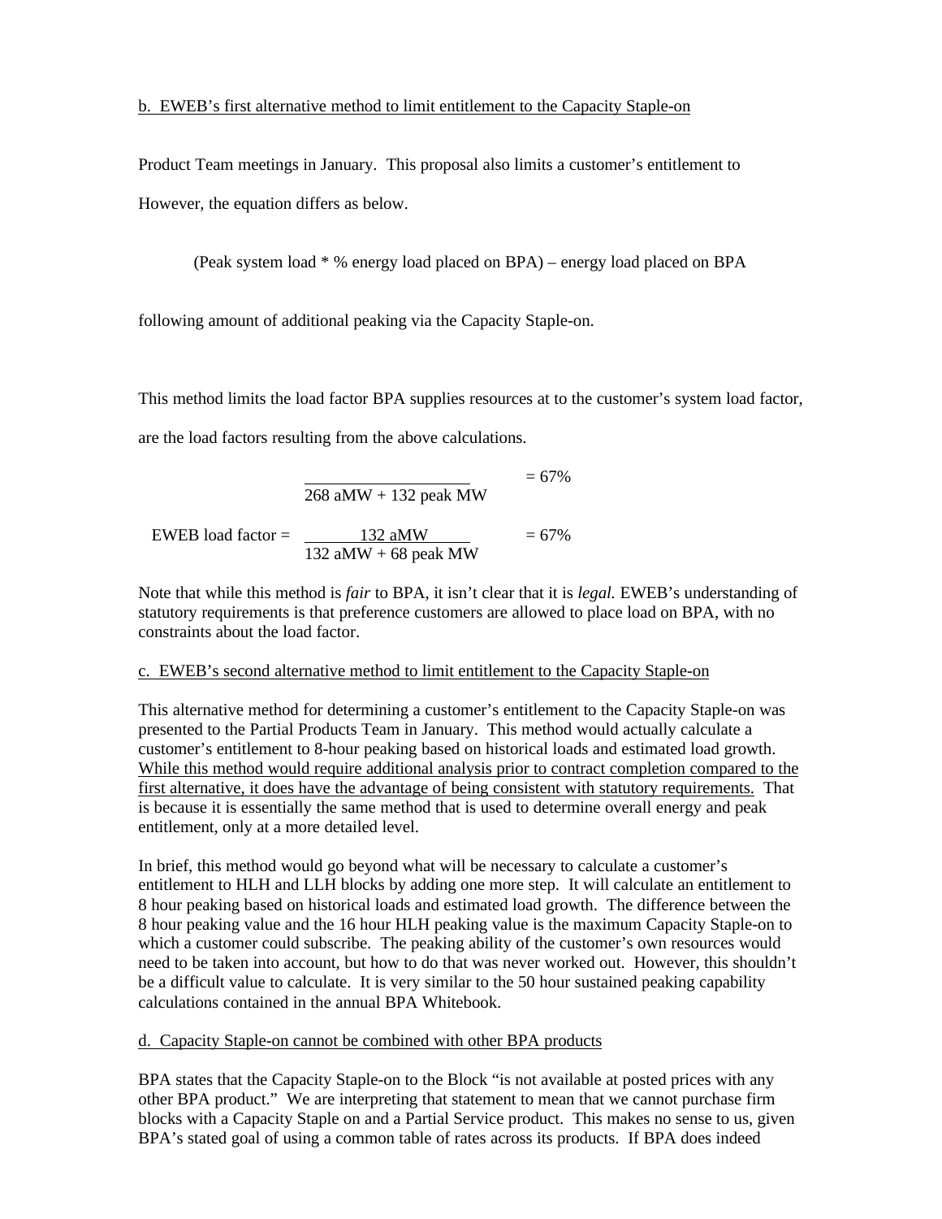b. EWEB's first alternative method to limit entitlement to the Capacity Staple-on

Product Team meetings in January. This proposal also limits a customer's entitlement to

However, the equation differs as below.

(Peak system load * % energy load placed on BPA) – energy load placed on BPA

following amount of additional peaking via the Capacity Staple-on.

This method limits the load factor BPA supplies resources at to the customer's system load factor,

are the load factors resulting from the above calculations.

$$\frac{\quad}{268 \text{ aMW} + 132 \text{ peak MW}} = 67\%$$

$$\text{EWEB load factor} = \frac{132 \text{ aMW}}{132 \text{ aMW} + 68 \text{ peak MW}} = 67\%$$

Note that while this method is *fair* to BPA, it isn't clear that it is *legal.* EWEB's understanding of statutory requirements is that preference customers are allowed to place load on BPA, with no constraints about the load factor.

c. EWEB's second alternative method to limit entitlement to the Capacity Staple-on

This alternative method for determining a customer's entitlement to the Capacity Staple-on was presented to the Partial Products Team in January. This method would actually calculate a customer's entitlement to 8-hour peaking based on historical loads and estimated load growth. While this method would require additional analysis prior to contract completion compared to the first alternative, it does have the advantage of being consistent with statutory requirements. That is because it is essentially the same method that is used to determine overall energy and peak entitlement, only at a more detailed level.

In brief, this method would go beyond what will be necessary to calculate a customer's entitlement to HLH and LLH blocks by adding one more step. It will calculate an entitlement to 8 hour peaking based on historical loads and estimated load growth. The difference between the 8 hour peaking value and the 16 hour HLH peaking value is the maximum Capacity Staple-on to which a customer could subscribe. The peaking ability of the customer's own resources would need to be taken into account, but how to do that was never worked out. However, this shouldn't be a difficult value to calculate. It is very similar to the 50 hour sustained peaking capability calculations contained in the annual BPA Whitebook.

d. Capacity Staple-on cannot be combined with other BPA products

BPA states that the Capacity Staple-on to the Block "is not available at posted prices with any other BPA product." We are interpreting that statement to mean that we cannot purchase firm blocks with a Capacity Staple on and a Partial Service product. This makes no sense to us, given BPA's stated goal of using a common table of rates across its products. If BPA does indeed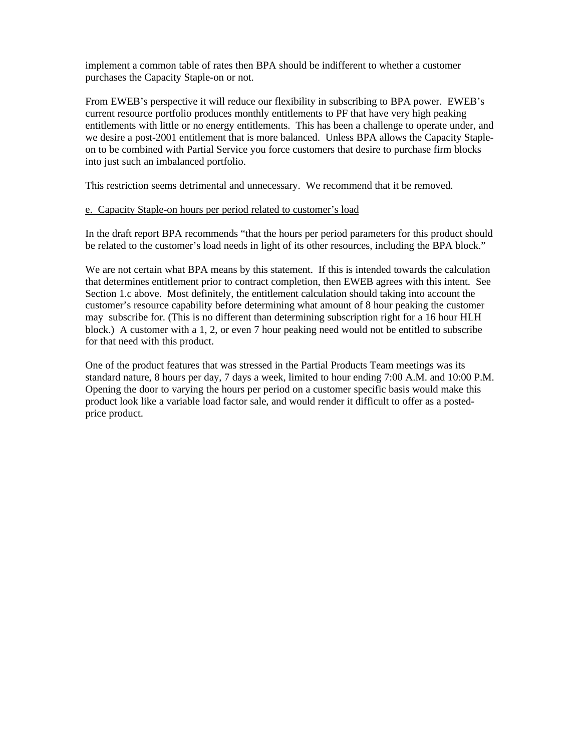implement a common table of rates then BPA should be indifferent to whether a customer purchases the Capacity Staple-on or not.

From EWEB's perspective it will reduce our flexibility in subscribing to BPA power. EWEB's current resource portfolio produces monthly entitlements to PF that have very high peaking entitlements with little or no energy entitlements. This has been a challenge to operate under, and we desire a post-2001 entitlement that is more balanced. Unless BPA allows the Capacity Staple-on to be combined with Partial Service you force customers that desire to purchase firm blocks into just such an imbalanced portfolio.

This restriction seems detrimental and unnecessary. We recommend that it be removed.

e. Capacity Staple-on hours per period related to customer's load

In the draft report BPA recommends "that the hours per period parameters for this product should be related to the customer's load needs in light of its other resources, including the BPA block."

We are not certain what BPA means by this statement. If this is intended towards the calculation that determines entitlement prior to contract completion, then EWEB agrees with this intent. See Section 1.c above. Most definitely, the entitlement calculation should taking into account the customer's resource capability before determining what amount of 8 hour peaking the customer may subscribe for. (This is no different than determining subscription right for a 16 hour HLH block.) A customer with a 1, 2, or even 7 hour peaking need would not be entitled to subscribe for that need with this product.

One of the product features that was stressed in the Partial Products Team meetings was its standard nature, 8 hours per day, 7 days a week, limited to hour ending 7:00 A.M. and 10:00 P.M. Opening the door to varying the hours per period on a customer specific basis would make this product look like a variable load factor sale, and would render it difficult to offer as a posted-price product.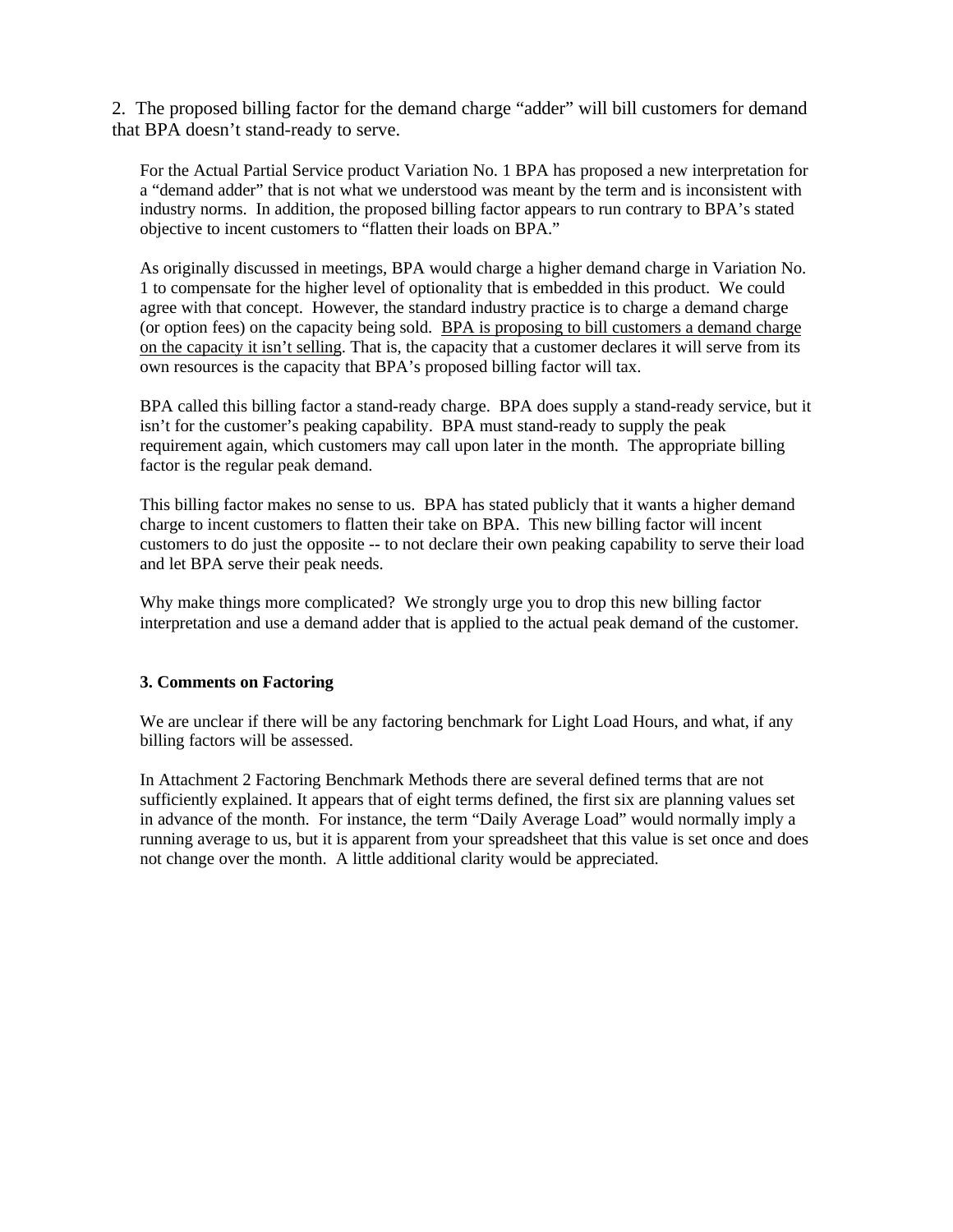2. The proposed billing factor for the demand charge "adder" will bill customers for demand that BPA doesn't stand-ready to serve.

For the Actual Partial Service product Variation No. 1 BPA has proposed a new interpretation for a "demand adder" that is not what we understood was meant by the term and is inconsistent with industry norms. In addition, the proposed billing factor appears to run contrary to BPA's stated objective to incent customers to "flatten their loads on BPA."

As originally discussed in meetings, BPA would charge a higher demand charge in Variation No. 1 to compensate for the higher level of optionality that is embedded in this product. We could agree with that concept. However, the standard industry practice is to charge a demand charge (or option fees) on the capacity being sold. <u>BPA is proposing to bill customers a demand charge on the capacity it isn't selling</u>. That is, the capacity that a customer declares it will serve from its own resources is the capacity that BPA's proposed billing factor will tax.

BPA called this billing factor a stand-ready charge. BPA does supply a stand-ready service, but it isn't for the customer's peaking capability. BPA must stand-ready to supply the peak requirement again, which customers may call upon later in the month. The appropriate billing factor is the regular peak demand.

This billing factor makes no sense to us. BPA has stated publicly that it wants a higher demand charge to incent customers to flatten their take on BPA. This new billing factor will incent customers to do just the opposite -- to not declare their own peaking capability to serve their load and let BPA serve their peak needs.

Why make things more complicated? We strongly urge you to drop this new billing factor interpretation and use a demand adder that is applied to the actual peak demand of the customer.

**3. Comments on Factoring**

We are unclear if there will be any factoring benchmark for Light Load Hours, and what, if any billing factors will be assessed.

In Attachment 2 Factoring Benchmark Methods there are several defined terms that are not sufficiently explained. It appears that of eight terms defined, the first six are planning values set in advance of the month. For instance, the term "Daily Average Load" would normally imply a running average to us, but it is apparent from your spreadsheet that this value is set once and does not change over the month. A little additional clarity would be appreciated.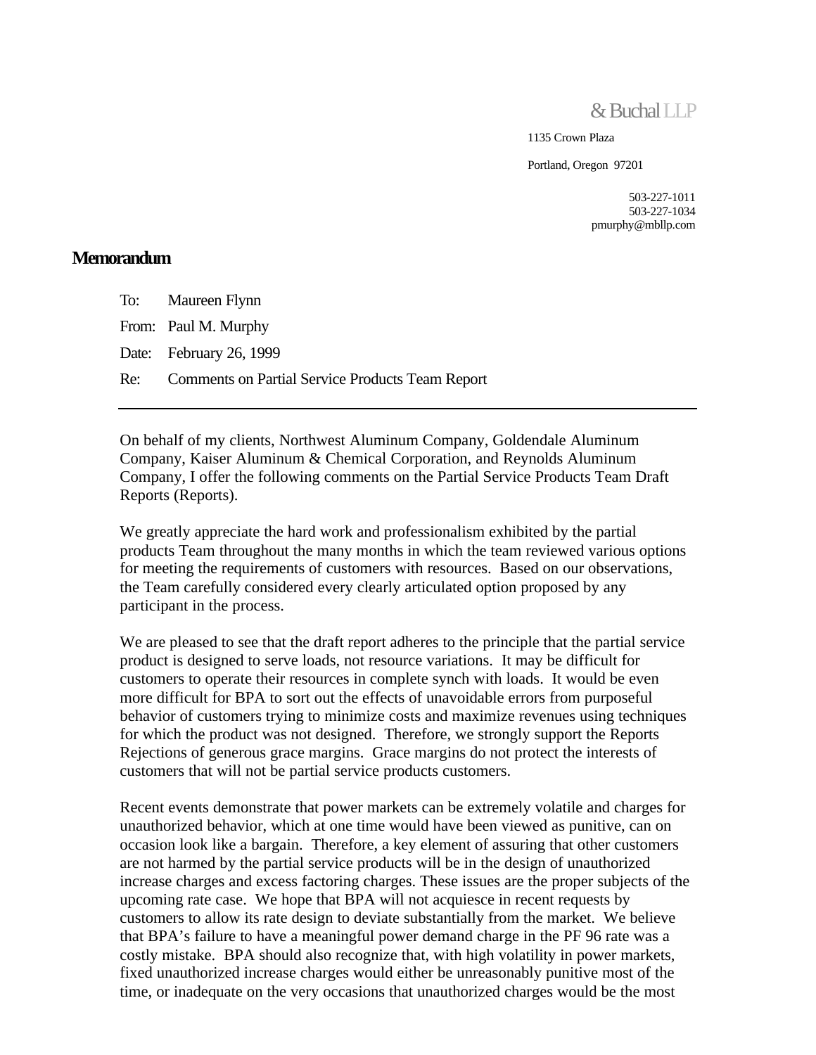& Buchal LLP

1135 Crown Plaza

Portland, Oregon 97201

503-227-1011
503-227-1034
pmurphy@mbllp.com

# Memorandum

To: Maureen Flynn

From: Paul M. Murphy

Date: February 26, 1999

Re: Comments on Partial Service Products Team Report

---

On behalf of my clients, Northwest Aluminum Company, Goldendale Aluminum Company, Kaiser Aluminum & Chemical Corporation, and Reynolds Aluminum Company, I offer the following comments on the Partial Service Products Team Draft Reports (Reports).

We greatly appreciate the hard work and professionalism exhibited by the partial products Team throughout the many months in which the team reviewed various options for meeting the requirements of customers with resources. Based on our observations, the Team carefully considered every clearly articulated option proposed by any participant in the process.

We are pleased to see that the draft report adheres to the principle that the partial service product is designed to serve loads, not resource variations. It may be difficult for customers to operate their resources in complete synch with loads. It would be even more difficult for BPA to sort out the effects of unavoidable errors from purposeful behavior of customers trying to minimize costs and maximize revenues using techniques for which the product was not designed. Therefore, we strongly support the Reports Rejections of generous grace margins. Grace margins do not protect the interests of customers that will not be partial service products customers.

Recent events demonstrate that power markets can be extremely volatile and charges for unauthorized behavior, which at one time would have been viewed as punitive, can on occasion look like a bargain. Therefore, a key element of assuring that other customers are not harmed by the partial service products will be in the design of unauthorized increase charges and excess factoring charges. These issues are the proper subjects of the upcoming rate case. We hope that BPA will not acquiesce in recent requests by customers to allow its rate design to deviate substantially from the market. We believe that BPA's failure to have a meaningful power demand charge in the PF 96 rate was a costly mistake. BPA should also recognize that, with high volatility in power markets, fixed unauthorized increase charges would either be unreasonably punitive most of the time, or inadequate on the very occasions that unauthorized charges would be the most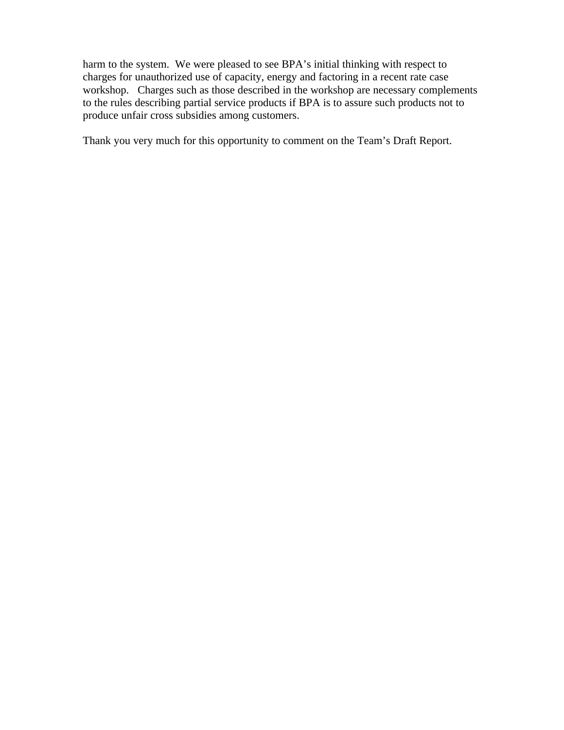harm to the system. We were pleased to see BPA's initial thinking with respect to charges for unauthorized use of capacity, energy and factoring in a recent rate case workshop. Charges such as those described in the workshop are necessary complements to the rules describing partial service products if BPA is to assure such products not to produce unfair cross subsidies among customers.

Thank you very much for this opportunity to comment on the Team's Draft Report.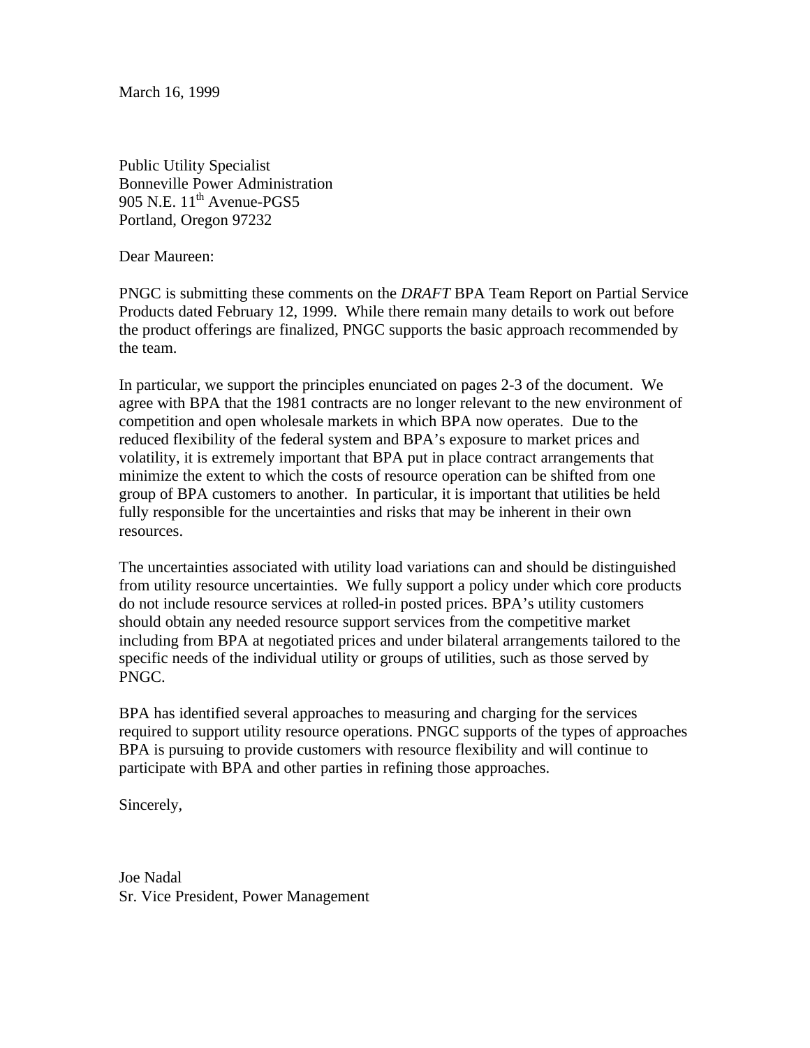March 16, 1999

Public Utility Specialist
Bonneville Power Administration
905 N.E. 11$^{th}$ Avenue-PGS5
Portland, Oregon 97232

Dear Maureen:

PNGC is submitting these comments on the *DRAFT* BPA Team Report on Partial Service Products dated February 12, 1999. While there remain many details to work out before the product offerings are finalized, PNGC supports the basic approach recommended by the team.

In particular, we support the principles enunciated on pages 2-3 of the document. We agree with BPA that the 1981 contracts are no longer relevant to the new environment of competition and open wholesale markets in which BPA now operates. Due to the reduced flexibility of the federal system and BPA's exposure to market prices and volatility, it is extremely important that BPA put in place contract arrangements that minimize the extent to which the costs of resource operation can be shifted from one group of BPA customers to another. In particular, it is important that utilities be held fully responsible for the uncertainties and risks that may be inherent in their own resources.

The uncertainties associated with utility load variations can and should be distinguished from utility resource uncertainties. We fully support a policy under which core products do not include resource services at rolled-in posted prices. BPA's utility customers should obtain any needed resource support services from the competitive market including from BPA at negotiated prices and under bilateral arrangements tailored to the specific needs of the individual utility or groups of utilities, such as those served by PNGC.

BPA has identified several approaches to measuring and charging for the services required to support utility resource operations. PNGC supports of the types of approaches BPA is pursuing to provide customers with resource flexibility and will continue to participate with BPA and other parties in refining those approaches.

Sincerely,

Joe Nadal
Sr. Vice President, Power Management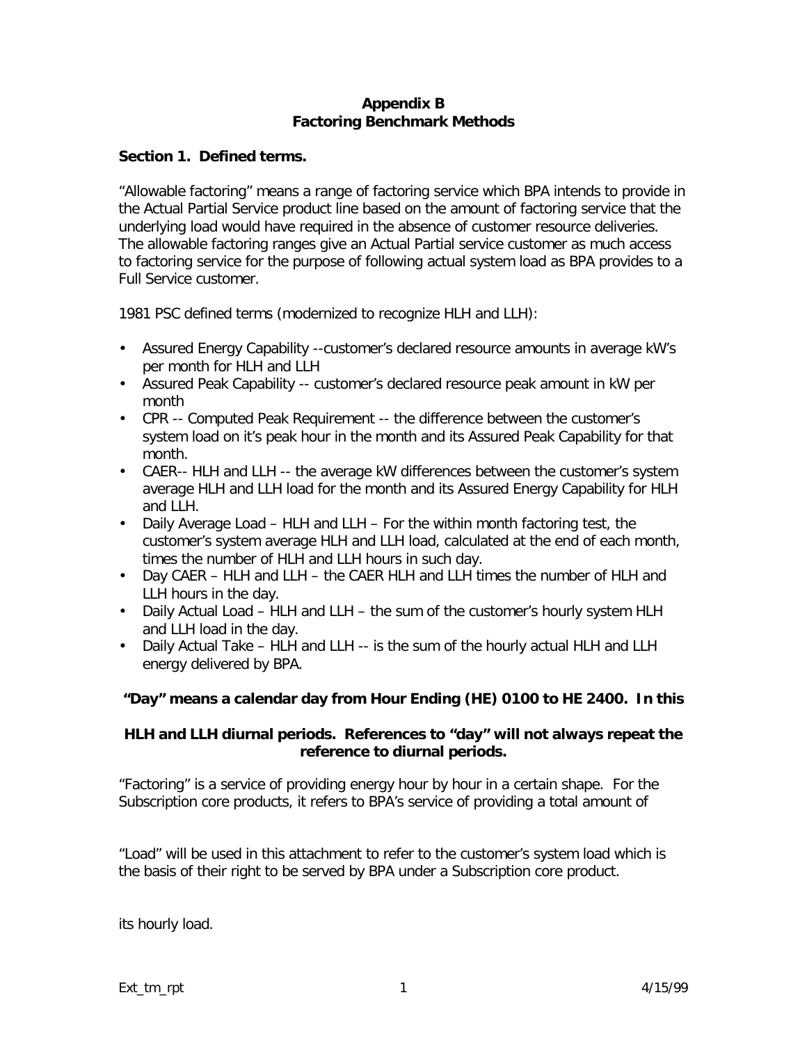**Appendix B**
**Factoring Benchmark Methods**

**Section 1. Defined terms.**

"Allowable factoring" means a range of factoring service which BPA intends to provide in the Actual Partial Service product line based on the amount of factoring service that the underlying load would have required in the absence of customer resource deliveries. The allowable factoring ranges give an Actual Partial service customer as much access to factoring service for the purpose of following actual system load as BPA provides to a Full Service customer.

1981 PSC defined terms (modernized to recognize HLH and LLH):

- Assured Energy Capability --customer's declared resource amounts in average kW's per month for HLH and LLH
- Assured Peak Capability -- customer's declared resource peak amount in kW per month
- CPR -- Computed Peak Requirement -- the difference between the customer's system load on it's peak hour in the month and its Assured Peak Capability for that month.
- CAER-- HLH and LLH -- the average kW differences between the customer's system average HLH and LLH load for the month and its Assured Energy Capability for HLH and LLH.
- Daily Average Load – HLH and LLH – For the within month factoring test, the customer's system average HLH and LLH load, calculated at the end of each month, times the number of HLH and LLH hours in such day.
- Day CAER – HLH and LLH – the CAER HLH and LLH times the number of HLH and LLH hours in the day.
- Daily Actual Load – HLH and LLH – the sum of the customer's hourly system HLH and LLH load in the day.
- Daily Actual Take – HLH and LLH -- is the sum of the hourly actual HLH and LLH energy delivered by BPA.

**"Day" means a calendar day from Hour Ending (HE) 0100 to HE 2400. In this**

**HLH and LLH diurnal periods. References to "day" will not always repeat the reference to diurnal periods.**

"Factoring" is a service of providing energy hour by hour in a certain shape. For the Subscription core products, it refers to BPA's service of providing a total amount of

"Load" will be used in this attachment to refer to the customer's system load which is the basis of their right to be served by BPA under a Subscription core product.

its hourly load.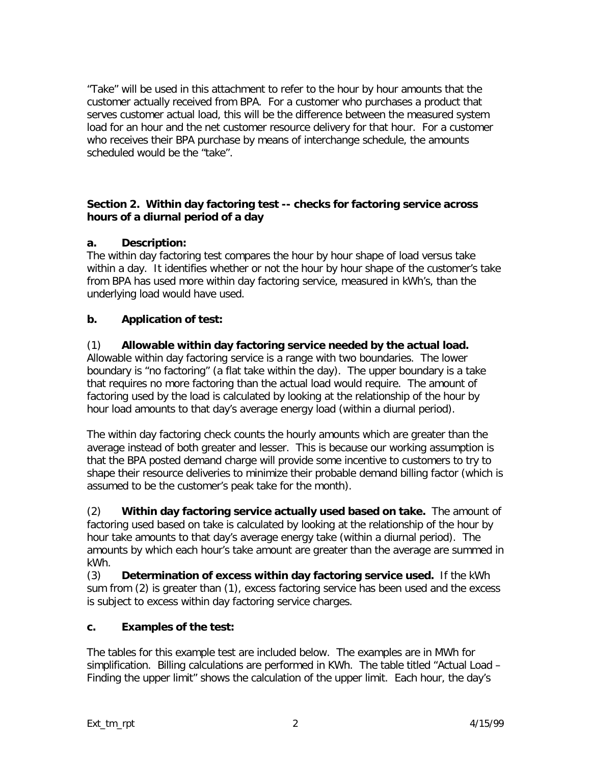"Take" will be used in this attachment to refer to the hour by hour amounts that the customer actually received from BPA. For a customer who purchases a product that serves customer actual load, this will be the difference between the measured system load for an hour and the net customer resource delivery for that hour. For a customer who receives their BPA purchase by means of interchange schedule, the amounts scheduled would be the "take".

### Section 2. Within day factoring test -- checks for factoring service across hours of a diurnal period of a day

#### a. Description:

The within day factoring test compares the hour by hour shape of load versus take within a day. It identifies whether or not the hour by hour shape of the customer's take from BPA has used more within day factoring service, measured in kWh's, than the underlying load would have used.

#### b. Application of test:

(1) **Allowable within day factoring service needed by the actual load.** Allowable within day factoring service is a range with two boundaries. The lower boundary is "no factoring" (a flat take within the day). The upper boundary is a take that requires no more factoring than the actual load would require. The amount of factoring used by the load is calculated by looking at the relationship of the hour by hour load amounts to that day's average energy load (within a diurnal period).

The within day factoring check counts the hourly amounts which are greater than the average instead of both greater and lesser. This is because our working assumption is that the BPA posted demand charge will provide some incentive to customers to try to shape their resource deliveries to minimize their probable demand billing factor (which is assumed to be the customer's peak take for the month).

(2) **Within day factoring service actually used based on take.** The amount of factoring used based on take is calculated by looking at the relationship of the hour by hour take amounts to that day's average energy take (within a diurnal period). The amounts by which each hour's take amount are greater than the average are summed in kWh.

(3) **Determination of excess within day factoring service used.** If the kWh sum from (2) is greater than (1), excess factoring service has been used and the excess is subject to excess within day factoring service charges.

#### c. Examples of the test:

The tables for this example test are included below. The examples are in MWh for simplification. Billing calculations are performed in KWh. The table titled "Actual Load – Finding the upper limit" shows the calculation of the upper limit. Each hour, the day's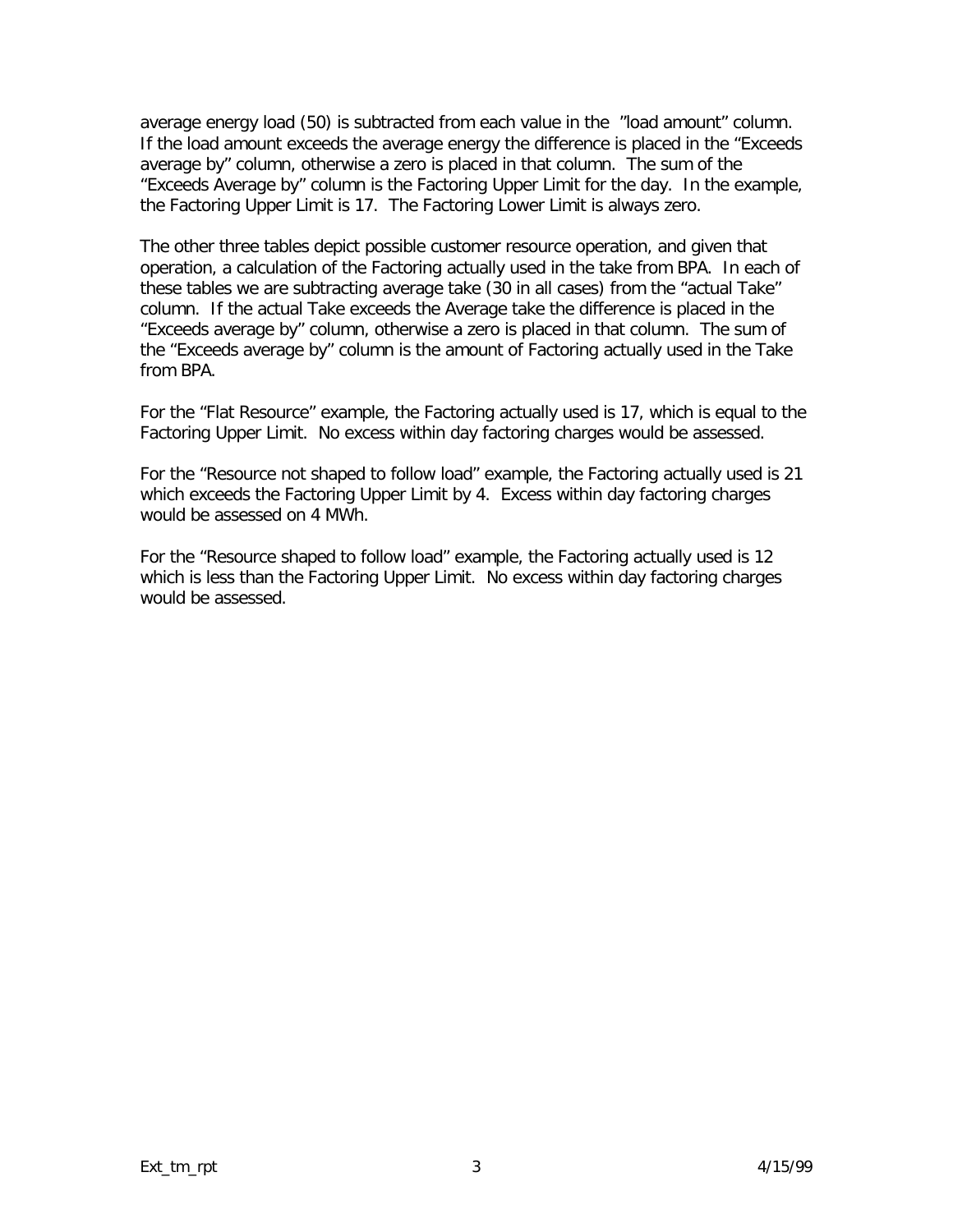average energy load (50) is subtracted from each value in the ”load amount” column. If the load amount exceeds the average energy the difference is placed in the “Exceeds average by” column, otherwise a zero is placed in that column. The sum of the “Exceeds Average by” column is the Factoring Upper Limit for the day. In the example, the Factoring Upper Limit is 17. The Factoring Lower Limit is always zero.

The other three tables depict possible customer resource operation, and given that operation, a calculation of the Factoring actually used in the take from BPA. In each of these tables we are subtracting average take (30 in all cases) from the “actual Take” column. If the actual Take exceeds the Average take the difference is placed in the “Exceeds average by” column, otherwise a zero is placed in that column. The sum of the “Exceeds average by” column is the amount of Factoring actually used in the Take from BPA.

For the “Flat Resource” example, the Factoring actually used is 17, which is equal to the Factoring Upper Limit. No excess within day factoring charges would be assessed.

For the “Resource not shaped to follow load” example, the Factoring actually used is 21 which exceeds the Factoring Upper Limit by 4. Excess within day factoring charges would be assessed on 4 MWh.

For the “Resource shaped to follow load” example, the Factoring actually used is 12 which is less than the Factoring Upper Limit. No excess within day factoring charges would be assessed.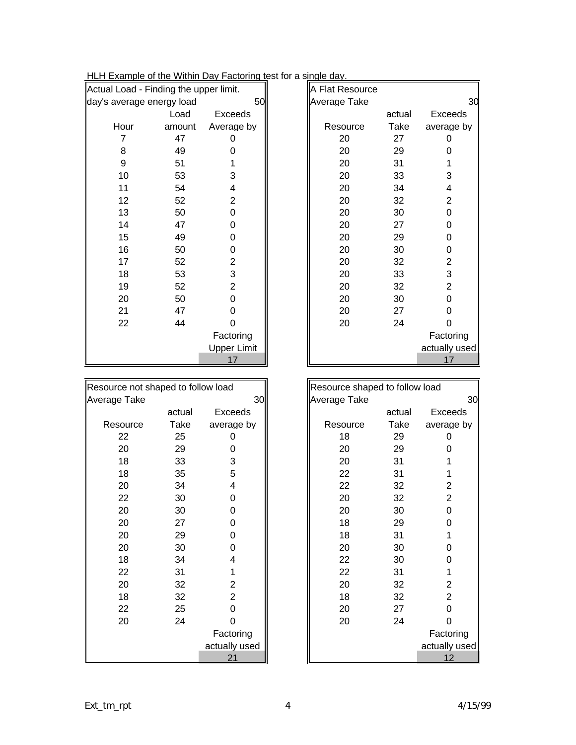HLH Example of the Within Day Factoring test for a single day.

**Actual Load - Finding the upper limit.**

| day's average energy load | | 50 |
|---|---|---|
| | Load | Exceeds |
| Hour | amount | Average by |
| 7 | 47 | 0 |
| 8 | 49 | 0 |
| 9 | 51 | 1 |
| 10 | 53 | 3 |
| 11 | 54 | 4 |
| 12 | 52 | 2 |
| 13 | 50 | 0 |
| 14 | 47 | 0 |
| 15 | 49 | 0 |
| 16 | 50 | 0 |
| 17 | 52 | 2 |
| 18 | 53 | 3 |
| 19 | 52 | 2 |
| 20 | 50 | 0 |
| 21 | 47 | 0 |
| 22 | 44 | 0 |
| | | Factoring Upper Limit |
| | | 17 |

**A Flat Resource**

| Average Take | | 30 |
|---|---|---|
| | actual | Exceeds |
| Resource | Take | average by |
| 20 | 27 | 0 |
| 20 | 29 | 0 |
| 20 | 31 | 1 |
| 20 | 33 | 3 |
| 20 | 34 | 4 |
| 20 | 32 | 2 |
| 20 | 30 | 0 |
| 20 | 27 | 0 |
| 20 | 29 | 0 |
| 20 | 30 | 0 |
| 20 | 32 | 2 |
| 20 | 33 | 3 |
| 20 | 32 | 2 |
| 20 | 30 | 0 |
| 20 | 27 | 0 |
| 20 | 24 | 0 |
| | | Factoring actually used |
| | | 17 |

**Resource not shaped to follow load**

| Average Take | | 30 |
|---|---|---|
| | actual | Exceeds |
| Resource | Take | average by |
| 22 | 25 | 0 |
| 20 | 29 | 0 |
| 18 | 33 | 3 |
| 18 | 35 | 5 |
| 20 | 34 | 4 |
| 22 | 30 | 0 |
| 20 | 30 | 0 |
| 20 | 27 | 0 |
| 20 | 29 | 0 |
| 20 | 30 | 0 |
| 18 | 34 | 4 |
| 22 | 31 | 1 |
| 20 | 32 | 2 |
| 18 | 32 | 2 |
| 22 | 25 | 0 |
| 20 | 24 | 0 |
| | | Factoring actually used |
| | | 21 |

**Resource shaped to follow load**

| Average Take | | 30 |
|---|---|---|
| | actual | Exceeds |
| Resource | Take | average by |
| 18 | 29 | 0 |
| 20 | 29 | 0 |
| 20 | 31 | 1 |
| 22 | 31 | 1 |
| 22 | 32 | 2 |
| 20 | 32 | 2 |
| 20 | 30 | 0 |
| 18 | 29 | 0 |
| 18 | 31 | 1 |
| 20 | 30 | 0 |
| 22 | 30 | 0 |
| 22 | 31 | 1 |
| 20 | 32 | 2 |
| 18 | 32 | 2 |
| 20 | 27 | 0 |
| 20 | 24 | 0 |
| | | Factoring actually used |
| | | 12 |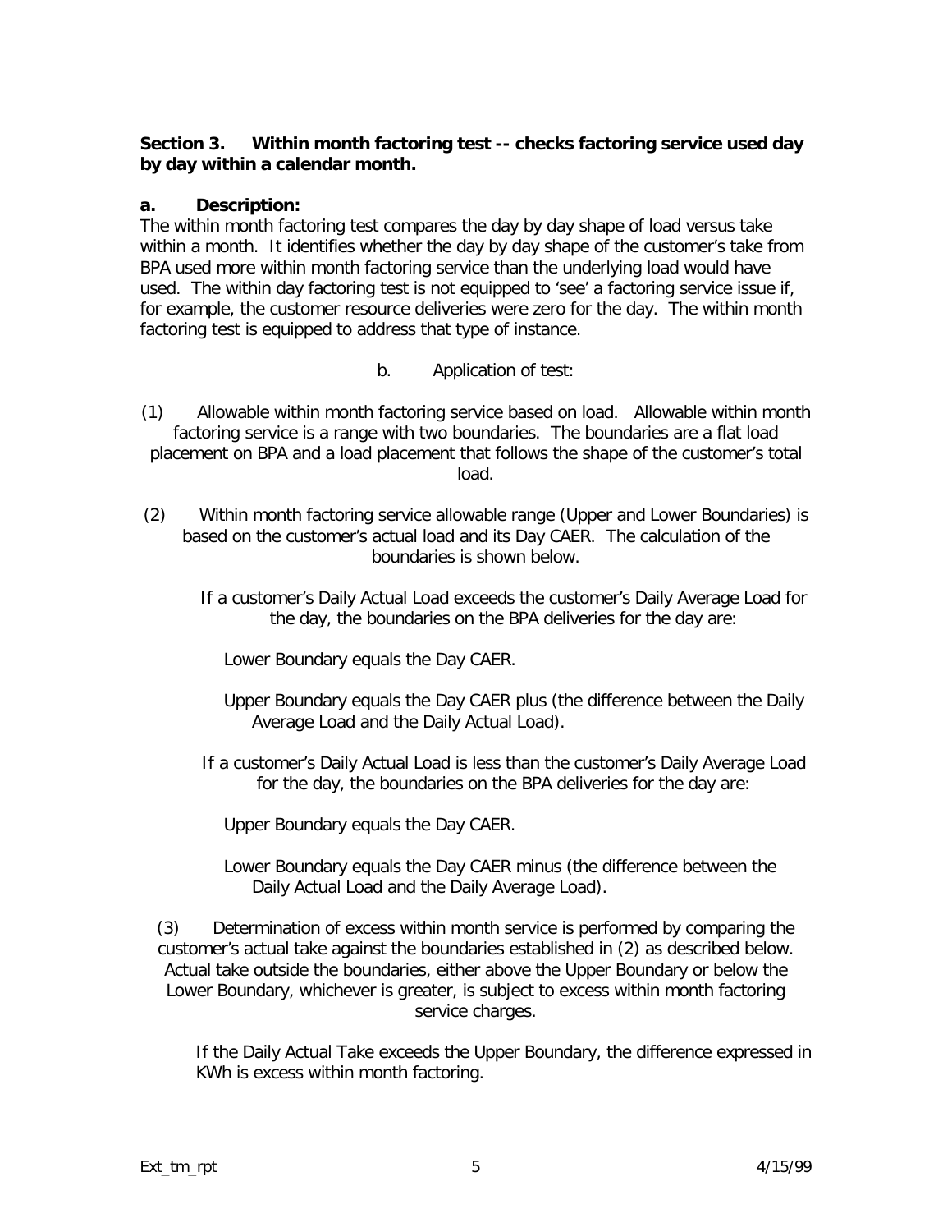**Section 3. Within month factoring test -- checks factoring service used day by day within a calendar month.**

**a. Description:**

The within month factoring test compares the day by day shape of load versus take within a month. It identifies whether the day by day shape of the customer's take from BPA used more within month factoring service than the underlying load would have used. The within day factoring test is not equipped to 'see' a factoring service issue if, for example, the customer resource deliveries were zero for the day. The within month factoring test is equipped to address that type of instance.

b. Application of test:

(1) Allowable within month factoring service based on load. Allowable within month factoring service is a range with two boundaries. The boundaries are a flat load placement on BPA and a load placement that follows the shape of the customer's total load.

(2) Within month factoring service allowable range (Upper and Lower Boundaries) is based on the customer's actual load and its Day CAER. The calculation of the boundaries is shown below.

If a customer's Daily Actual Load exceeds the customer's Daily Average Load for the day, the boundaries on the BPA deliveries for the day are:

Lower Boundary equals the Day CAER.

Upper Boundary equals the Day CAER plus (the difference between the Daily Average Load and the Daily Actual Load).

If a customer's Daily Actual Load is less than the customer's Daily Average Load for the day, the boundaries on the BPA deliveries for the day are:

Upper Boundary equals the Day CAER.

Lower Boundary equals the Day CAER minus (the difference between the Daily Actual Load and the Daily Average Load).

(3) Determination of excess within month service is performed by comparing the customer's actual take against the boundaries established in (2) as described below. Actual take outside the boundaries, either above the Upper Boundary or below the Lower Boundary, whichever is greater, is subject to excess within month factoring service charges.

If the Daily Actual Take exceeds the Upper Boundary, the difference expressed in KWh is excess within month factoring.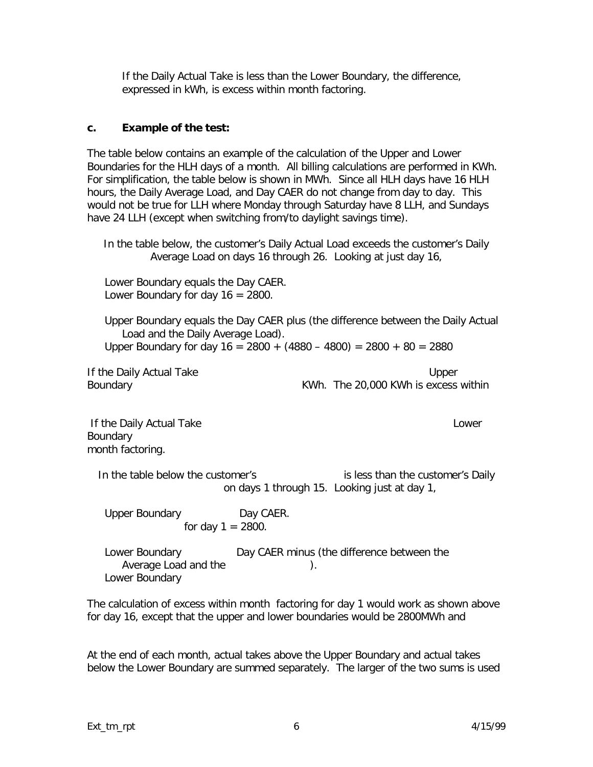If the Daily Actual Take is less than the Lower Boundary, the difference, expressed in kWh, is excess within month factoring.

**c. Example of the test:**

The table below contains an example of the calculation of the Upper and Lower Boundaries for the HLH days of a month. All billing calculations are performed in KWh. For simplification, the table below is shown in MWh. Since all HLH days have 16 HLH hours, the Daily Average Load, and Day CAER do not change from day to day. This would not be true for LLH where Monday through Saturday have 8 LLH, and Sundays have 24 LLH (except when switching from/to daylight savings time).

In the table below, the customer's Daily Actual Load exceeds the customer's Daily Average Load on days 16 through 26. Looking at just day 16,

Lower Boundary equals the Day CAER.
Lower Boundary for day 16 = 2800.

Upper Boundary equals the Day CAER plus (the difference between the Daily Actual Load and the Daily Average Load).
Upper Boundary for day 16 = 2800 + (4880 – 4800) = 2800 + 80 = 2880

If the Daily Actual Take Upper Boundary KWh. The 20,000 KWh is excess within

If the Daily Actual Take Lower Boundary month factoring.

In the table below the customer's is less than the customer's Daily on days 1 through 15. Looking just at day 1,

Upper Boundary Day CAER.
for day 1 = 2800.

Lower Boundary Day CAER minus (the difference between the Average Load and the ).
Lower Boundary

The calculation of excess within month factoring for day 1 would work as shown above for day 16, except that the upper and lower boundaries would be 2800MWh and

At the end of each month, actual takes above the Upper Boundary and actual takes below the Lower Boundary are summed separately. The larger of the two sums is used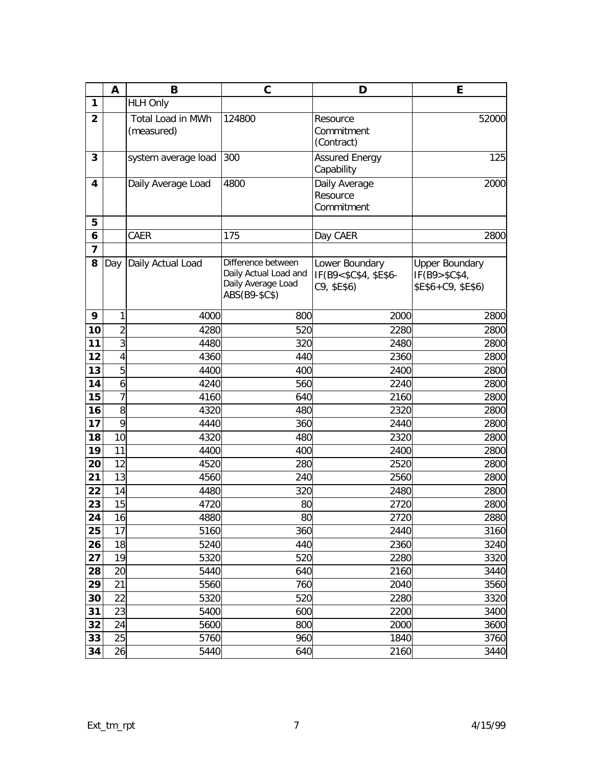| | A | B | C | D | E |
|---|---|---|---|---|---|
| 1 | | HLH Only | | | |
| 2 | | Total Load in MWh (measured) | 124800 | Resource Commitment (Contract) | 52000 |
| 3 | | system average load | 300 | Assured Energy Capability | 125 |
| 4 | | Daily Average Load | 4800 | Daily Average Resource Commitment | 2000 |
| 5 | | | | | |
| 6 | | CAER | 175 | Day CAER | 2800 |
| 7 | | | | | |
| 8 | Day | Daily Actual Load | Difference between Daily Actual Load and Daily Average Load ABS(B9-$C$) | Lower Boundary IF(B9<$C$4, $E$6-C9, $E$6) | Upper Boundary IF(B9>$C$4, $E$6+C9, $E$6) |
| 9 | 1 | 4000 | 800 | 2000 | 2800 |
| 10 | 2 | 4280 | 520 | 2280 | 2800 |
| 11 | 3 | 4480 | 320 | 2480 | 2800 |
| 12 | 4 | 4360 | 440 | 2360 | 2800 |
| 13 | 5 | 4400 | 400 | 2400 | 2800 |
| 14 | 6 | 4240 | 560 | 2240 | 2800 |
| 15 | 7 | 4160 | 640 | 2160 | 2800 |
| 16 | 8 | 4320 | 480 | 2320 | 2800 |
| 17 | 9 | 4440 | 360 | 2440 | 2800 |
| 18 | 10 | 4320 | 480 | 2320 | 2800 |
| 19 | 11 | 4400 | 400 | 2400 | 2800 |
| 20 | 12 | 4520 | 280 | 2520 | 2800 |
| 21 | 13 | 4560 | 240 | 2560 | 2800 |
| 22 | 14 | 4480 | 320 | 2480 | 2800 |
| 23 | 15 | 4720 | 80 | 2720 | 2800 |
| 24 | 16 | 4880 | 80 | 2720 | 2880 |
| 25 | 17 | 5160 | 360 | 2440 | 3160 |
| 26 | 18 | 5240 | 440 | 2360 | 3240 |
| 27 | 19 | 5320 | 520 | 2280 | 3320 |
| 28 | 20 | 5440 | 640 | 2160 | 3440 |
| 29 | 21 | 5560 | 760 | 2040 | 3560 |
| 30 | 22 | 5320 | 520 | 2280 | 3320 |
| 31 | 23 | 5400 | 600 | 2200 | 3400 |
| 32 | 24 | 5600 | 800 | 2000 | 3600 |
| 33 | 25 | 5760 | 960 | 1840 | 3760 |
| 34 | 26 | 5440 | 640 | 2160 | 3440 |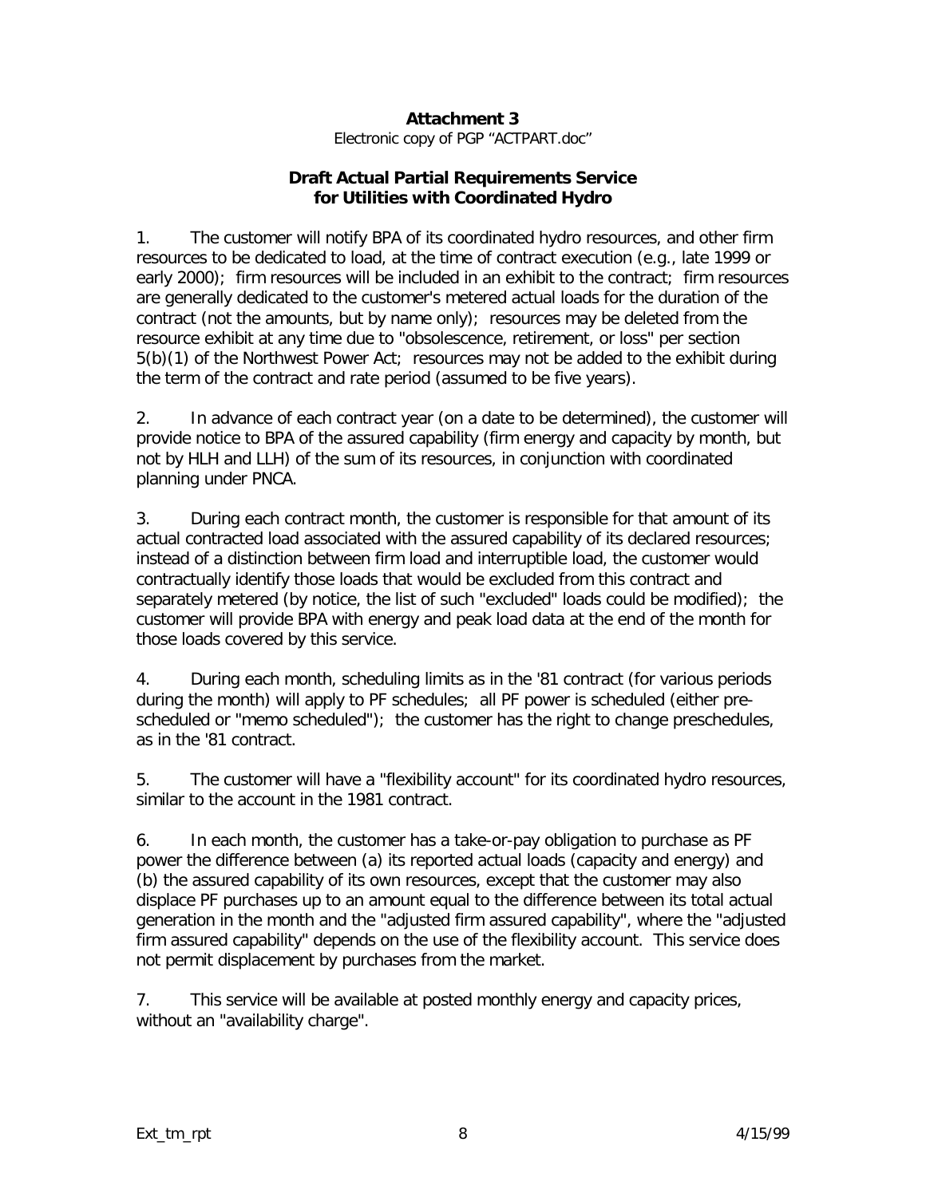**Attachment 3**

Electronic copy of PGP "ACTPART.doc"

**Draft Actual Partial Requirements Service for Utilities with Coordinated Hydro**

1. The customer will notify BPA of its coordinated hydro resources, and other firm resources to be dedicated to load, at the time of contract execution (e.g., late 1999 or early 2000); firm resources will be included in an exhibit to the contract; firm resources are generally dedicated to the customer's metered actual loads for the duration of the contract (not the amounts, but by name only); resources may be deleted from the resource exhibit at any time due to "obsolescence, retirement, or loss" per section 5(b)(1) of the Northwest Power Act; resources may not be added to the exhibit during the term of the contract and rate period (assumed to be five years).

2. In advance of each contract year (on a date to be determined), the customer will provide notice to BPA of the assured capability (firm energy and capacity by month, but not by HLH and LLH) of the sum of its resources, in conjunction with coordinated planning under PNCA.

3. During each contract month, the customer is responsible for that amount of its actual contracted load associated with the assured capability of its declared resources; instead of a distinction between firm load and interruptible load, the customer would contractually identify those loads that would be excluded from this contract and separately metered (by notice, the list of such "excluded" loads could be modified); the customer will provide BPA with energy and peak load data at the end of the month for those loads covered by this service.

4. During each month, scheduling limits as in the '81 contract (for various periods during the month) will apply to PF schedules; all PF power is scheduled (either pre-scheduled or "memo scheduled"); the customer has the right to change preschedules, as in the '81 contract.

5. The customer will have a "flexibility account" for its coordinated hydro resources, similar to the account in the 1981 contract.

6. In each month, the customer has a take-or-pay obligation to purchase as PF power the difference between (a) its reported actual loads (capacity and energy) and (b) the assured capability of its own resources, except that the customer may also displace PF purchases up to an amount equal to the difference between its total actual generation in the month and the "adjusted firm assured capability", where the "adjusted firm assured capability" depends on the use of the flexibility account. This service does not permit displacement by purchases from the market.

7. This service will be available at posted monthly energy and capacity prices, without an "availability charge".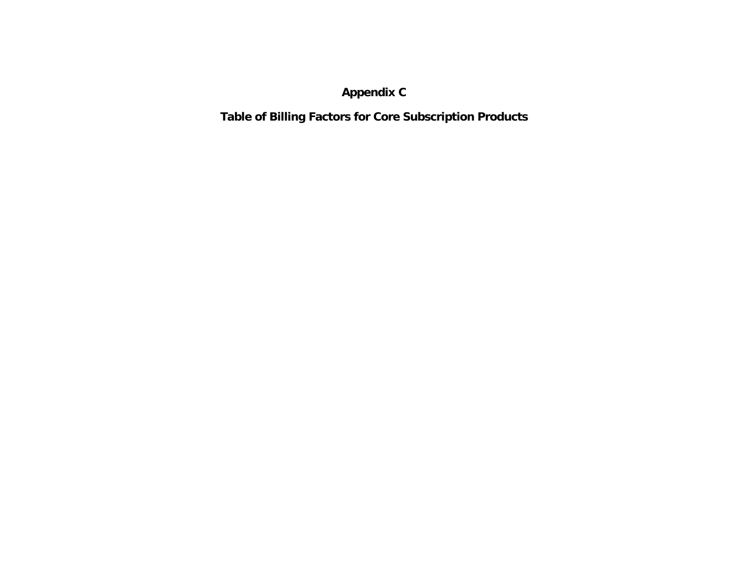# Appendix C

## Table of Billing Factors for Core Subscription Products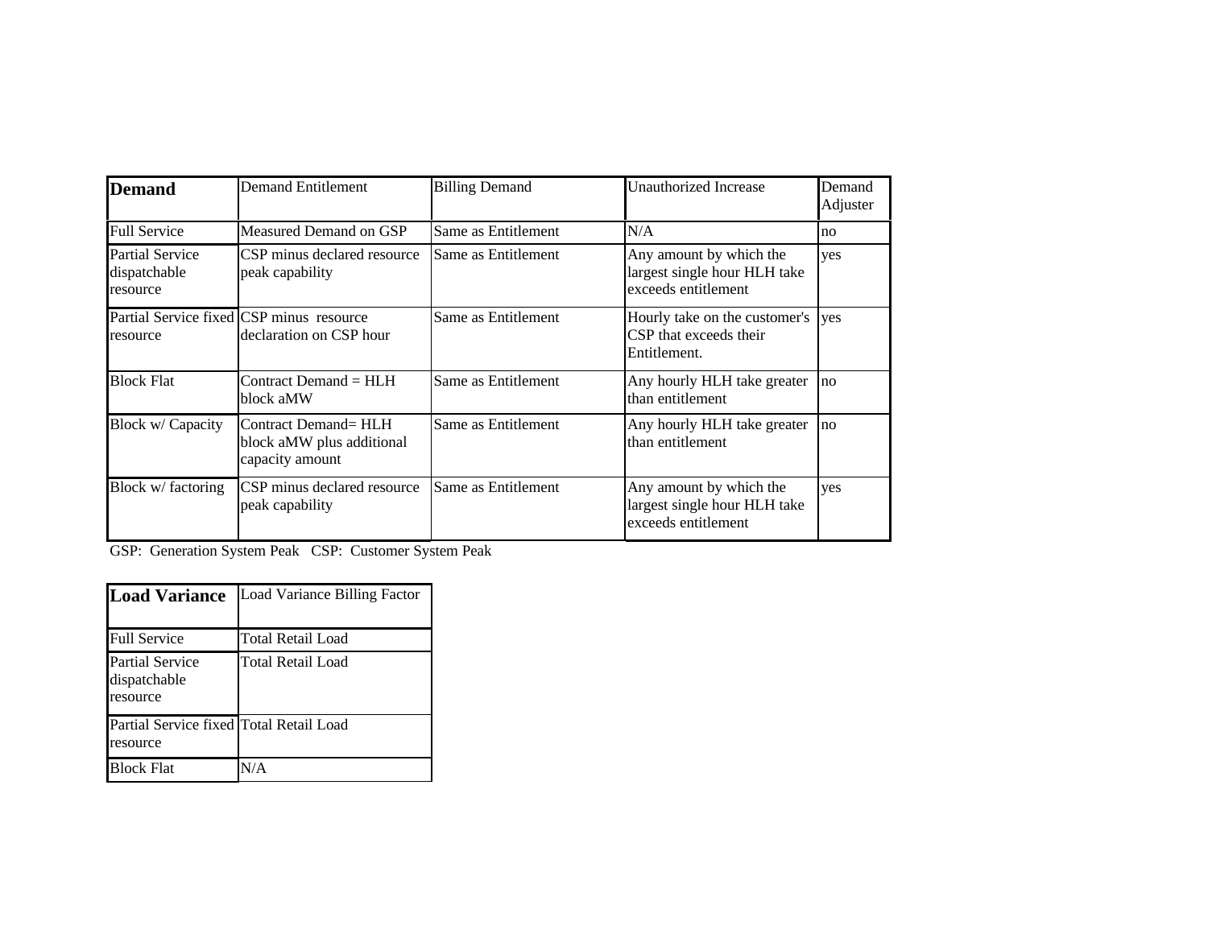| **Demand** | Demand Entitlement | Billing Demand | Unauthorized Increase | Demand Adjuster |
|---|---|---|---|---|
| Full Service | Measured Demand on GSP | Same as Entitlement | N/A | no |
| Partial Service dispatchable resource | CSP minus declared resource peak capability | Same as Entitlement | Any amount by which the largest single hour HLH take exceeds entitlement | yes |
| Partial Service fixed resource | CSP minus resource declaration on CSP hour | Same as Entitlement | Hourly take on the customer's CSP that exceeds their Entitlement. | yes |
| Block Flat | Contract Demand = HLH block aMW | Same as Entitlement | Any hourly HLH take greater than entitlement | no |
| Block w/ Capacity | Contract Demand= HLH block aMW plus additional capacity amount | Same as Entitlement | Any hourly HLH take greater than entitlement | no |
| Block w/ factoring | CSP minus declared resource peak capability | Same as Entitlement | Any amount by which the largest single hour HLH take exceeds entitlement | yes |

GSP: Generation System Peak CSP: Customer System Peak

| **Load Variance** | Load Variance Billing Factor |
|---|---|
| Full Service | Total Retail Load |
| Partial Service dispatchable resource | Total Retail Load |
| Partial Service fixed resource | Total Retail Load |
| Block Flat | N/A |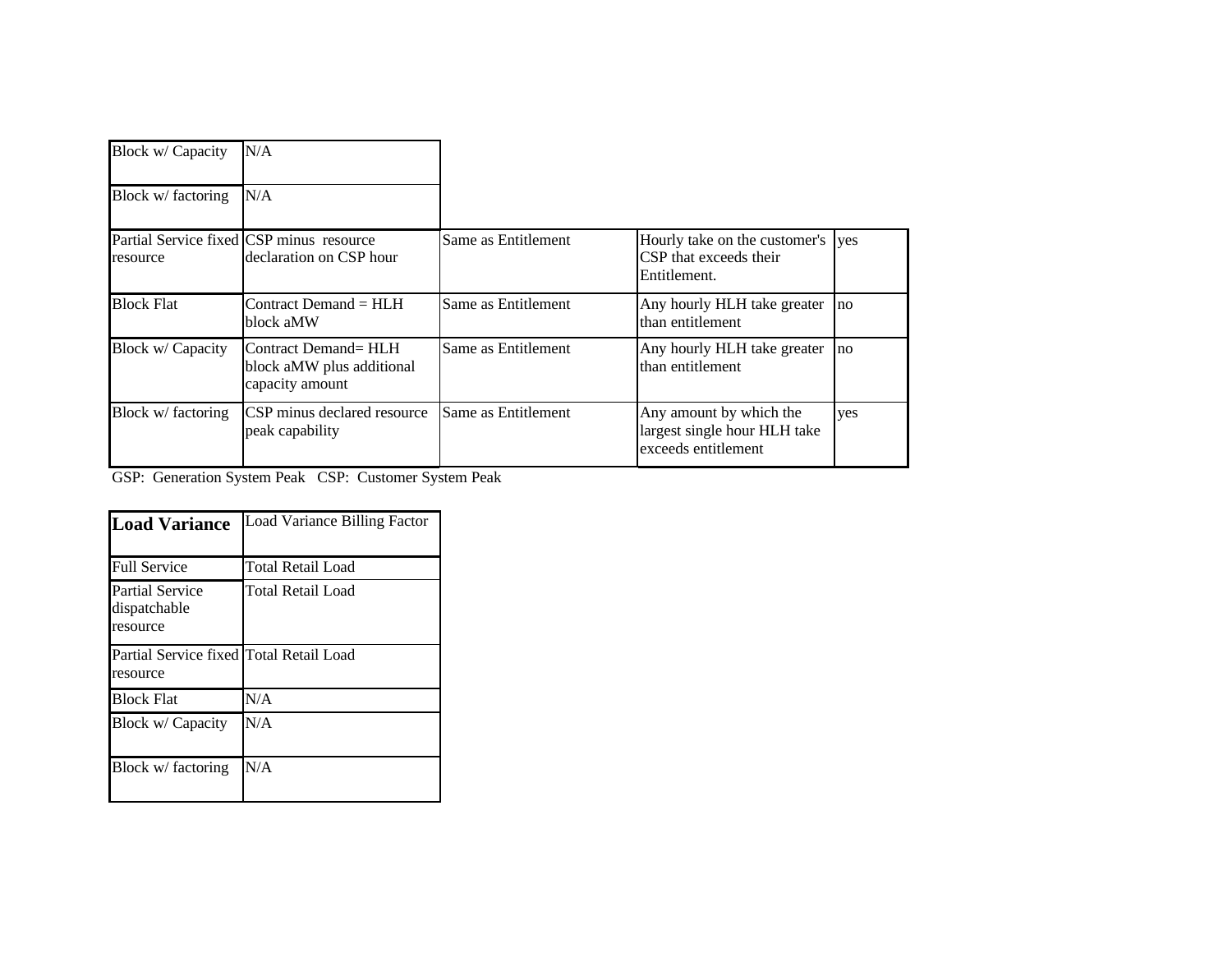| | |
|---|---|
| Block w/ Capacity | N/A |
| Block w/ factoring | N/A |

| | | | | |
|---|---|---|---|---|
| Partial Service fixed resource | CSP minus resource declaration on CSP hour | Same as Entitlement | Hourly take on the customer's CSP that exceeds their Entitlement. | yes |
| Block Flat | Contract Demand = HLH block aMW | Same as Entitlement | Any hourly HLH take greater than entitlement | no |
| Block w/ Capacity | Contract Demand= HLH block aMW plus additional capacity amount | Same as Entitlement | Any hourly HLH take greater than entitlement | no |
| Block w/ factoring | CSP minus declared resource peak capability | Same as Entitlement | Any amount by which the largest single hour HLH take exceeds entitlement | yes |

GSP: Generation System Peak CSP: Customer System Peak

| **Load Variance** | Load Variance Billing Factor |
|---|---|
| Full Service | Total Retail Load |
| Partial Service dispatchable resource | Total Retail Load |
| Partial Service fixed resource | Total Retail Load |
| Block Flat | N/A |
| Block w/ Capacity | N/A |
| Block w/ factoring | N/A |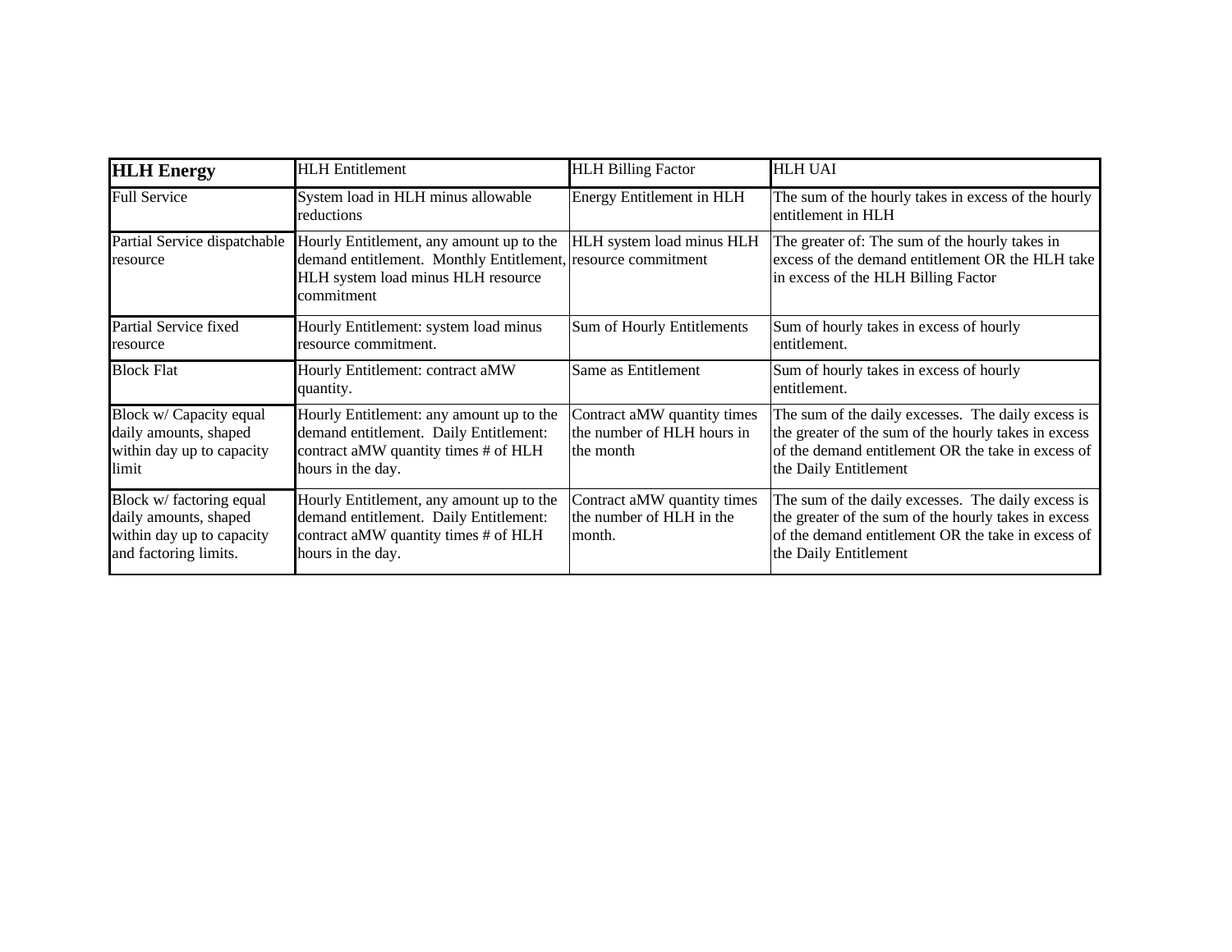| **HLH Energy** | HLH Entitlement | HLH Billing Factor | HLH UAI |
|---|---|---|---|
| Full Service | System load in HLH minus allowable reductions | Energy Entitlement in HLH | The sum of the hourly takes in excess of the hourly entitlement in HLH |
| Partial Service dispatchable resource | Hourly Entitlement, any amount up to the demand entitlement. Monthly Entitlement, HLH system load minus HLH resource commitment | HLH system load minus HLH resource commitment | The greater of: The sum of the hourly takes in excess of the demand entitlement OR the HLH take in excess of the HLH Billing Factor |
| Partial Service fixed resource | Hourly Entitlement: system load minus resource commitment. | Sum of Hourly Entitlements | Sum of hourly takes in excess of hourly entitlement. |
| Block Flat | Hourly Entitlement: contract aMW quantity. | Same as Entitlement | Sum of hourly takes in excess of hourly entitlement. |
| Block w/ Capacity equal daily amounts, shaped within day up to capacity limit | Hourly Entitlement: any amount up to the demand entitlement. Daily Entitlement: contract aMW quantity times # of HLH hours in the day. | Contract aMW quantity times the number of HLH hours in the month | The sum of the daily excesses. The daily excess is the greater of the sum of the hourly takes in excess of the demand entitlement OR the take in excess of the Daily Entitlement |
| Block w/ factoring equal daily amounts, shaped within day up to capacity and factoring limits. | Hourly Entitlement, any amount up to the demand entitlement. Daily Entitlement: contract aMW quantity times # of HLH hours in the day. | Contract aMW quantity times the number of HLH in the month. | The sum of the daily excesses. The daily excess is the greater of the sum of the hourly takes in excess of the demand entitlement OR the take in excess of the Daily Entitlement |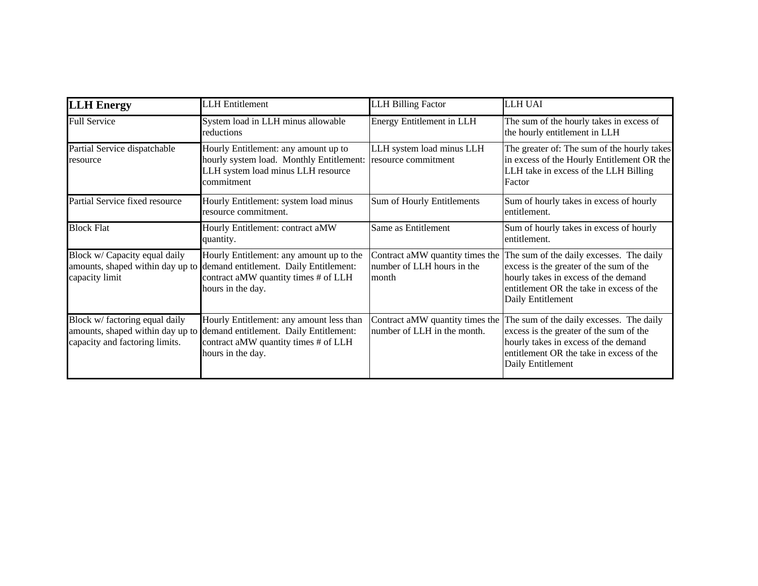| **LLH Energy** | LLH Entitlement | LLH Billing Factor | LLH UAI |
|---|---|---|---|
| Full Service | System load in LLH minus allowable reductions | Energy Entitlement in LLH | The sum of the hourly takes in excess of the hourly entitlement in LLH |
| Partial Service dispatchable resource | Hourly Entitlement: any amount up to hourly system load. Monthly Entitlement: LLH system load minus LLH resource commitment | LLH system load minus LLH resource commitment | The greater of: The sum of the hourly takes in excess of the Hourly Entitlement OR the LLH take in excess of the LLH Billing Factor |
| Partial Service fixed resource | Hourly Entitlement: system load minus resource commitment. | Sum of Hourly Entitlements | Sum of hourly takes in excess of hourly entitlement. |
| Block Flat | Hourly Entitlement: contract aMW quantity. | Same as Entitlement | Sum of hourly takes in excess of hourly entitlement. |
| Block w/ Capacity equal daily amounts, shaped within day up to capacity limit | Hourly Entitlement: any amount up to the demand entitlement. Daily Entitlement: contract aMW quantity times # of LLH hours in the day. | Contract aMW quantity times the number of LLH hours in the month | The sum of the daily excesses. The daily excess is the greater of the sum of the hourly takes in excess of the demand entitlement OR the take in excess of the Daily Entitlement |
| Block w/ factoring equal daily amounts, shaped within day up to capacity and factoring limits. | Hourly Entitlement: any amount less than demand entitlement. Daily Entitlement: contract aMW quantity times # of LLH hours in the day. | Contract aMW quantity times the number of LLH in the month. | The sum of the daily excesses. The daily excess is the greater of the sum of the hourly takes in excess of the demand entitlement OR the take in excess of the Daily Entitlement |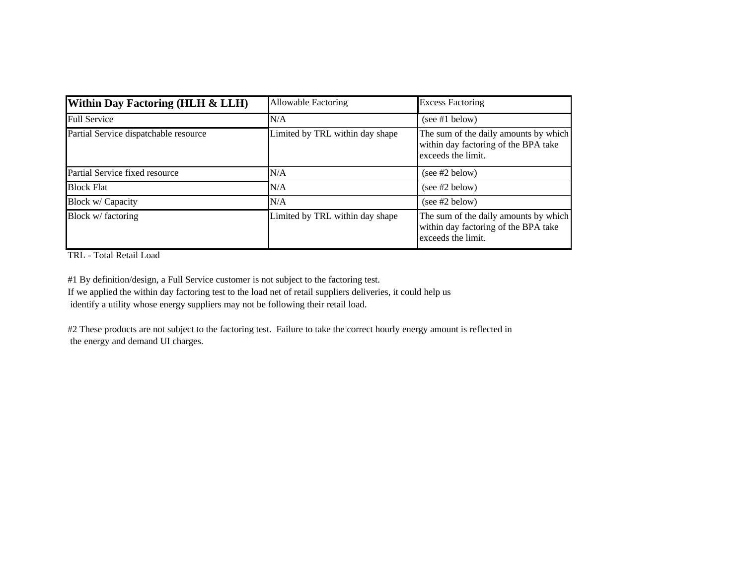| **Within Day Factoring (HLH & LLH)** | Allowable Factoring | Excess Factoring |
| --- | --- | --- |
| Full Service | N/A | (see #1 below) |
| Partial Service dispatchable resource | Limited by TRL within day shape | The sum of the daily amounts by which within day factoring of the BPA take exceeds the limit. |
| Partial Service fixed resource | N/A | (see #2 below) |
| Block Flat | N/A | (see #2 below) |
| Block w/ Capacity | N/A | (see #2 below) |
| Block w/ factoring | Limited by TRL within day shape | The sum of the daily amounts by which within day factoring of the BPA take exceeds the limit. |

TRL - Total Retail Load

#1 By definition/design, a Full Service customer is not subject to the factoring test.
If we applied the within day factoring test to the load net of retail suppliers deliveries, it could help us identify a utility whose energy suppliers may not be following their retail load.

#2 These products are not subject to the factoring test. Failure to take the correct hourly energy amount is reflected in the energy and demand UI charges.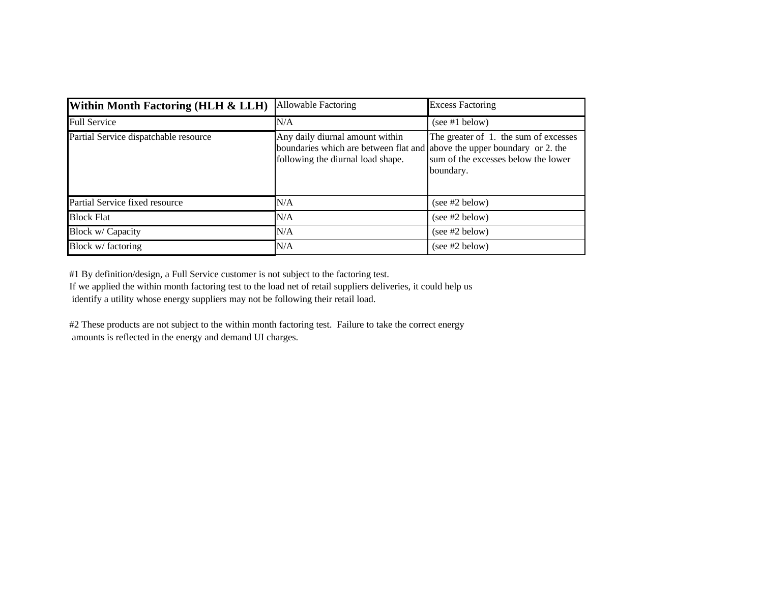| **Within Month Factoring (HLH & LLH)** | Allowable Factoring | Excess Factoring |
|---|---|---|
| Full Service | N/A | (see #1 below) |
| Partial Service dispatchable resource | Any daily diurnal amount within boundaries which are between flat and following the diurnal load shape. | The greater of 1. the sum of excesses above the upper boundary or 2. the sum of the excesses below the lower boundary. |
| Partial Service fixed resource | N/A | (see #2 below) |
| Block Flat | N/A | (see #2 below) |
| Block w/ Capacity | N/A | (see #2 below) |
| Block w/ factoring | N/A | (see #2 below) |

#1 By definition/design, a Full Service customer is not subject to the factoring test.
If we applied the within month factoring test to the load net of retail suppliers deliveries, it could help us identify a utility whose energy suppliers may not be following their retail load.

#2 These products are not subject to the within month factoring test. Failure to take the correct energy amounts is reflected in the energy and demand UI charges.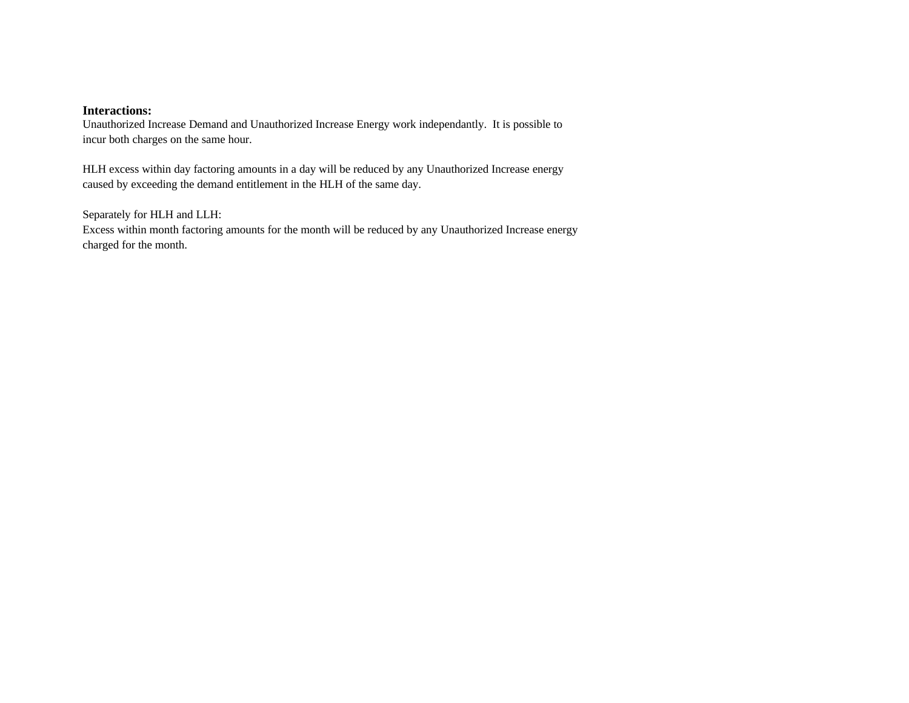**Interactions:**

Unauthorized Increase Demand and Unauthorized Increase Energy work independantly. It is possible to incur both charges on the same hour.

HLH excess within day factoring amounts in a day will be reduced by any Unauthorized Increase energy caused by exceeding the demand entitlement in the HLH of the same day.

Separately for HLH and LLH:
Excess within month factoring amounts for the month will be reduced by any Unauthorized Increase energy charged for the month.